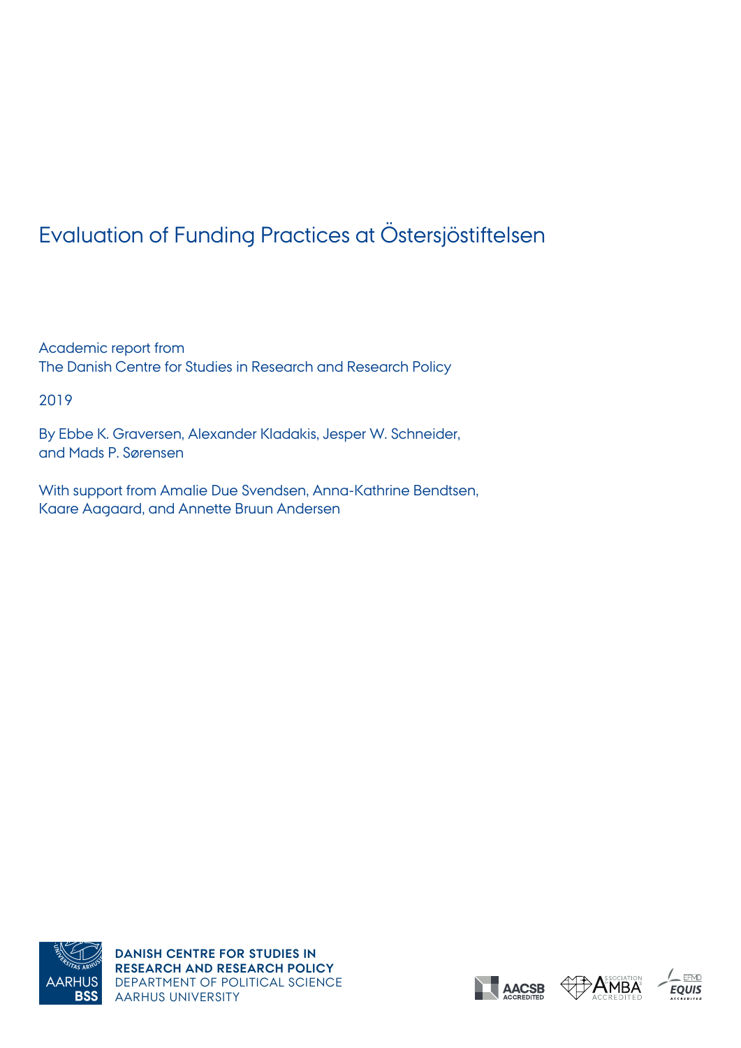# Evaluation of Funding Practices at Östersjöstiftelsen

Academic report from
The Danish Centre for Studies in Research and Research Policy

2019

By Ebbe K. Graversen, Alexander Kladakis, Jesper W. Schneider, and Mads P. Sørensen

With support from Amalie Due Svendsen, Anna-Kathrine Bendtsen, Kaare Aagaard, and Annette Bruun Andersen

**DANISH CENTRE FOR STUDIES IN RESEARCH AND RESEARCH POLICY**
DEPARTMENT OF POLITICAL SCIENCE
AARHUS UNIVERSITY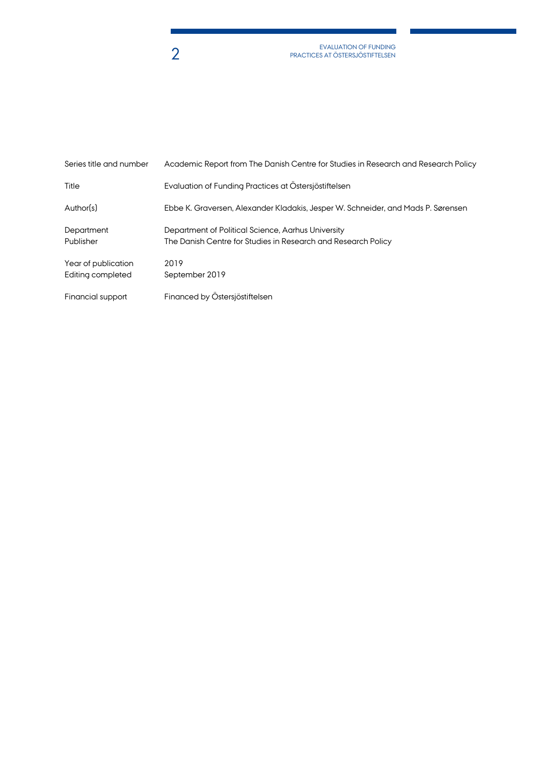| | |
|---|---|
| Series title and number | Academic Report from The Danish Centre for Studies in Research and Research Policy |
| Title | Evaluation of Funding Practices at Östersjöstiftelsen |
| Author(s) | Ebbe K. Graversen, Alexander Kladakis, Jesper W. Schneider, and Mads P. Sørensen |
| Department | Department of Political Science, Aarhus University |
| Publisher | The Danish Centre for Studies in Research and Research Policy |
| Year of publication | 2019 |
| Editing completed | September 2019 |
| Financial support | Financed by Östersjöstiftelsen |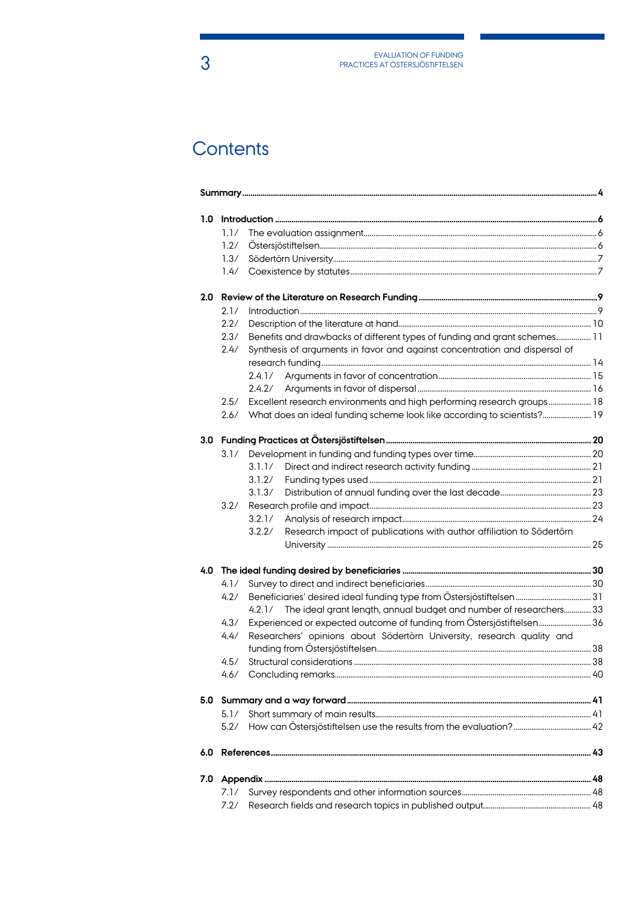# Contents

**Summary** ..... **4**

**1.0 Introduction** ..... **6**
- 1.1/ The evaluation assignment ..... 6
- 1.2/ Östersjöstiftelsen ..... 6
- 1.3/ Södertörn University ..... 7
- 1.4/ Coexistence by statutes ..... 7

**2.0 Review of the Literature on Research Funding** ..... **9**
- 2.1/ Introduction ..... 9
- 2.2/ Description of the literature at hand ..... 10
- 2.3/ Benefits and drawbacks of different types of funding and grant schemes ..... 11
- 2.4/ Synthesis of arguments in favor and against concentration and dispersal of research funding ..... 14
  - 2.4.1/ Arguments in favor of concentration ..... 15
  - 2.4.2/ Arguments in favor of dispersal ..... 16
- 2.5/ Excellent research environments and high performing research groups ..... 18
- 2.6/ What does an ideal funding scheme look like according to scientists? ..... 19

**3.0 Funding Practices at Östersjöstiftelsen** ..... **20**
- 3.1/ Development in funding and funding types over time ..... 20
  - 3.1.1/ Direct and indirect research activity funding ..... 21
  - 3.1.2/ Funding types used ..... 21
  - 3.1.3/ Distribution of annual funding over the last decade ..... 23
- 3.2/ Research profile and impact ..... 23
  - 3.2.1/ Analysis of research impact ..... 24
  - 3.2.2/ Research impact of publications with author affiliation to Södertörn University ..... 25

**4.0 The ideal funding desired by beneficiaries** ..... **30**
- 4.1/ Survey to direct and indirect beneficiaries ..... 30
- 4.2/ Beneficiaries' desired ideal funding type from Östersjöstiftelsen ..... 31
  - 4.2.1/ The ideal grant length, annual budget and number of researchers ..... 33
- 4.3/ Experienced or expected outcome of funding from Östersjöstiftelsen ..... 36
- 4.4/ Researchers' opinions about Södertörn University, research quality and funding from Östersjöstiftelsen ..... 38
- 4.5/ Structural considerations ..... 38
- 4.6/ Concluding remarks ..... 40

**5.0 Summary and a way forward** ..... **41**
- 5.1/ Short summary of main results ..... 41
- 5.2/ How can Östersjöstiftelsen use the results from the evaluation? ..... 42

**6.0 References** ..... **43**

**7.0 Appendix** ..... **48**
- 7.1/ Survey respondents and other information sources ..... 48
- 7.2/ Research fields and research topics in published output ..... 48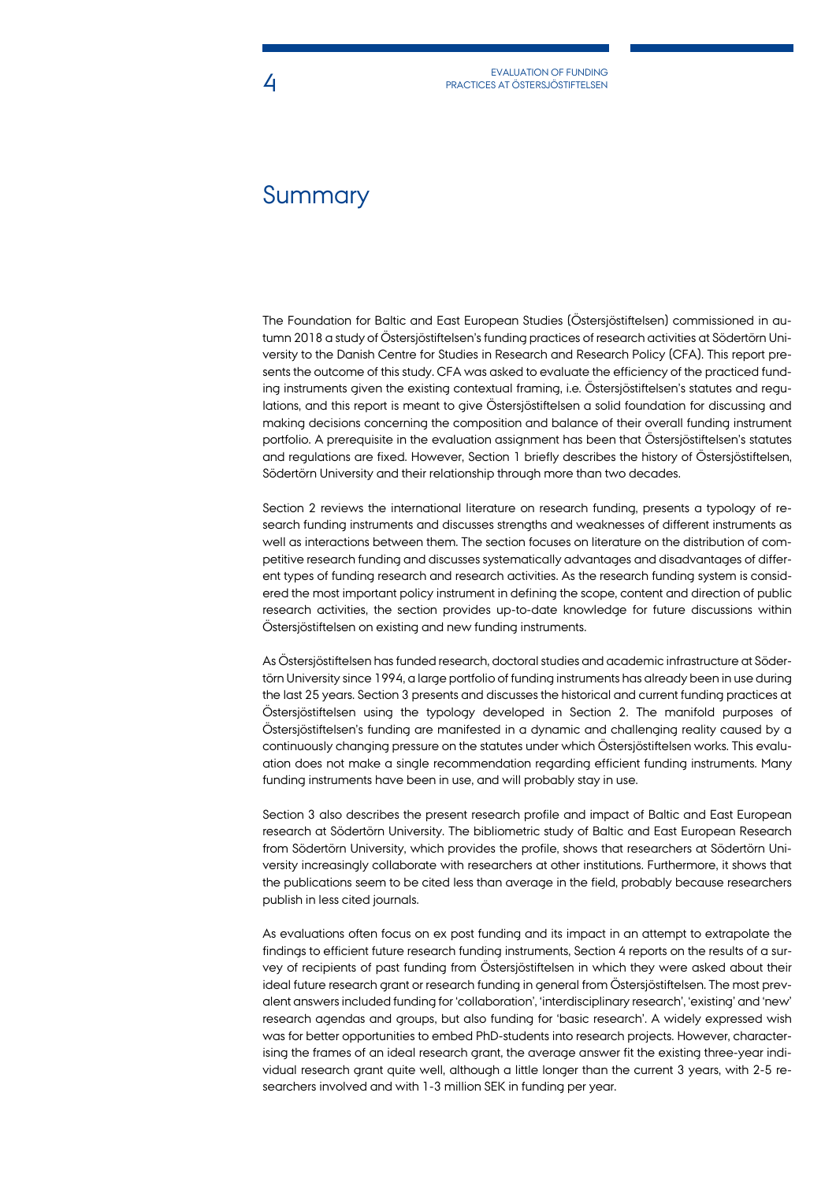# Summary

The Foundation for Baltic and East European Studies (Östersjöstiftelsen) commissioned in autumn 2018 a study of Östersjöstiftelsen's funding practices of research activities at Södertörn University to the Danish Centre for Studies in Research and Research Policy (CFA). This report presents the outcome of this study. CFA was asked to evaluate the efficiency of the practiced funding instruments given the existing contextual framing, i.e. Östersjöstiftelsen's statutes and regulations, and this report is meant to give Östersjöstiftelsen a solid foundation for discussing and making decisions concerning the composition and balance of their overall funding instrument portfolio. A prerequisite in the evaluation assignment has been that Östersjöstiftelsen's statutes and regulations are fixed. However, Section 1 briefly describes the history of Östersjöstiftelsen, Södertörn University and their relationship through more than two decades.

Section 2 reviews the international literature on research funding, presents a typology of research funding instruments and discusses strengths and weaknesses of different instruments as well as interactions between them. The section focuses on literature on the distribution of competitive research funding and discusses systematically advantages and disadvantages of different types of funding research and research activities. As the research funding system is considered the most important policy instrument in defining the scope, content and direction of public research activities, the section provides up-to-date knowledge for future discussions within Östersjöstiftelsen on existing and new funding instruments.

As Östersjöstiftelsen has funded research, doctoral studies and academic infrastructure at Södertörn University since 1994, a large portfolio of funding instruments has already been in use during the last 25 years. Section 3 presents and discusses the historical and current funding practices at Östersjöstiftelsen using the typology developed in Section 2. The manifold purposes of Östersjöstiftelsen's funding are manifested in a dynamic and challenging reality caused by a continuously changing pressure on the statutes under which Östersjöstiftelsen works. This evaluation does not make a single recommendation regarding efficient funding instruments. Many funding instruments have been in use, and will probably stay in use.

Section 3 also describes the present research profile and impact of Baltic and East European research at Södertörn University. The bibliometric study of Baltic and East European Research from Södertörn University, which provides the profile, shows that researchers at Södertörn University increasingly collaborate with researchers at other institutions. Furthermore, it shows that the publications seem to be cited less than average in the field, probably because researchers publish in less cited journals.

As evaluations often focus on ex post funding and its impact in an attempt to extrapolate the findings to efficient future research funding instruments, Section 4 reports on the results of a survey of recipients of past funding from Östersjöstiftelsen in which they were asked about their ideal future research grant or research funding in general from Östersjöstiftelsen. The most prevalent answers included funding for 'collaboration', 'interdisciplinary research', 'existing' and 'new' research agendas and groups, but also funding for 'basic research'. A widely expressed wish was for better opportunities to embed PhD-students into research projects. However, characterising the frames of an ideal research grant, the average answer fit the existing three-year individual research grant quite well, although a little longer than the current 3 years, with 2-5 researchers involved and with 1-3 million SEK in funding per year.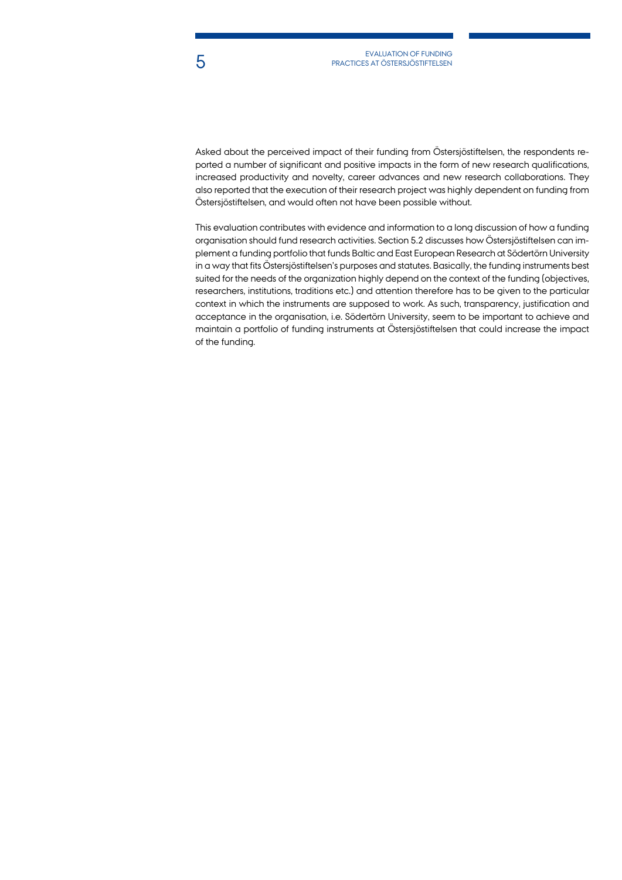Asked about the perceived impact of their funding from Östersjöstiftelsen, the respondents reported a number of significant and positive impacts in the form of new research qualifications, increased productivity and novelty, career advances and new research collaborations. They also reported that the execution of their research project was highly dependent on funding from Östersjöstiftelsen, and would often not have been possible without.

This evaluation contributes with evidence and information to a long discussion of how a funding organisation should fund research activities. Section 5.2 discusses how Östersjöstiftelsen can implement a funding portfolio that funds Baltic and East European Research at Södertörn University in a way that fits Östersjöstiftelsen's purposes and statutes. Basically, the funding instruments best suited for the needs of the organization highly depend on the context of the funding (objectives, researchers, institutions, traditions etc.) and attention therefore has to be given to the particular context in which the instruments are supposed to work. As such, transparency, justification and acceptance in the organisation, i.e. Södertörn University, seem to be important to achieve and maintain a portfolio of funding instruments at Östersjöstiftelsen that could increase the impact of the funding.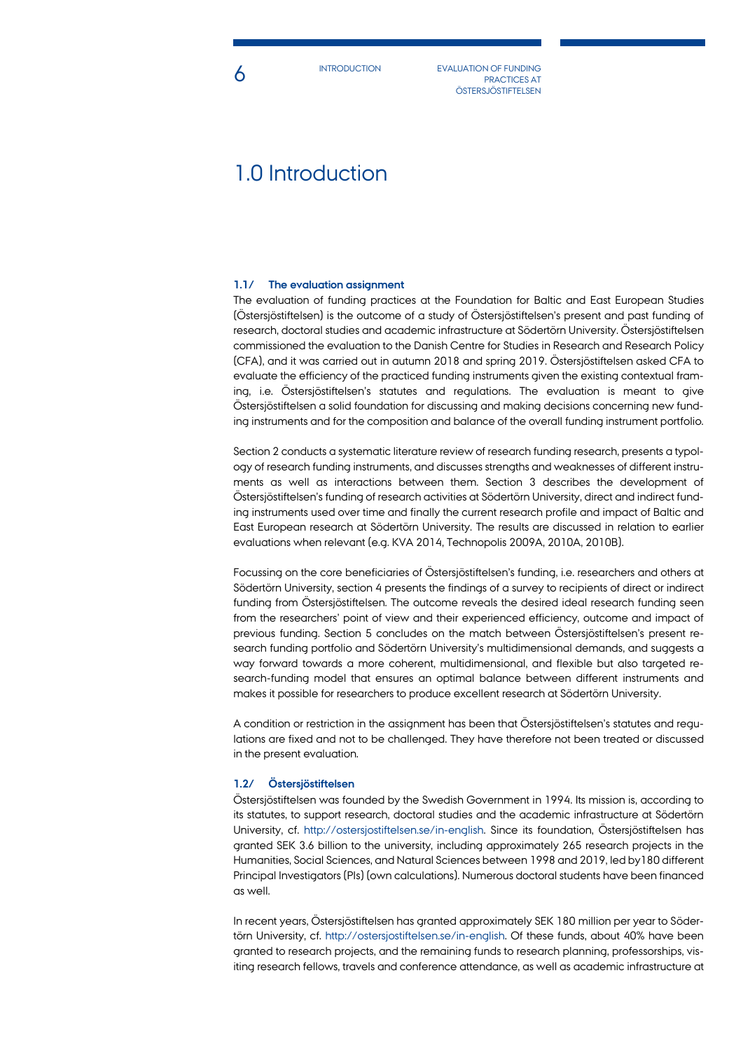# 1.0 Introduction

### 1.1/ The evaluation assignment

The evaluation of funding practices at the Foundation for Baltic and East European Studies (Östersjöstiftelsen) is the outcome of a study of Östersjöstiftelsen's present and past funding of research, doctoral studies and academic infrastructure at Södertörn University. Östersjöstiftelsen commissioned the evaluation to the Danish Centre for Studies in Research and Research Policy (CFA), and it was carried out in autumn 2018 and spring 2019. Östersjöstiftelsen asked CFA to evaluate the efficiency of the practiced funding instruments given the existing contextual framing, i.e. Östersjöstiftelsen's statutes and regulations. The evaluation is meant to give Östersjöstiftelsen a solid foundation for discussing and making decisions concerning new funding instruments and for the composition and balance of the overall funding instrument portfolio.

Section 2 conducts a systematic literature review of research funding research, presents a typology of research funding instruments, and discusses strengths and weaknesses of different instruments as well as interactions between them. Section 3 describes the development of Östersjöstiftelsen's funding of research activities at Södertörn University, direct and indirect funding instruments used over time and finally the current research profile and impact of Baltic and East European research at Södertörn University. The results are discussed in relation to earlier evaluations when relevant (e.g. KVA 2014, Technopolis 2009A, 2010A, 2010B).

Focussing on the core beneficiaries of Östersjöstiftelsen's funding, i.e. researchers and others at Södertörn University, section 4 presents the findings of a survey to recipients of direct or indirect funding from Östersjöstiftelsen. The outcome reveals the desired ideal research funding seen from the researchers' point of view and their experienced efficiency, outcome and impact of previous funding. Section 5 concludes on the match between Östersjöstiftelsen's present research funding portfolio and Södertörn University's multidimensional demands, and suggests a way forward towards a more coherent, multidimensional, and flexible but also targeted research-funding model that ensures an optimal balance between different instruments and makes it possible for researchers to produce excellent research at Södertörn University.

A condition or restriction in the assignment has been that Östersjöstiftelsen's statutes and regulations are fixed and not to be challenged. They have therefore not been treated or discussed in the present evaluation.

### 1.2/ Östersjöstiftelsen

Östersjöstiftelsen was founded by the Swedish Government in 1994. Its mission is, according to its statutes, to support research, doctoral studies and the academic infrastructure at Södertörn University, cf. http://ostersjostiftelsen.se/in-english. Since its foundation, Östersjöstiftelsen has granted SEK 3.6 billion to the university, including approximately 265 research projects in the Humanities, Social Sciences, and Natural Sciences between 1998 and 2019, led by180 different Principal Investigators (PIs) (own calculations). Numerous doctoral students have been financed as well.

In recent years, Östersjöstiftelsen has granted approximately SEK 180 million per year to Södertörn University, cf. http://ostersjostiftelsen.se/in-english. Of these funds, about 40% have been granted to research projects, and the remaining funds to research planning, professorships, visiting research fellows, travels and conference attendance, as well as academic infrastructure at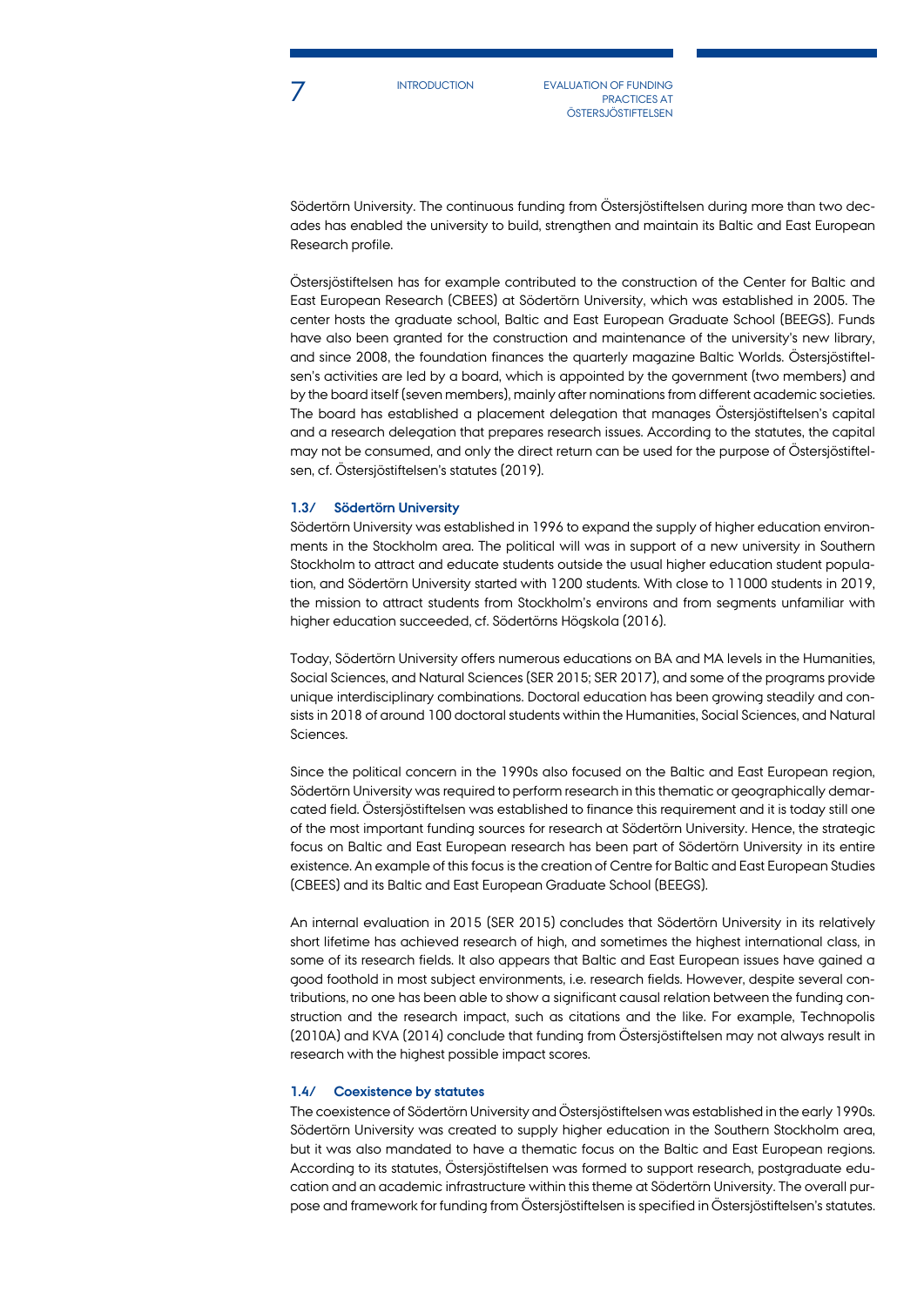Södertörn University. The continuous funding from Östersjöstiftelsen during more than two decades has enabled the university to build, strengthen and maintain its Baltic and East European Research profile.

Östersjöstiftelsen has for example contributed to the construction of the Center for Baltic and East European Research (CBEES) at Södertörn University, which was established in 2005. The center hosts the graduate school, Baltic and East European Graduate School (BEEGS). Funds have also been granted for the construction and maintenance of the university's new library, and since 2008, the foundation finances the quarterly magazine Baltic Worlds. Östersjöstiftelsen's activities are led by a board, which is appointed by the government (two members) and by the board itself (seven members), mainly after nominations from different academic societies. The board has established a placement delegation that manages Östersjöstiftelsen's capital and a research delegation that prepares research issues. According to the statutes, the capital may not be consumed, and only the direct return can be used for the purpose of Östersjöstiftelsen, cf. Östersjöstiftelsen's statutes (2019).

### 1.3/ Södertörn University

Södertörn University was established in 1996 to expand the supply of higher education environments in the Stockholm area. The political will was in support of a new university in Southern Stockholm to attract and educate students outside the usual higher education student population, and Södertörn University started with 1200 students. With close to 11000 students in 2019, the mission to attract students from Stockholm's environs and from segments unfamiliar with higher education succeeded, cf. Södertörns Högskola (2016).

Today, Södertörn University offers numerous educations on BA and MA levels in the Humanities, Social Sciences, and Natural Sciences (SER 2015; SER 2017), and some of the programs provide unique interdisciplinary combinations. Doctoral education has been growing steadily and consists in 2018 of around 100 doctoral students within the Humanities, Social Sciences, and Natural Sciences.

Since the political concern in the 1990s also focused on the Baltic and East European region, Södertörn University was required to perform research in this thematic or geographically demarcated field. Östersjöstiftelsen was established to finance this requirement and it is today still one of the most important funding sources for research at Södertörn University. Hence, the strategic focus on Baltic and East European research has been part of Södertörn University in its entire existence. An example of this focus is the creation of Centre for Baltic and East European Studies (CBEES) and its Baltic and East European Graduate School (BEEGS).

An internal evaluation in 2015 (SER 2015) concludes that Södertörn University in its relatively short lifetime has achieved research of high, and sometimes the highest international class, in some of its research fields. It also appears that Baltic and East European issues have gained a good foothold in most subject environments, i.e. research fields. However, despite several contributions, no one has been able to show a significant causal relation between the funding construction and the research impact, such as citations and the like. For example, Technopolis (2010A) and KVA (2014) conclude that funding from Östersjöstiftelsen may not always result in research with the highest possible impact scores.

### 1.4/ Coexistence by statutes

The coexistence of Södertörn University and Östersjöstiftelsen was established in the early 1990s. Södertörn University was created to supply higher education in the Southern Stockholm area, but it was also mandated to have a thematic focus on the Baltic and East European regions. According to its statutes, Östersjöstiftelsen was formed to support research, postgraduate education and an academic infrastructure within this theme at Södertörn University. The overall purpose and framework for funding from Östersjöstiftelsen is specified in Östersjöstiftelsen's statutes.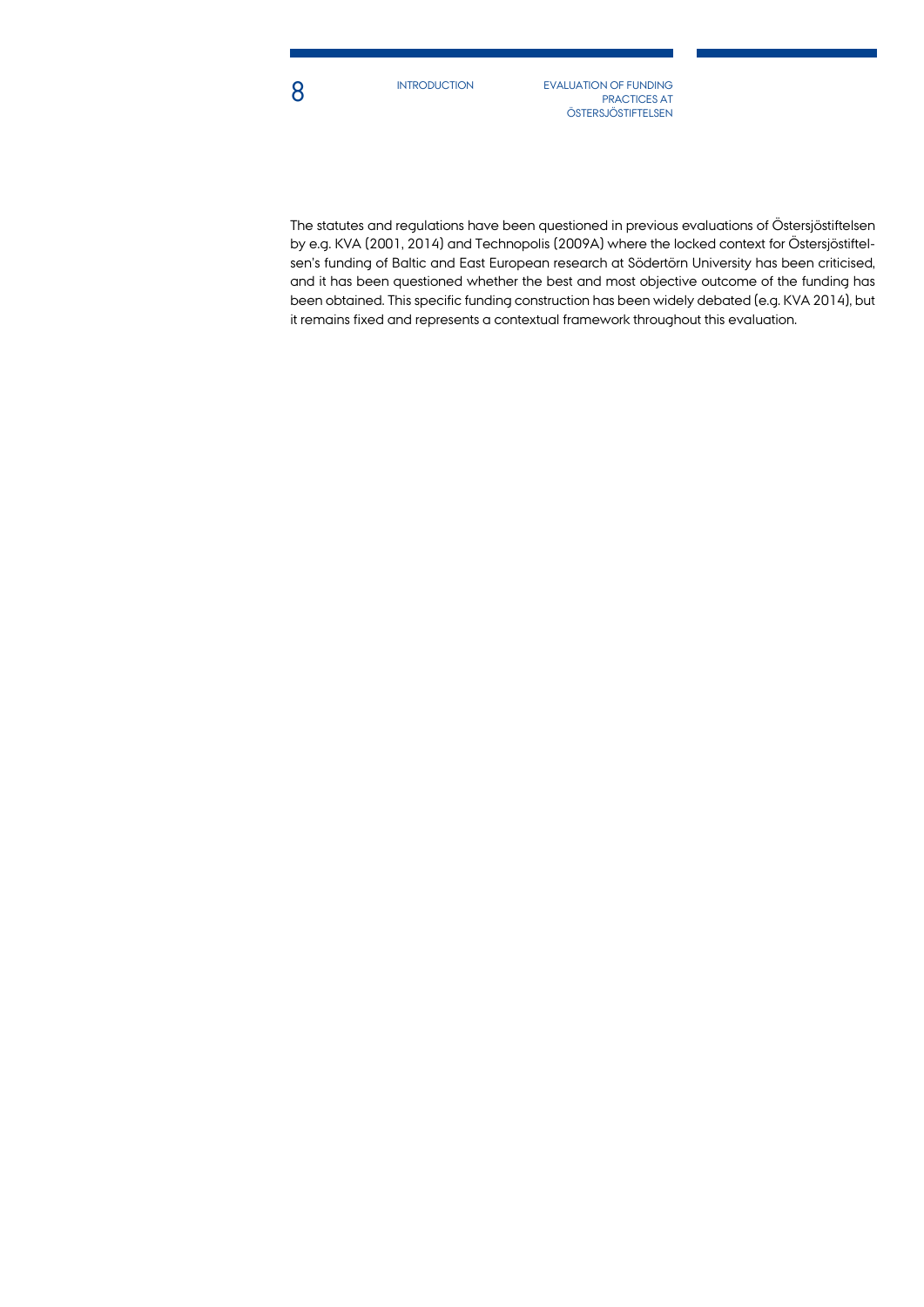The statutes and regulations have been questioned in previous evaluations of Östersjöstiftelsen by e.g. KVA (2001, 2014) and Technopolis (2009A) where the locked context for Östersjöstiftelsen's funding of Baltic and East European research at Södertörn University has been criticised, and it has been questioned whether the best and most objective outcome of the funding has been obtained. This specific funding construction has been widely debated (e.g. KVA 2014), but it remains fixed and represents a contextual framework throughout this evaluation.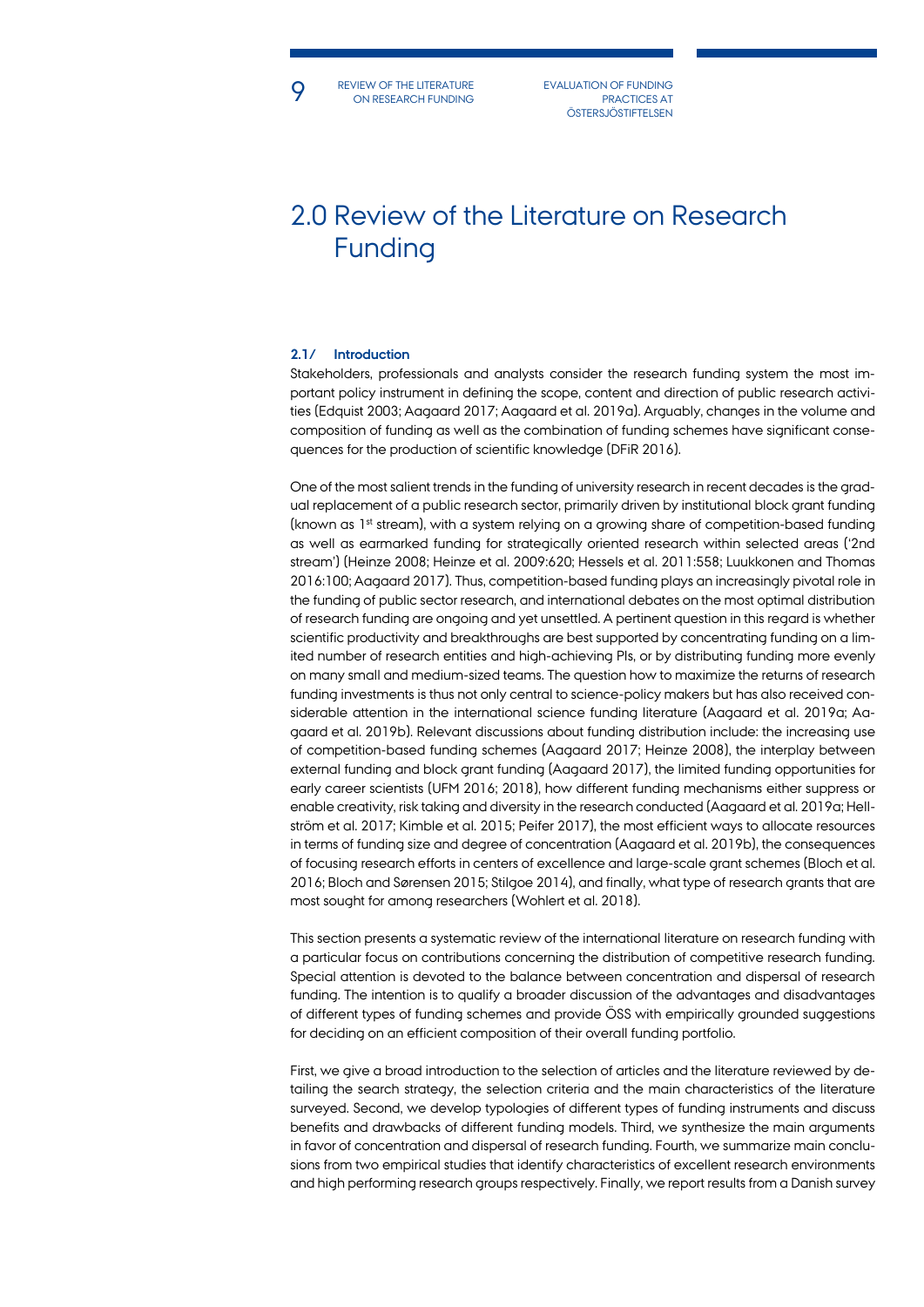# 2.0 Review of the Literature on Research Funding

### 2.1/ Introduction

Stakeholders, professionals and analysts consider the research funding system the most important policy instrument in defining the scope, content and direction of public research activities (Edquist 2003; Aagaard 2017; Aagaard et al. 2019a). Arguably, changes in the volume and composition of funding as well as the combination of funding schemes have significant consequences for the production of scientific knowledge (DFiR 2016).

One of the most salient trends in the funding of university research in recent decades is the gradual replacement of a public research sector, primarily driven by institutional block grant funding (known as 1st stream), with a system relying on a growing share of competition-based funding as well as earmarked funding for strategically oriented research within selected areas ('2nd stream') (Heinze 2008; Heinze et al. 2009:620; Hessels et al. 2011:558; Luukkonen and Thomas 2016:100; Aagaard 2017). Thus, competition-based funding plays an increasingly pivotal role in the funding of public sector research, and international debates on the most optimal distribution of research funding are ongoing and yet unsettled. A pertinent question in this regard is whether scientific productivity and breakthroughs are best supported by concentrating funding on a limited number of research entities and high-achieving PIs, or by distributing funding more evenly on many small and medium-sized teams. The question how to maximize the returns of research funding investments is thus not only central to science-policy makers but has also received considerable attention in the international science funding literature (Aagaard et al. 2019a; Aagaard et al. 2019b). Relevant discussions about funding distribution include: the increasing use of competition-based funding schemes (Aagaard 2017; Heinze 2008), the interplay between external funding and block grant funding (Aagaard 2017), the limited funding opportunities for early career scientists (UFM 2016; 2018), how different funding mechanisms either suppress or enable creativity, risk taking and diversity in the research conducted (Aagaard et al. 2019a; Hellström et al. 2017; Kimble et al. 2015; Peifer 2017), the most efficient ways to allocate resources in terms of funding size and degree of concentration (Aagaard et al. 2019b), the consequences of focusing research efforts in centers of excellence and large-scale grant schemes (Bloch et al. 2016; Bloch and Sørensen 2015; Stilgoe 2014), and finally, what type of research grants that are most sought for among researchers (Wohlert et al. 2018).

This section presents a systematic review of the international literature on research funding with a particular focus on contributions concerning the distribution of competitive research funding. Special attention is devoted to the balance between concentration and dispersal of research funding. The intention is to qualify a broader discussion of the advantages and disadvantages of different types of funding schemes and provide ÖSS with empirically grounded suggestions for deciding on an efficient composition of their overall funding portfolio.

First, we give a broad introduction to the selection of articles and the literature reviewed by detailing the search strategy, the selection criteria and the main characteristics of the literature surveyed. Second, we develop typologies of different types of funding instruments and discuss benefits and drawbacks of different funding models. Third, we synthesize the main arguments in favor of concentration and dispersal of research funding. Fourth, we summarize main conclusions from two empirical studies that identify characteristics of excellent research environments and high performing research groups respectively. Finally, we report results from a Danish survey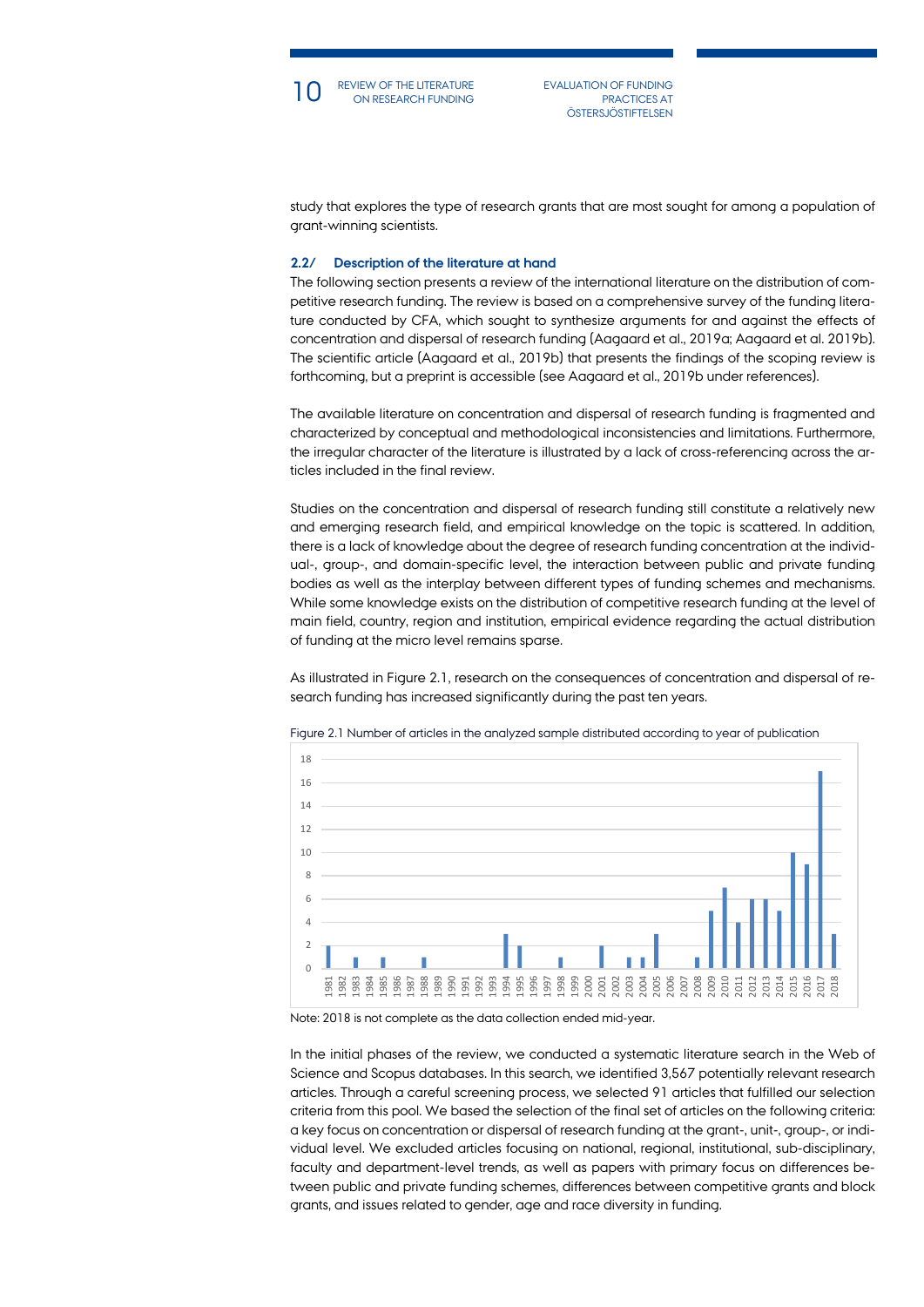study that explores the type of research grants that are most sought for among a population of grant-winning scientists.

### 2.2/ Description of the literature at hand

The following section presents a review of the international literature on the distribution of competitive research funding. The review is based on a comprehensive survey of the funding literature conducted by CFA, which sought to synthesize arguments for and against the effects of concentration and dispersal of research funding (Aagaard et al., 2019a; Aagaard et al. 2019b). The scientific article (Aagaard et al., 2019b) that presents the findings of the scoping review is forthcoming, but a preprint is accessible (see Aagaard et al., 2019b under references).

The available literature on concentration and dispersal of research funding is fragmented and characterized by conceptual and methodological inconsistencies and limitations. Furthermore, the irregular character of the literature is illustrated by a lack of cross-referencing across the articles included in the final review.

Studies on the concentration and dispersal of research funding still constitute a relatively new and emerging research field, and empirical knowledge on the topic is scattered. In addition, there is a lack of knowledge about the degree of research funding concentration at the individual-, group-, and domain-specific level, the interaction between public and private funding bodies as well as the interplay between different types of funding schemes and mechanisms. While some knowledge exists on the distribution of competitive research funding at the level of main field, country, region and institution, empirical evidence regarding the actual distribution of funding at the micro level remains sparse.

As illustrated in Figure 2.1, research on the consequences of concentration and dispersal of research funding has increased significantly during the past ten years.

Figure 2.1 Number of articles in the analyzed sample distributed according to year of publication

| Year | Number of articles |
|---|---|
| 1981 | 2 |
| 1982 | 0 |
| 1983 | 1 |
| 1984 | 0 |
| 1985 | 1 |
| 1986 | 0 |
| 1987 | 0 |
| 1988 | 1 |
| 1989 | 0 |
| 1990 | 0 |
| 1991 | 0 |
| 1992 | 0 |
| 1993 | 0 |
| 1994 | 3 |
| 1995 | 2 |
| 1996 | 0 |
| 1997 | 0 |
| 1998 | 1 |
| 1999 | 0 |
| 2000 | 0 |
| 2001 | 2 |
| 2002 | 0 |
| 2003 | 1 |
| 2004 | 1 |
| 2005 | 3 |
| 2006 | 0 |
| 2007 | 0 |
| 2008 | 1 |
| 2009 | 5 |
| 2010 | 7 |
| 2011 | 4 |
| 2012 | 6 |
| 2013 | 6 |
| 2014 | 5 |
| 2015 | 10 |
| 2016 | 9 |
| 2017 | 17 |
| 2018 | 3 |

Note: 2018 is not complete as the data collection ended mid-year.

In the initial phases of the review, we conducted a systematic literature search in the Web of Science and Scopus databases. In this search, we identified 3,567 potentially relevant research articles. Through a careful screening process, we selected 91 articles that fulfilled our selection criteria from this pool. We based the selection of the final set of articles on the following criteria: a key focus on concentration or dispersal of research funding at the grant-, unit-, group-, or individual level. We excluded articles focusing on national, regional, institutional, sub-disciplinary, faculty and department-level trends, as well as papers with primary focus on differences between public and private funding schemes, differences between competitive grants and block grants, and issues related to gender, age and race diversity in funding.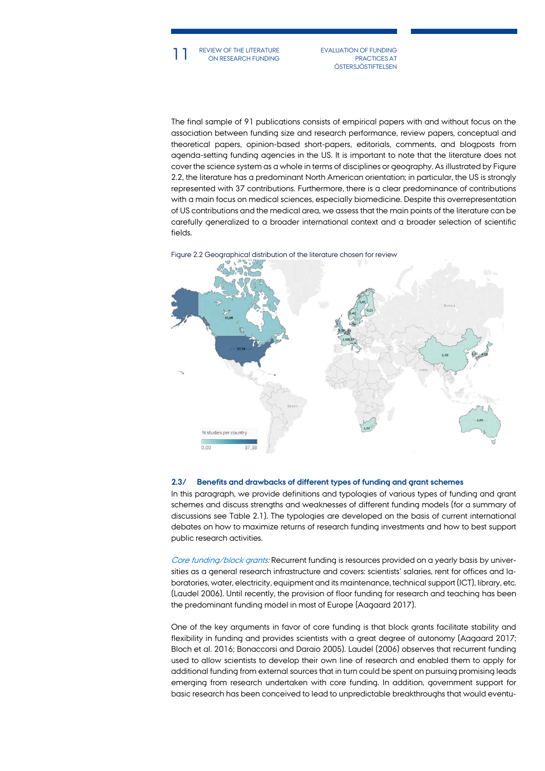The final sample of 91 publications consists of empirical papers with and without focus on the association between funding size and research performance, review papers, conceptual and theoretical papers, opinion-based short-papers, editorials, comments, and blogposts from agenda-setting funding agencies in the US. It is important to note that the literature does not cover the science system as a whole in terms of disciplines or geography. As illustrated by Figure 2.2, the literature has a predominant North American orientation; in particular, the US is strongly represented with 37 contributions. Furthermore, there is a clear predominance of contributions with a main focus on medical sciences, especially biomedicine. Despite this overrepresentation of US contributions and the medical area, we assess that the main points of the literature can be carefully generalized to a broader international context and a broader selection of scientific fields.

Figure 2.2 Geographical distribution of the literature chosen for review

## 2.3/ Benefits and drawbacks of different types of funding and grant schemes

In this paragraph, we provide definitions and typologies of various types of funding and grant schemes and discuss strengths and weaknesses of different funding models (for a summary of discussions see Table 2.1). The typologies are developed on the basis of current international debates on how to maximize returns of research funding investments and how to best support public research activities.

*Core funding/block grants:* Recurrent funding is resources provided on a yearly basis by universities as a general research infrastructure and covers: scientists' salaries, rent for offices and laboratories, water, electricity, equipment and its maintenance, technical support (ICT), library, etc. (Laudel 2006). Until recently, the provision of floor funding for research and teaching has been the predominant funding model in most of Europe (Aagaard 2017).

One of the key arguments in favor of core funding is that block grants facilitate stability and flexibility in funding and provides scientists with a great degree of autonomy (Aagaard 2017; Bloch et al. 2016; Bonaccorsi and Daraio 2005). Laudel (2006) observes that recurrent funding used to allow scientists to develop their own line of research and enabled them to apply for additional funding from external sources that in turn could be spent on pursuing promising leads emerging from research undertaken with core funding. In addition, government support for basic research has been conceived to lead to unpredictable breakthroughs that would eventu-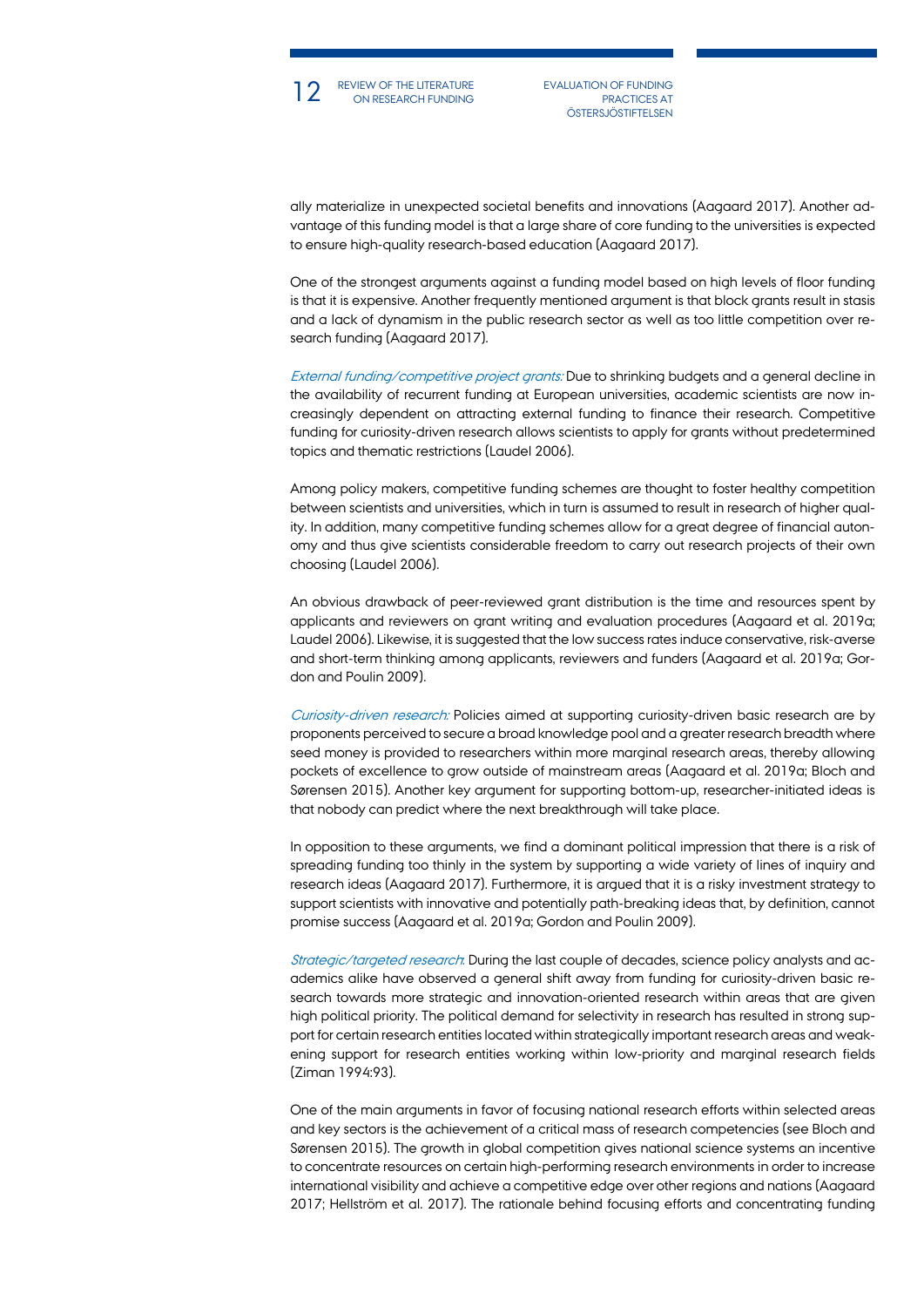ally materialize in unexpected societal benefits and innovations (Aagaard 2017). Another advantage of this funding model is that a large share of core funding to the universities is expected to ensure high-quality research-based education (Aagaard 2017).

One of the strongest arguments against a funding model based on high levels of floor funding is that it is expensive. Another frequently mentioned argument is that block grants result in stasis and a lack of dynamism in the public research sector as well as too little competition over research funding (Aagaard 2017).

*External funding/competitive project grants:* Due to shrinking budgets and a general decline in the availability of recurrent funding at European universities, academic scientists are now increasingly dependent on attracting external funding to finance their research. Competitive funding for curiosity-driven research allows scientists to apply for grants without predetermined topics and thematic restrictions (Laudel 2006).

Among policy makers, competitive funding schemes are thought to foster healthy competition between scientists and universities, which in turn is assumed to result in research of higher quality. In addition, many competitive funding schemes allow for a great degree of financial autonomy and thus give scientists considerable freedom to carry out research projects of their own choosing (Laudel 2006).

An obvious drawback of peer-reviewed grant distribution is the time and resources spent by applicants and reviewers on grant writing and evaluation procedures (Aagaard et al. 2019a; Laudel 2006). Likewise, it is suggested that the low success rates induce conservative, risk-averse and short-term thinking among applicants, reviewers and funders (Aagaard et al. 2019a; Gordon and Poulin 2009).

*Curiosity-driven research:* Policies aimed at supporting curiosity-driven basic research are by proponents perceived to secure a broad knowledge pool and a greater research breadth where seed money is provided to researchers within more marginal research areas, thereby allowing pockets of excellence to grow outside of mainstream areas (Aagaard et al. 2019a; Bloch and Sørensen 2015). Another key argument for supporting bottom-up, researcher-initiated ideas is that nobody can predict where the next breakthrough will take place.

In opposition to these arguments, we find a dominant political impression that there is a risk of spreading funding too thinly in the system by supporting a wide variety of lines of inquiry and research ideas (Aagaard 2017). Furthermore, it is argued that it is a risky investment strategy to support scientists with innovative and potentially path-breaking ideas that, by definition, cannot promise success (Aagaard et al. 2019a; Gordon and Poulin 2009).

*Strategic/targeted research:* During the last couple of decades, science policy analysts and academics alike have observed a general shift away from funding for curiosity-driven basic research towards more strategic and innovation-oriented research within areas that are given high political priority. The political demand for selectivity in research has resulted in strong support for certain research entities located within strategically important research areas and weakening support for research entities working within low-priority and marginal research fields (Ziman 1994:93).

One of the main arguments in favor of focusing national research efforts within selected areas and key sectors is the achievement of a critical mass of research competencies (see Bloch and Sørensen 2015). The growth in global competition gives national science systems an incentive to concentrate resources on certain high-performing research environments in order to increase international visibility and achieve a competitive edge over other regions and nations (Aagaard 2017; Hellström et al. 2017). The rationale behind focusing efforts and concentrating funding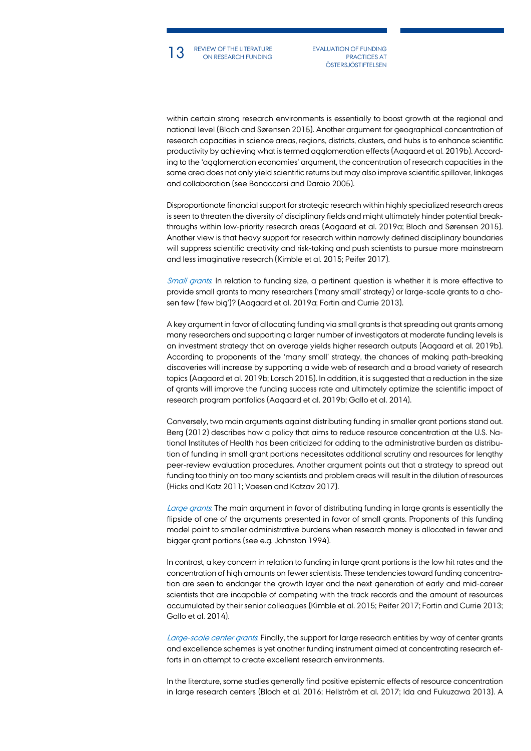within certain strong research environments is essentially to boost growth at the regional and national level (Bloch and Sørensen 2015). Another argument for geographical concentration of research capacities in science areas, regions, districts, clusters, and hubs is to enhance scientific productivity by achieving what is termed agglomeration effects (Aagaard et al. 2019b). According to the 'agglomeration economies' argument, the concentration of research capacities in the same area does not only yield scientific returns but may also improve scientific spillover, linkages and collaboration (see Bonaccorsi and Daraio 2005).

Disproportionate financial support for strategic research within highly specialized research areas is seen to threaten the diversity of disciplinary fields and might ultimately hinder potential breakthroughs within low-priority research areas (Aagaard et al. 2019a; Bloch and Sørensen 2015). Another view is that heavy support for research within narrowly defined disciplinary boundaries will suppress scientific creativity and risk-taking and push scientists to pursue more mainstream and less imaginative research (Kimble et al. 2015; Peifer 2017).

*Small grants*: In relation to funding size, a pertinent question is whether it is more effective to provide small grants to many researchers ('many small' strategy) or large-scale grants to a chosen few ('few big')? (Aagaard et al. 2019a; Fortin and Currie 2013).

A key argument in favor of allocating funding via small grants is that spreading out grants among many researchers and supporting a larger number of investigators at moderate funding levels is an investment strategy that on average yields higher research outputs (Aagaard et al. 2019b). According to proponents of the 'many small' strategy, the chances of making path-breaking discoveries will increase by supporting a wide web of research and a broad variety of research topics (Aagaard et al. 2019b; Lorsch 2015). In addition, it is suggested that a reduction in the size of grants will improve the funding success rate and ultimately optimize the scientific impact of research program portfolios (Aagaard et al. 2019b; Gallo et al. 2014).

Conversely, two main arguments against distributing funding in smaller grant portions stand out. Berg (2012) describes how a policy that aims to reduce resource concentration at the U.S. National Institutes of Health has been criticized for adding to the administrative burden as distribution of funding in small grant portions necessitates additional scrutiny and resources for lengthy peer-review evaluation procedures. Another argument points out that a strategy to spread out funding too thinly on too many scientists and problem areas will result in the dilution of resources (Hicks and Katz 2011; Vaesen and Katzav 2017).

*Large grants*: The main argument in favor of distributing funding in large grants is essentially the flipside of one of the arguments presented in favor of small grants. Proponents of this funding model point to smaller administrative burdens when research money is allocated in fewer and bigger grant portions (see e.g. Johnston 1994).

In contrast, a key concern in relation to funding in large grant portions is the low hit rates and the concentration of high amounts on fewer scientists. These tendencies toward funding concentration are seen to endanger the growth layer and the next generation of early and mid-career scientists that are incapable of competing with the track records and the amount of resources accumulated by their senior colleagues (Kimble et al. 2015; Peifer 2017; Fortin and Currie 2013; Gallo et al. 2014).

*Large-scale center grants*: Finally, the support for large research entities by way of center grants and excellence schemes is yet another funding instrument aimed at concentrating research efforts in an attempt to create excellent research environments.

In the literature, some studies generally find positive epistemic effects of resource concentration in large research centers (Bloch et al. 2016; Hellström et al. 2017; Ida and Fukuzawa 2013). A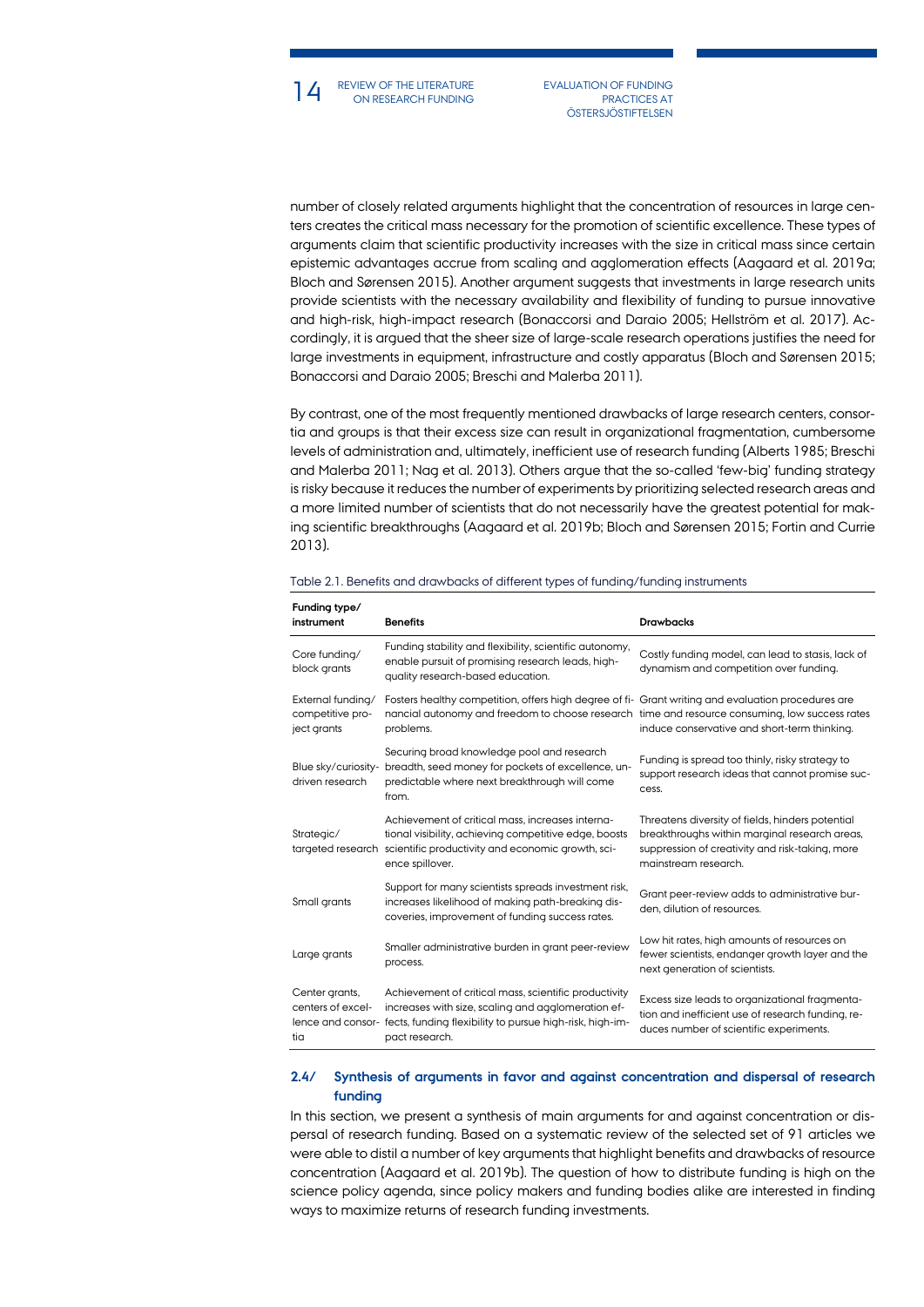number of closely related arguments highlight that the concentration of resources in large centers creates the critical mass necessary for the promotion of scientific excellence. These types of arguments claim that scientific productivity increases with the size in critical mass since certain epistemic advantages accrue from scaling and agglomeration effects (Aagaard et al. 2019a; Bloch and Sørensen 2015). Another argument suggests that investments in large research units provide scientists with the necessary availability and flexibility of funding to pursue innovative and high-risk, high-impact research (Bonaccorsi and Daraio 2005; Hellström et al. 2017). Accordingly, it is argued that the sheer size of large-scale research operations justifies the need for large investments in equipment, infrastructure and costly apparatus (Bloch and Sørensen 2015; Bonaccorsi and Daraio 2005; Breschi and Malerba 2011).

By contrast, one of the most frequently mentioned drawbacks of large research centers, consortia and groups is that their excess size can result in organizational fragmentation, cumbersome levels of administration and, ultimately, inefficient use of research funding (Alberts 1985; Breschi and Malerba 2011; Nag et al. 2013). Others argue that the so-called 'few-big' funding strategy is risky because it reduces the number of experiments by prioritizing selected research areas and a more limited number of scientists that do not necessarily have the greatest potential for making scientific breakthroughs (Aagaard et al. 2019b; Bloch and Sørensen 2015; Fortin and Currie 2013).

Table 2.1. Benefits and drawbacks of different types of funding/funding instruments

| Funding type/ instrument | Benefits | Drawbacks |
|---|---|---|
| Core funding/ block grants | Funding stability and flexibility, scientific autonomy, enable pursuit of promising research leads, high-quality research-based education. | Costly funding model, can lead to stasis, lack of dynamism and competition over funding. |
| External funding/ competitive project grants | Fosters healthy competition, offers high degree of financial autonomy and freedom to choose research problems. | Grant writing and evaluation procedures are time and resource consuming, low success rates induce conservative and short-term thinking. |
| Blue sky/curiosity-driven research | Securing broad knowledge pool and research breadth, seed money for pockets of excellence, unpredictable where next breakthrough will come from. | Funding is spread too thinly, risky strategy to support research ideas that cannot promise success. |
| Strategic/ targeted research | Achievement of critical mass, increases international visibility, achieving competitive edge, boosts scientific productivity and economic growth, science spillover. | Threatens diversity of fields, hinders potential breakthroughs within marginal research areas, suppression of creativity and risk-taking, more mainstream research. |
| Small grants | Support for many scientists spreads investment risk, increases likelihood of making path-breaking discoveries, improvement of funding success rates. | Grant peer-review adds to administrative burden, dilution of resources. |
| Large grants | Smaller administrative burden in grant peer-review process. | Low hit rates, high amounts of resources on fewer scientists, endanger growth layer and the next generation of scientists. |
| Center grants, centers of excellence and consortia | Achievement of critical mass, scientific productivity increases with size, scaling and agglomeration effects, funding flexibility to pursue high-risk, high-impact research. | Excess size leads to organizational fragmentation and inefficient use of research funding, reduces number of scientific experiments. |

## 2.4/ Synthesis of arguments in favor and against concentration and dispersal of research funding

In this section, we present a synthesis of main arguments for and against concentration or dispersal of research funding. Based on a systematic review of the selected set of 91 articles we were able to distil a number of key arguments that highlight benefits and drawbacks of resource concentration (Aagaard et al. 2019b). The question of how to distribute funding is high on the science policy agenda, since policy makers and funding bodies alike are interested in finding ways to maximize returns of research funding investments.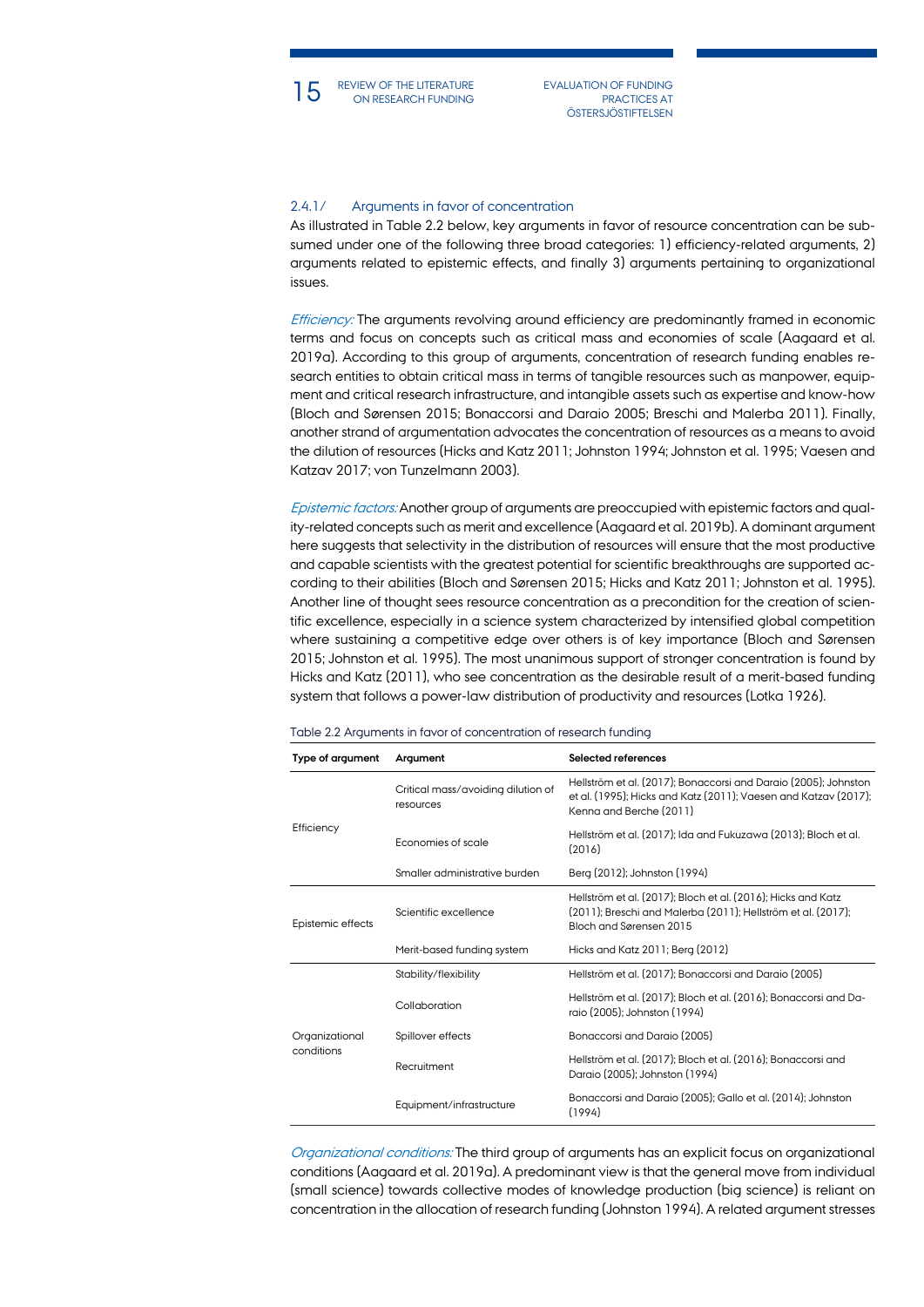### 2.4.1/ Arguments in favor of concentration

As illustrated in Table 2.2 below, key arguments in favor of resource concentration can be subsumed under one of the following three broad categories: 1) efficiency-related arguments, 2) arguments related to epistemic effects, and finally 3) arguments pertaining to organizational issues.

*Efficiency:* The arguments revolving around efficiency are predominantly framed in economic terms and focus on concepts such as critical mass and economies of scale (Aagaard et al. 2019a). According to this group of arguments, concentration of research funding enables research entities to obtain critical mass in terms of tangible resources such as manpower, equipment and critical research infrastructure, and intangible assets such as expertise and know-how (Bloch and Sørensen 2015; Bonaccorsi and Daraio 2005; Breschi and Malerba 2011). Finally, another strand of argumentation advocates the concentration of resources as a means to avoid the dilution of resources (Hicks and Katz 2011; Johnston 1994; Johnston et al. 1995; Vaesen and Katzav 2017; von Tunzelmann 2003).

*Epistemic factors:* Another group of arguments are preoccupied with epistemic factors and quality-related concepts such as merit and excellence (Aagaard et al. 2019b). A dominant argument here suggests that selectivity in the distribution of resources will ensure that the most productive and capable scientists with the greatest potential for scientific breakthroughs are supported according to their abilities (Bloch and Sørensen 2015; Hicks and Katz 2011; Johnston et al. 1995). Another line of thought sees resource concentration as a precondition for the creation of scientific excellence, especially in a science system characterized by intensified global competition where sustaining a competitive edge over others is of key importance (Bloch and Sørensen 2015; Johnston et al. 1995). The most unanimous support of stronger concentration is found by Hicks and Katz (2011), who see concentration as the desirable result of a merit-based funding system that follows a power-law distribution of productivity and resources (Lotka 1926).

Table 2.2 Arguments in favor of concentration of research funding

| Type of argument | Argument | Selected references |
|---|---|---|
| Efficiency | Critical mass/avoiding dilution of resources | Hellström et al. (2017); Bonaccorsi and Daraio (2005); Johnston et al. (1995); Hicks and Katz (2011); Vaesen and Katzav (2017); Kenna and Berche (2011) |
| | Economies of scale | Hellström et al. (2017); Ida and Fukuzawa (2013); Bloch et al. (2016) |
| | Smaller administrative burden | Berg (2012); Johnston (1994) |
| Epistemic effects | Scientific excellence | Hellström et al. (2017); Bloch et al. (2016); Hicks and Katz (2011); Breschi and Malerba (2011); Hellström et al. (2017); Bloch and Sørensen 2015 |
| | Merit-based funding system | Hicks and Katz 2011; Berg (2012) |
| Organizational conditions | Stability/flexibility | Hellström et al. (2017); Bonaccorsi and Daraio (2005) |
| | Collaboration | Hellström et al. (2017); Bloch et al. (2016); Bonaccorsi and Daraio (2005); Johnston (1994) |
| | Spillover effects | Bonaccorsi and Daraio (2005) |
| | Recruitment | Hellström et al. (2017); Bloch et al. (2016); Bonaccorsi and Daraio (2005); Johnston (1994) |
| | Equipment/infrastructure | Bonaccorsi and Daraio (2005); Gallo et al. (2014); Johnston (1994) |

*Organizational conditions:* The third group of arguments has an explicit focus on organizational conditions (Aagaard et al. 2019a). A predominant view is that the general move from individual (small science) towards collective modes of knowledge production (big science) is reliant on concentration in the allocation of research funding (Johnston 1994). A related argument stresses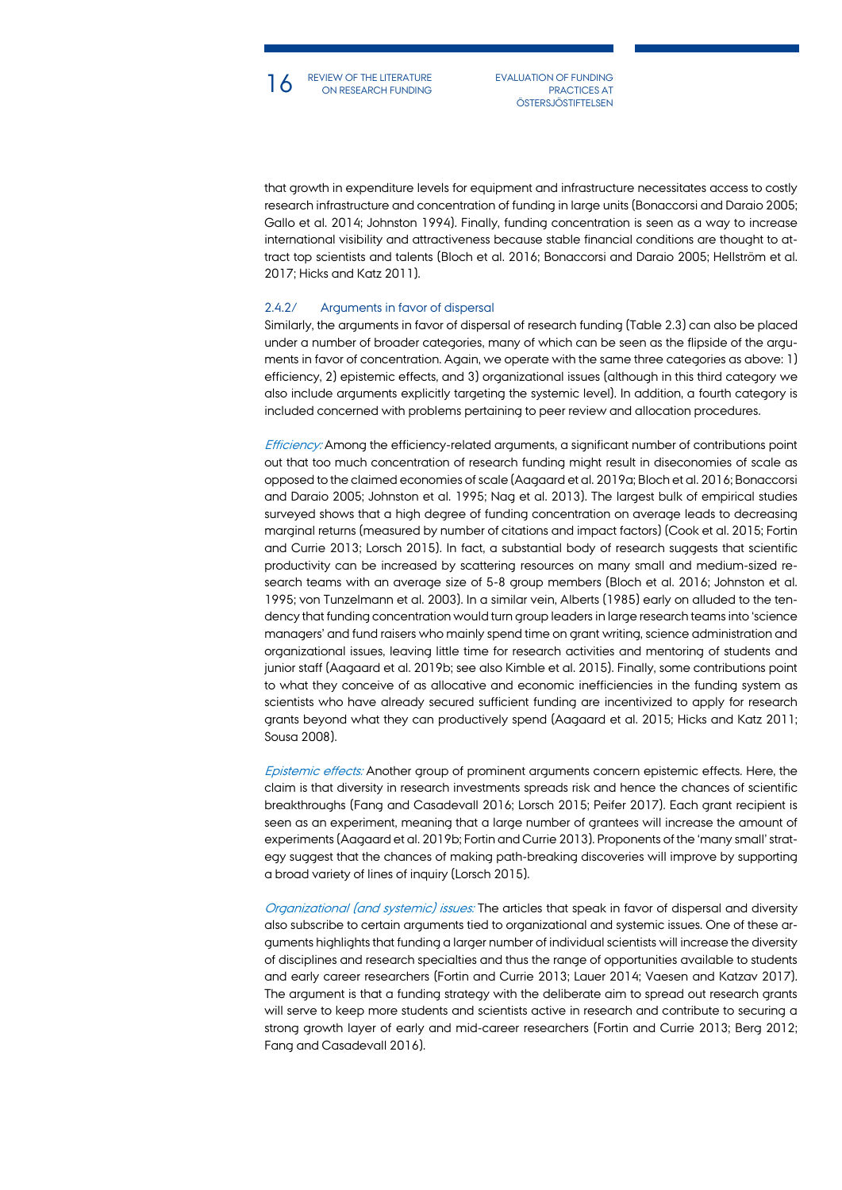that growth in expenditure levels for equipment and infrastructure necessitates access to costly research infrastructure and concentration of funding in large units (Bonaccorsi and Daraio 2005; Gallo et al. 2014; Johnston 1994). Finally, funding concentration is seen as a way to increase international visibility and attractiveness because stable financial conditions are thought to attract top scientists and talents (Bloch et al. 2016; Bonaccorsi and Daraio 2005; Hellström et al. 2017; Hicks and Katz 2011).

### 2.4.2/ Arguments in favor of dispersal

Similarly, the arguments in favor of dispersal of research funding (Table 2.3) can also be placed under a number of broader categories, many of which can be seen as the flipside of the arguments in favor of concentration. Again, we operate with the same three categories as above: 1) efficiency, 2) epistemic effects, and 3) organizational issues (although in this third category we also include arguments explicitly targeting the systemic level). In addition, a fourth category is included concerned with problems pertaining to peer review and allocation procedures.

*Efficiency:* Among the efficiency-related arguments, a significant number of contributions point out that too much concentration of research funding might result in diseconomies of scale as opposed to the claimed economies of scale (Aagaard et al. 2019a; Bloch et al. 2016; Bonaccorsi and Daraio 2005; Johnston et al. 1995; Nag et al. 2013). The largest bulk of empirical studies surveyed shows that a high degree of funding concentration on average leads to decreasing marginal returns (measured by number of citations and impact factors) (Cook et al. 2015; Fortin and Currie 2013; Lorsch 2015). In fact, a substantial body of research suggests that scientific productivity can be increased by scattering resources on many small and medium-sized research teams with an average size of 5-8 group members (Bloch et al. 2016; Johnston et al. 1995; von Tunzelmann et al. 2003). In a similar vein, Alberts (1985) early on alluded to the tendency that funding concentration would turn group leaders in large research teams into 'science managers' and fund raisers who mainly spend time on grant writing, science administration and organizational issues, leaving little time for research activities and mentoring of students and junior staff (Aagaard et al. 2019b; see also Kimble et al. 2015). Finally, some contributions point to what they conceive of as allocative and economic inefficiencies in the funding system as scientists who have already secured sufficient funding are incentivized to apply for research grants beyond what they can productively spend (Aagaard et al. 2015; Hicks and Katz 2011; Sousa 2008).

*Epistemic effects:* Another group of prominent arguments concern epistemic effects. Here, the claim is that diversity in research investments spreads risk and hence the chances of scientific breakthroughs (Fang and Casadevall 2016; Lorsch 2015; Peifer 2017). Each grant recipient is seen as an experiment, meaning that a large number of grantees will increase the amount of experiments (Aagaard et al. 2019b; Fortin and Currie 2013). Proponents of the 'many small' strategy suggest that the chances of making path-breaking discoveries will improve by supporting a broad variety of lines of inquiry (Lorsch 2015).

*Organizational (and systemic) issues:* The articles that speak in favor of dispersal and diversity also subscribe to certain arguments tied to organizational and systemic issues. One of these arguments highlights that funding a larger number of individual scientists will increase the diversity of disciplines and research specialties and thus the range of opportunities available to students and early career researchers (Fortin and Currie 2013; Lauer 2014; Vaesen and Katzav 2017). The argument is that a funding strategy with the deliberate aim to spread out research grants will serve to keep more students and scientists active in research and contribute to securing a strong growth layer of early and mid-career researchers (Fortin and Currie 2013; Berg 2012; Fang and Casadevall 2016).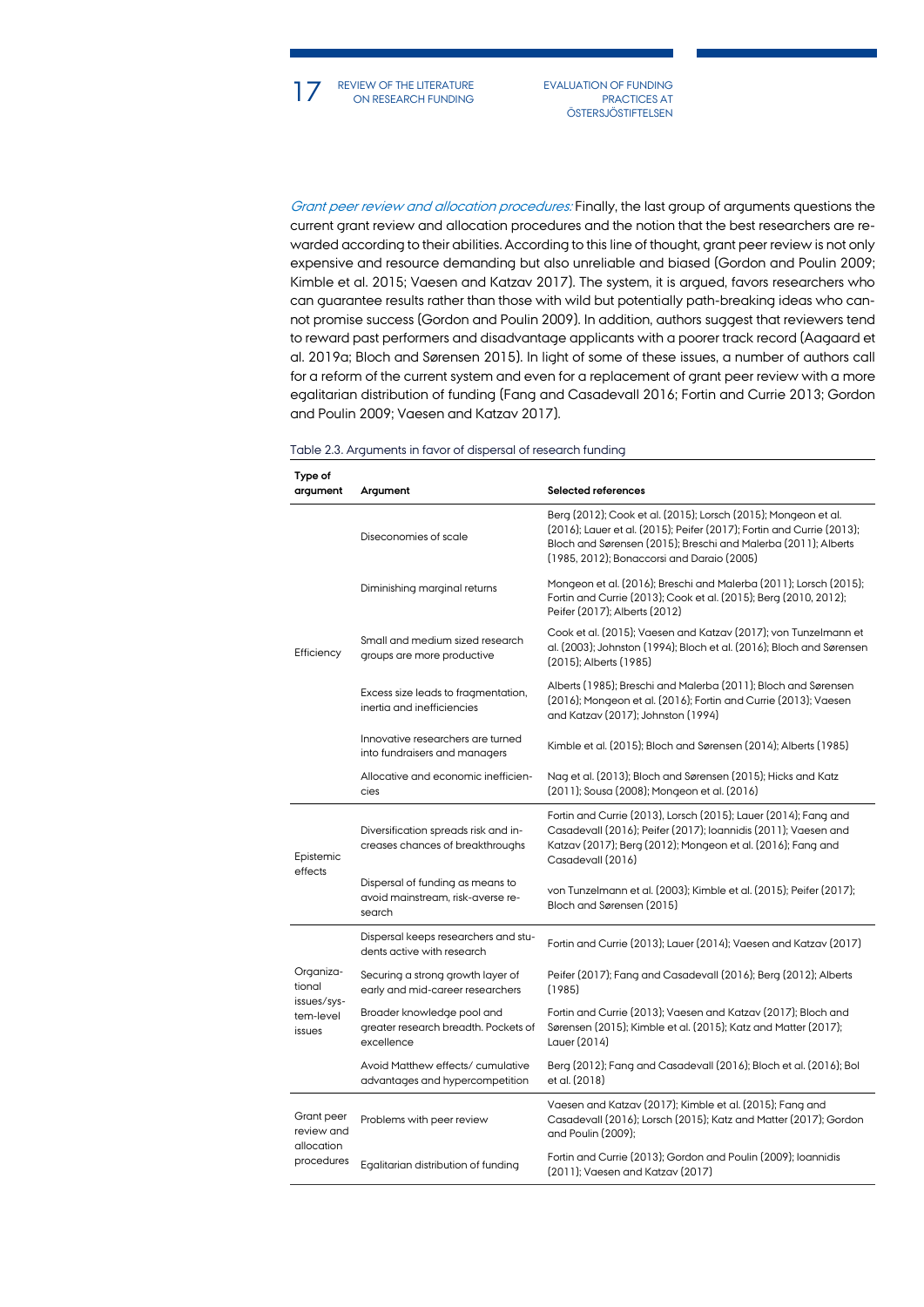*Grant peer review and allocation procedures:* Finally, the last group of arguments questions the current grant review and allocation procedures and the notion that the best researchers are rewarded according to their abilities. According to this line of thought, grant peer review is not only expensive and resource demanding but also unreliable and biased (Gordon and Poulin 2009; Kimble et al. 2015; Vaesen and Katzav 2017). The system, it is argued, favors researchers who can guarantee results rather than those with wild but potentially path-breaking ideas who cannot promise success (Gordon and Poulin 2009). In addition, authors suggest that reviewers tend to reward past performers and disadvantage applicants with a poorer track record (Aagaard et al. 2019a; Bloch and Sørensen 2015). In light of some of these issues, a number of authors call for a reform of the current system and even for a replacement of grant peer review with a more egalitarian distribution of funding (Fang and Casadevall 2016; Fortin and Currie 2013; Gordon and Poulin 2009; Vaesen and Katzav 2017).

Table 2.3. Arguments in favor of dispersal of research funding

| Type of argument | Argument | Selected references |
|---|---|---|
| Efficiency | Diseconomies of scale | Berg (2012); Cook et al. (2015); Lorsch (2015); Mongeon et al. (2016); Lauer et al. (2015); Peifer (2017); Fortin and Currie (2013); Bloch and Sørensen (2015); Breschi and Malerba (2011); Alberts (1985, 2012); Bonaccorsi and Daraio (2005) |
| | Diminishing marginal returns | Mongeon et al. (2016); Breschi and Malerba (2011); Lorsch (2015); Fortin and Currie (2013); Cook et al. (2015); Berg (2010, 2012); Peifer (2017); Alberts (2012) |
| | Small and medium sized research groups are more productive | Cook et al. (2015); Vaesen and Katzav (2017); von Tunzelmann et al. (2003); Johnston (1994); Bloch et al. (2016); Bloch and Sørensen (2015); Alberts (1985) |
| | Excess size leads to fragmentation, inertia and inefficiencies | Alberts (1985); Breschi and Malerba (2011); Bloch and Sørensen (2016); Mongeon et al. (2016); Fortin and Currie (2013); Vaesen and Katzav (2017); Johnston (1994) |
| | Innovative researchers are turned into fundraisers and managers | Kimble et al. (2015); Bloch and Sørensen (2014); Alberts (1985) |
| | Allocative and economic inefficiencies | Nag et al. (2013); Bloch and Sørensen (2015); Hicks and Katz (2011); Sousa (2008); Mongeon et al. (2016) |
| Epistemic effects | Diversification spreads risk and increases chances of breakthroughs | Fortin and Currie (2013), Lorsch (2015); Lauer (2014); Fang and Casadevall (2016); Peifer (2017); Ioannidis (2011); Vaesen and Katzav (2017); Berg (2012); Mongeon et al. (2016); Fang and Casadevall (2016) |
| | Dispersal of funding as means to avoid mainstream, risk-averse research | von Tunzelmann et al. (2003); Kimble et al. (2015); Peifer (2017); Bloch and Sørensen (2015) |
| Organizational issues/system-level issues | Dispersal keeps researchers and students active with research | Fortin and Currie (2013); Lauer (2014); Vaesen and Katzav (2017) |
| | Securing a strong growth layer of early and mid-career researchers | Peifer (2017); Fang and Casadevall (2016); Berg (2012); Alberts (1985) |
| | Broader knowledge pool and greater research breadth. Pockets of excellence | Fortin and Currie (2013); Vaesen and Katzav (2017); Bloch and Sørensen (2015); Kimble et al. (2015); Katz and Matter (2017); Lauer (2014) |
| | Avoid Matthew effects/ cumulative advantages and hypercompetition | Berg (2012); Fang and Casadevall (2016); Bloch et al. (2016); Bol et al. (2018) |
| Grant peer review and allocation procedures | Problems with peer review | Vaesen and Katzav (2017); Kimble et al. (2015); Fang and Casadevall (2016); Lorsch (2015); Katz and Matter (2017); Gordon and Poulin (2009); |
| | Egalitarian distribution of funding | Fortin and Currie (2013); Gordon and Poulin (2009); Ioannidis (2011); Vaesen and Katzav (2017) |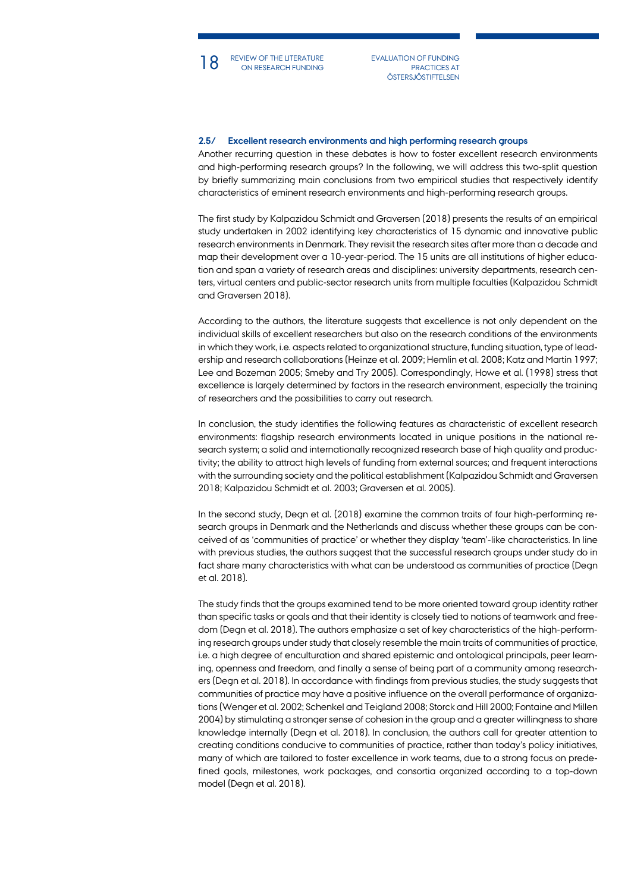## 2.5/ Excellent research environments and high performing research groups

Another recurring question in these debates is how to foster excellent research environments and high-performing research groups? In the following, we will address this two-split question by briefly summarizing main conclusions from two empirical studies that respectively identify characteristics of eminent research environments and high-performing research groups.

The first study by Kalpazidou Schmidt and Graversen (2018) presents the results of an empirical study undertaken in 2002 identifying key characteristics of 15 dynamic and innovative public research environments in Denmark. They revisit the research sites after more than a decade and map their development over a 10-year-period. The 15 units are all institutions of higher education and span a variety of research areas and disciplines: university departments, research centers, virtual centers and public-sector research units from multiple faculties (Kalpazidou Schmidt and Graversen 2018).

According to the authors, the literature suggests that excellence is not only dependent on the individual skills of excellent researchers but also on the research conditions of the environments in which they work, i.e. aspects related to organizational structure, funding situation, type of leadership and research collaborations (Heinze et al. 2009; Hemlin et al. 2008; Katz and Martin 1997; Lee and Bozeman 2005; Smeby and Try 2005). Correspondingly, Howe et al. (1998) stress that excellence is largely determined by factors in the research environment, especially the training of researchers and the possibilities to carry out research.

In conclusion, the study identifies the following features as characteristic of excellent research environments: flagship research environments located in unique positions in the national research system; a solid and internationally recognized research base of high quality and productivity; the ability to attract high levels of funding from external sources; and frequent interactions with the surrounding society and the political establishment (Kalpazidou Schmidt and Graversen 2018; Kalpazidou Schmidt et al. 2003; Graversen et al. 2005).

In the second study, Degn et al. (2018) examine the common traits of four high-performing research groups in Denmark and the Netherlands and discuss whether these groups can be conceived of as 'communities of practice' or whether they display 'team'-like characteristics. In line with previous studies, the authors suggest that the successful research groups under study do in fact share many characteristics with what can be understood as communities of practice (Degn et al. 2018).

The study finds that the groups examined tend to be more oriented toward group identity rather than specific tasks or goals and that their identity is closely tied to notions of teamwork and freedom (Degn et al. 2018). The authors emphasize a set of key characteristics of the high-performing research groups under study that closely resemble the main traits of communities of practice, i.e. a high degree of enculturation and shared epistemic and ontological principals, peer learning, openness and freedom, and finally a sense of being part of a community among researchers (Degn et al. 2018). In accordance with findings from previous studies, the study suggests that communities of practice may have a positive influence on the overall performance of organizations (Wenger et al. 2002; Schenkel and Teigland 2008; Storck and Hill 2000; Fontaine and Millen 2004) by stimulating a stronger sense of cohesion in the group and a greater willingness to share knowledge internally (Degn et al. 2018). In conclusion, the authors call for greater attention to creating conditions conducive to communities of practice, rather than today's policy initiatives, many of which are tailored to foster excellence in work teams, due to a strong focus on predefined goals, milestones, work packages, and consortia organized according to a top-down model (Degn et al. 2018).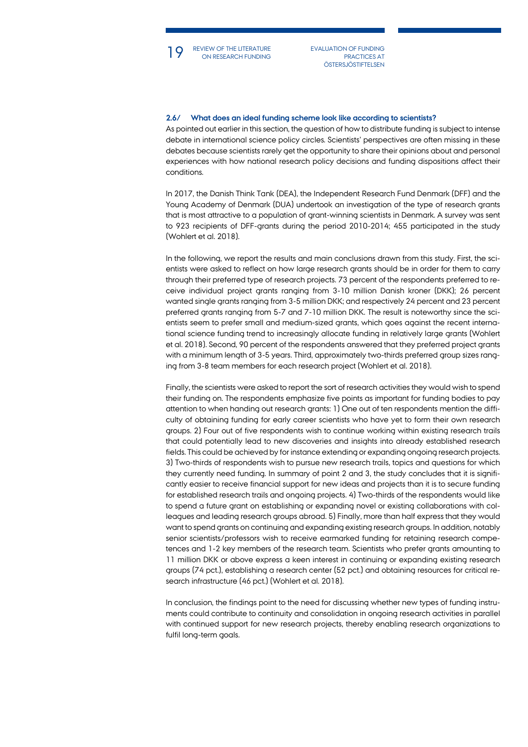## 2.6/ What does an ideal funding scheme look like according to scientists?

As pointed out earlier in this section, the question of how to distribute funding is subject to intense debate in international science policy circles. Scientists' perspectives are often missing in these debates because scientists rarely get the opportunity to share their opinions about and personal experiences with how national research policy decisions and funding dispositions affect their conditions.

In 2017, the Danish Think Tank (DEA), the Independent Research Fund Denmark (DFF) and the Young Academy of Denmark (DUA) undertook an investigation of the type of research grants that is most attractive to a population of grant-winning scientists in Denmark. A survey was sent to 923 recipients of DFF-grants during the period 2010-2014; 455 participated in the study (Wohlert et al. 2018).

In the following, we report the results and main conclusions drawn from this study. First, the scientists were asked to reflect on how large research grants should be in order for them to carry through their preferred type of research projects. 73 percent of the respondents preferred to receive individual project grants ranging from 3-10 million Danish kroner (DKK); 26 percent wanted single grants ranging from 3-5 million DKK; and respectively 24 percent and 23 percent preferred grants ranging from 5-7 and 7-10 million DKK. The result is noteworthy since the scientists seem to prefer small and medium-sized grants, which goes against the recent international science funding trend to increasingly allocate funding in relatively large grants (Wohlert et al. 2018). Second, 90 percent of the respondents answered that they preferred project grants with a minimum length of 3-5 years. Third, approximately two-thirds preferred group sizes ranging from 3-8 team members for each research project (Wohlert et al. 2018).

Finally, the scientists were asked to report the sort of research activities they would wish to spend their funding on. The respondents emphasize five points as important for funding bodies to pay attention to when handing out research grants: 1) One out of ten respondents mention the difficulty of obtaining funding for early career scientists who have yet to form their own research groups. 2) Four out of five respondents wish to continue working within existing research trails that could potentially lead to new discoveries and insights into already established research fields. This could be achieved by for instance extending or expanding ongoing research projects. 3) Two-thirds of respondents wish to pursue new research trails, topics and questions for which they currently need funding. In summary of point 2 and 3, the study concludes that it is significantly easier to receive financial support for new ideas and projects than it is to secure funding for established research trails and ongoing projects. 4) Two-thirds of the respondents would like to spend a future grant on establishing or expanding novel or existing collaborations with colleagues and leading research groups abroad. 5) Finally, more than half express that they would want to spend grants on continuing and expanding existing research groups. In addition, notably senior scientists/professors wish to receive earmarked funding for retaining research competences and 1-2 key members of the research team. Scientists who prefer grants amounting to 11 million DKK or above express a keen interest in continuing or expanding existing research groups (74 pct.), establishing a research center (52 pct.) and obtaining resources for critical research infrastructure (46 pct.) (Wohlert et al. 2018).

In conclusion, the findings point to the need for discussing whether new types of funding instruments could contribute to continuity and consolidation in ongoing research activities in parallel with continued support for new research projects, thereby enabling research organizations to fulfil long-term goals.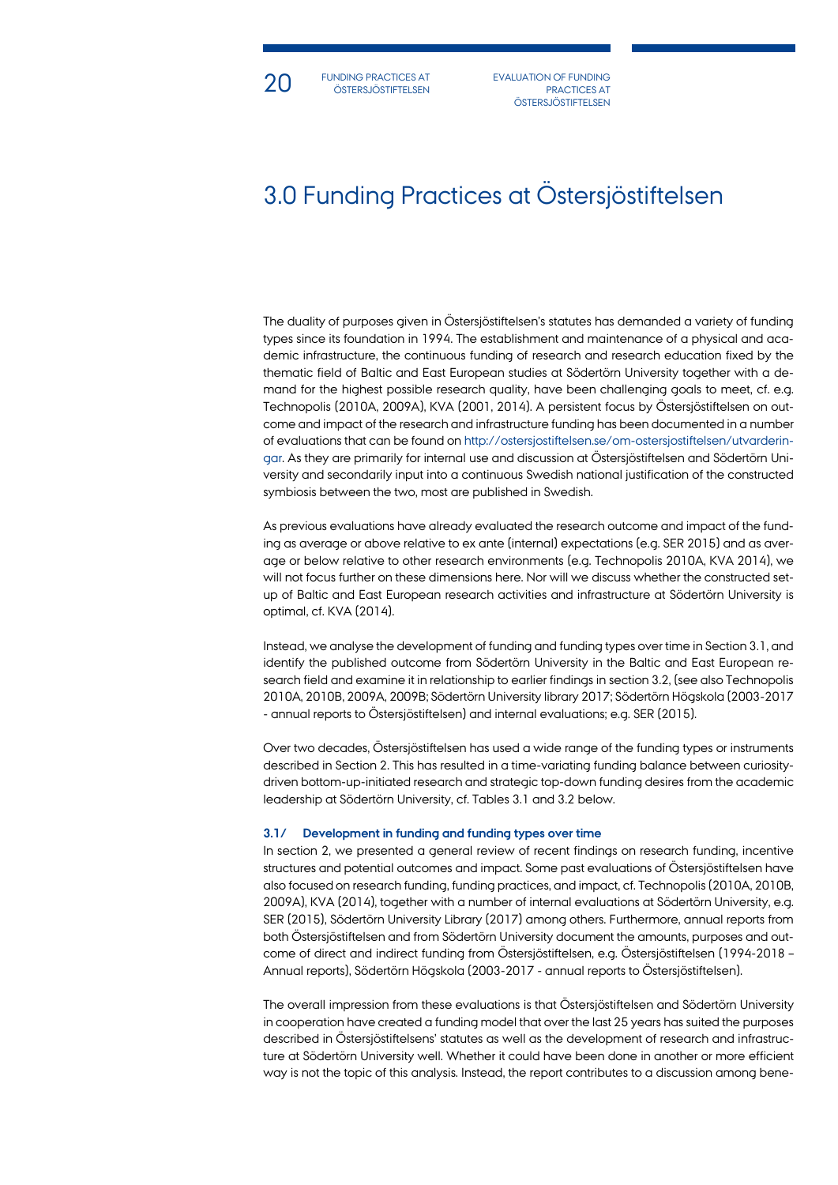# 3.0 Funding Practices at Östersjöstiftelsen

The duality of purposes given in Östersjöstiftelsen's statutes has demanded a variety of funding types since its foundation in 1994. The establishment and maintenance of a physical and academic infrastructure, the continuous funding of research and research education fixed by the thematic field of Baltic and East European studies at Södertörn University together with a demand for the highest possible research quality, have been challenging goals to meet, cf. e.g. Technopolis (2010A, 2009A), KVA (2001, 2014). A persistent focus by Östersjöstiftelsen on outcome and impact of the research and infrastructure funding has been documented in a number of evaluations that can be found on http://ostersjostiftelsen.se/om-ostersjostiftelsen/utvarderingar. As they are primarily for internal use and discussion at Östersjöstiftelsen and Södertörn University and secondarily input into a continuous Swedish national justification of the constructed symbiosis between the two, most are published in Swedish.

As previous evaluations have already evaluated the research outcome and impact of the funding as average or above relative to ex ante (internal) expectations (e.g. SER 2015) and as average or below relative to other research environments (e.g. Technopolis 2010A, KVA 2014), we will not focus further on these dimensions here. Nor will we discuss whether the constructed setup of Baltic and East European research activities and infrastructure at Södertörn University is optimal, cf. KVA (2014).

Instead, we analyse the development of funding and funding types over time in Section 3.1, and identify the published outcome from Södertörn University in the Baltic and East European research field and examine it in relationship to earlier findings in section 3.2, (see also Technopolis 2010A, 2010B, 2009A, 2009B; Södertörn University library 2017; Södertörn Högskola (2003-2017 - annual reports to Östersjöstiftelsen) and internal evaluations; e.g. SER (2015).

Over two decades, Östersjöstiftelsen has used a wide range of the funding types or instruments described in Section 2. This has resulted in a time-variating funding balance between curiosity-driven bottom-up-initiated research and strategic top-down funding desires from the academic leadership at Södertörn University, cf. Tables 3.1 and 3.2 below.

### 3.1/ Development in funding and funding types over time

In section 2, we presented a general review of recent findings on research funding, incentive structures and potential outcomes and impact. Some past evaluations of Östersjöstiftelsen have also focused on research funding, funding practices, and impact, cf. Technopolis (2010A, 2010B, 2009A), KVA (2014), together with a number of internal evaluations at Södertörn University, e.g. SER (2015), Södertörn University Library (2017) among others. Furthermore, annual reports from both Östersjöstiftelsen and from Södertörn University document the amounts, purposes and outcome of direct and indirect funding from Östersjöstiftelsen, e.g. Östersjöstiftelsen (1994-2018 – Annual reports), Södertörn Högskola (2003-2017 - annual reports to Östersjöstiftelsen).

The overall impression from these evaluations is that Östersjöstiftelsen and Södertörn University in cooperation have created a funding model that over the last 25 years has suited the purposes described in Östersjöstiftelsens' statutes as well as the development of research and infrastructure at Södertörn University well. Whether it could have been done in another or more efficient way is not the topic of this analysis. Instead, the report contributes to a discussion among bene-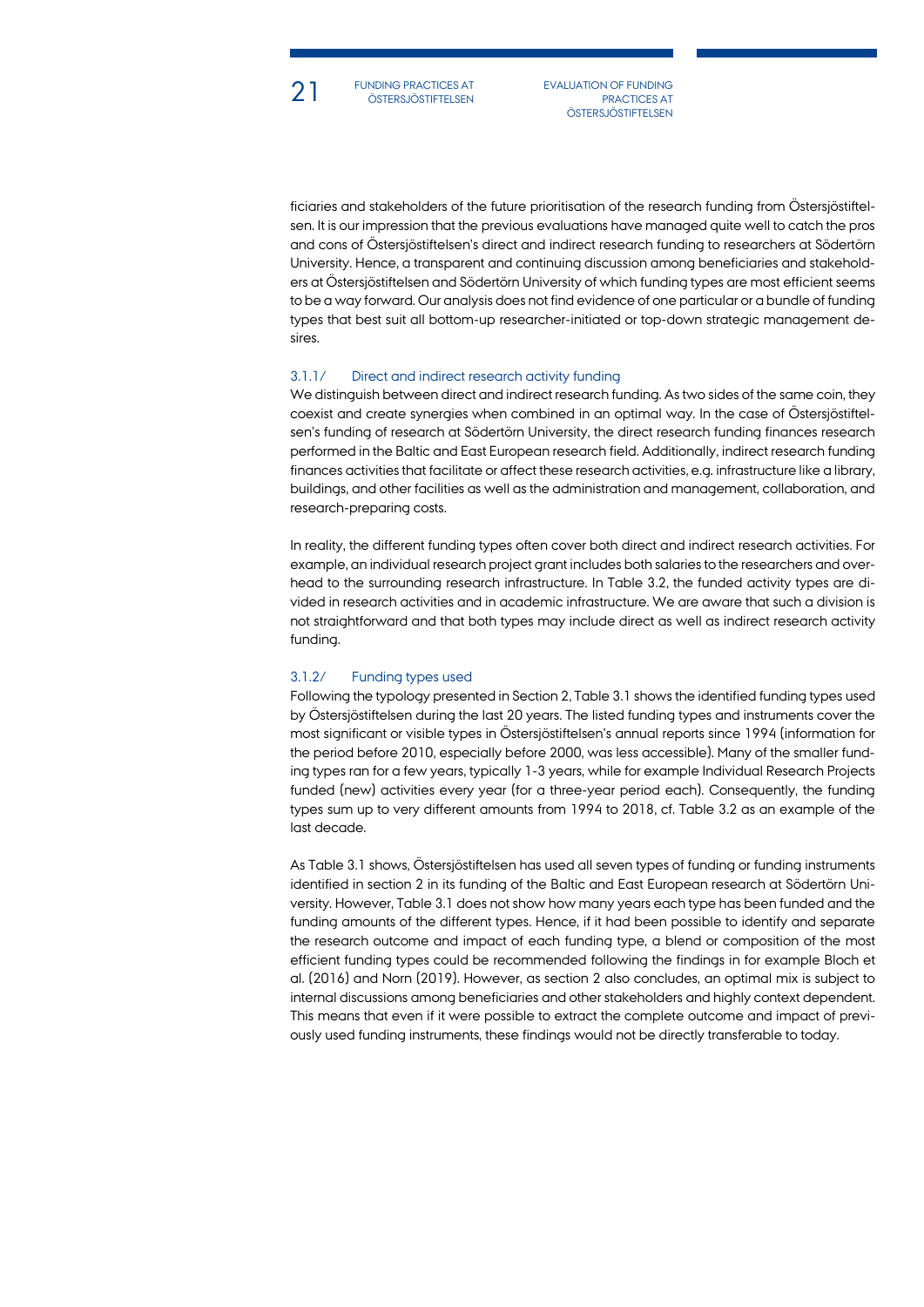ficiaries and stakeholders of the future prioritisation of the research funding from Östersjöstiftelsen. It is our impression that the previous evaluations have managed quite well to catch the pros and cons of Östersjöstiftelsen's direct and indirect research funding to researchers at Södertörn University. Hence, a transparent and continuing discussion among beneficiaries and stakeholders at Östersjöstiftelsen and Södertörn University of which funding types are most efficient seems to be a way forward. Our analysis does not find evidence of one particular or a bundle of funding types that best suit all bottom-up researcher-initiated or top-down strategic management desires.

### 3.1.1/ Direct and indirect research activity funding

We distinguish between direct and indirect research funding. As two sides of the same coin, they coexist and create synergies when combined in an optimal way. In the case of Östersjöstiftelsen's funding of research at Södertörn University, the direct research funding finances research performed in the Baltic and East European research field. Additionally, indirect research funding finances activities that facilitate or affect these research activities, e.g. infrastructure like a library, buildings, and other facilities as well as the administration and management, collaboration, and research-preparing costs.

In reality, the different funding types often cover both direct and indirect research activities. For example, an individual research project grant includes both salaries to the researchers and overhead to the surrounding research infrastructure. In Table 3.2, the funded activity types are divided in research activities and in academic infrastructure. We are aware that such a division is not straightforward and that both types may include direct as well as indirect research activity funding.

### 3.1.2/ Funding types used

Following the typology presented in Section 2, Table 3.1 shows the identified funding types used by Östersjöstiftelsen during the last 20 years. The listed funding types and instruments cover the most significant or visible types in Östersjöstiftelsen's annual reports since 1994 (information for the period before 2010, especially before 2000, was less accessible). Many of the smaller funding types ran for a few years, typically 1-3 years, while for example Individual Research Projects funded (new) activities every year (for a three-year period each). Consequently, the funding types sum up to very different amounts from 1994 to 2018, cf. Table 3.2 as an example of the last decade.

As Table 3.1 shows, Östersjöstiftelsen has used all seven types of funding or funding instruments identified in section 2 in its funding of the Baltic and East European research at Södertörn University. However, Table 3.1 does not show how many years each type has been funded and the funding amounts of the different types. Hence, if it had been possible to identify and separate the research outcome and impact of each funding type, a blend or composition of the most efficient funding types could be recommended following the findings in for example Bloch et al. (2016) and Norn (2019). However, as section 2 also concludes, an optimal mix is subject to internal discussions among beneficiaries and other stakeholders and highly context dependent. This means that even if it were possible to extract the complete outcome and impact of previously used funding instruments, these findings would not be directly transferable to today.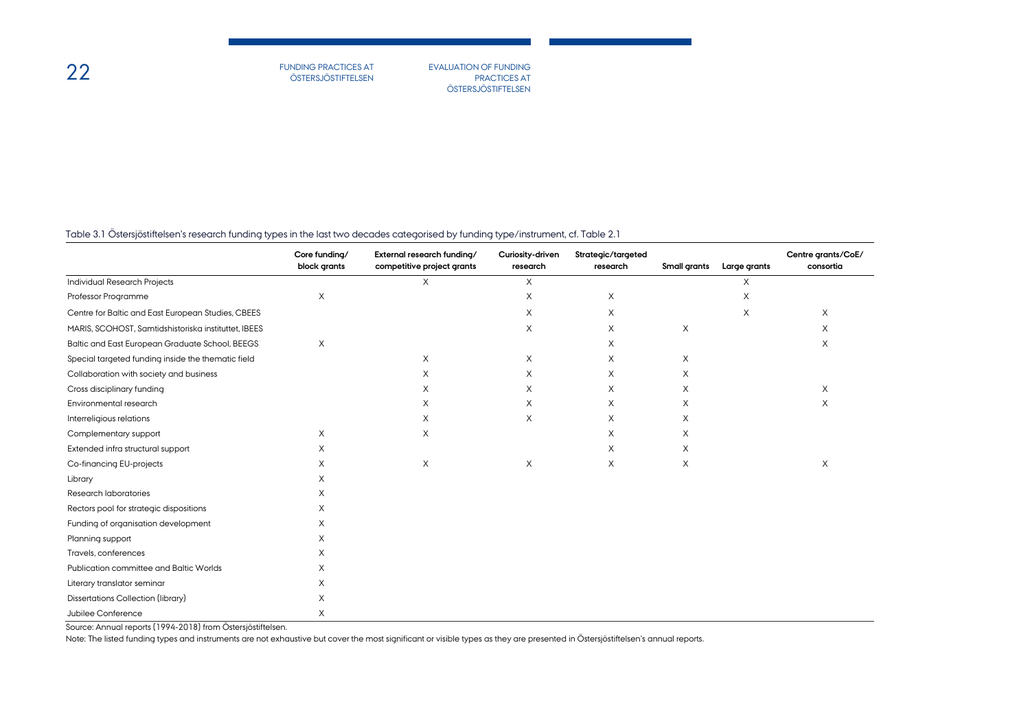Table 3.1 Östersjöstiftelsen's research funding types in the last two decades categorised by funding type/instrument, cf. Table 2.1

| | Core funding/ block grants | External research funding/ competitive project grants | Curiosity-driven research | Strategic/targeted research | Small grants | Large grants | Centre grants/CoE/ consortia |
|---|---|---|---|---|---|---|---|
| Individual Research Projects | | X | X | | | X | |
| Professor Programme | X | | X | X | | X | |
| Centre for Baltic and East European Studies, CBEES | | | X | X | | X | X |
| MARIS, SCOHOST, Samtidshistoriska institutet, IBEES | | | X | X | X | | X |
| Baltic and East European Graduate School, BEEGS | X | | | X | | | X |
| Special targeted funding inside the thematic field | | X | X | X | X | | |
| Collaboration with society and business | | X | X | X | X | | |
| Cross disciplinary funding | | X | X | X | X | | X |
| Environmental research | | X | X | X | X | | X |
| Interreligious relations | | X | X | X | X | | |
| Complementary support | X | X | | X | X | | |
| Extended infra structural support | X | | | X | X | | |
| Co-financing EU-projects | X | X | X | X | X | | X |
| Library | X | | | | | | |
| Research laboratories | X | | | | | | |
| Rectors pool for strategic dispositions | X | | | | | | |
| Funding of organisation development | X | | | | | | |
| Planning support | X | | | | | | |
| Travels, conferences | X | | | | | | |
| Publication committee and Baltic Worlds | X | | | | | | |
| Literary translator seminar | X | | | | | | |
| Dissertations Collection (library) | X | | | | | | |
| Jubilee Conference | X | | | | | | |

Source: Annual reports (1994-2018) from Östersjöstiftelsen.

Note: The listed funding types and instruments are not exhaustive but cover the most significant or visible types as they are presented in Östersjöstiftelsen's annual reports.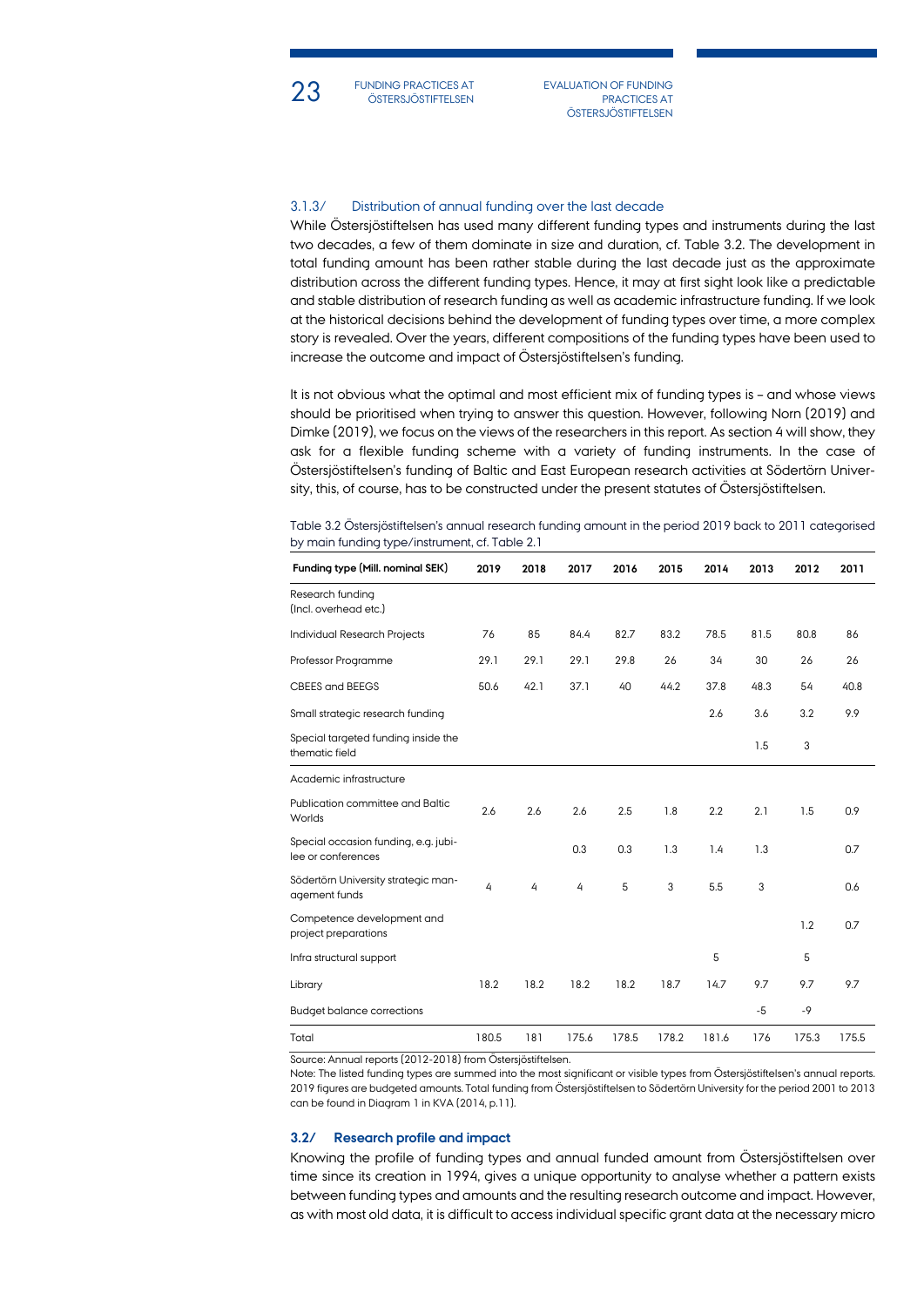### 3.1.3/ Distribution of annual funding over the last decade

While Östersjöstiftelsen has used many different funding types and instruments during the last two decades, a few of them dominate in size and duration, cf. Table 3.2. The development in total funding amount has been rather stable during the last decade just as the approximate distribution across the different funding types. Hence, it may at first sight look like a predictable and stable distribution of research funding as well as academic infrastructure funding. If we look at the historical decisions behind the development of funding types over time, a more complex story is revealed. Over the years, different compositions of the funding types have been used to increase the outcome and impact of Östersjöstiftelsen's funding.

It is not obvious what the optimal and most efficient mix of funding types is – and whose views should be prioritised when trying to answer this question. However, following Norn (2019) and Dimke (2019), we focus on the views of the researchers in this report. As section 4 will show, they ask for a flexible funding scheme with a variety of funding instruments. In the case of Östersjöstiftelsen's funding of Baltic and East European research activities at Södertörn University, this, of course, has to be constructed under the present statutes of Östersjöstiftelsen.

Table 3.2 Östersjöstiftelsen's annual research funding amount in the period 2019 back to 2011 categorised by main funding type/instrument, cf. Table 2.1

| Funding type (Mill. nominal SEK) | 2019 | 2018 | 2017 | 2016 | 2015 | 2014 | 2013 | 2012 | 2011 |
|---|---|---|---|---|---|---|---|---|---|
| Research funding (Incl. overhead etc.) | | | | | | | | | |
| Individual Research Projects | 76 | 85 | 84.4 | 82.7 | 83.2 | 78.5 | 81.5 | 80.8 | 86 |
| Professor Programme | 29.1 | 29.1 | 29.1 | 29.8 | 26 | 34 | 30 | 26 | 26 |
| CBEES and BEEGS | 50.6 | 42.1 | 37.1 | 40 | 44.2 | 37.8 | 48.3 | 54 | 40.8 |
| Small strategic research funding | | | | | | 2.6 | 3.6 | 3.2 | 9.9 |
| Special targeted funding inside the thematic field | | | | | | | 1.5 | 3 | |
| Academic infrastructure | | | | | | | | | |
| Publication committee and Baltic Worlds | 2.6 | 2.6 | 2.6 | 2.5 | 1.8 | 2.2 | 2.1 | 1.5 | 0.9 |
| Special occasion funding, e.g. jubilee or conferences | | | 0.3 | 0.3 | 1.3 | 1.4 | 1.3 | | 0.7 |
| Södertörn University strategic management funds | 4 | 4 | 4 | 5 | 3 | 5.5 | 3 | | 0.6 |
| Competence development and project preparations | | | | | | | | 1.2 | 0.7 |
| Infra structural support | | | | | | 5 | | 5 | |
| Library | 18.2 | 18.2 | 18.2 | 18.2 | 18.7 | 14.7 | 9.7 | 9.7 | 9.7 |
| Budget balance corrections | | | | | | | -5 | -9 | |
| Total | 180.5 | 181 | 175.6 | 178.5 | 178.2 | 181.6 | 176 | 175.3 | 175.5 |

Source: Annual reports (2012-2018) from Östersjöstiftelsen.

Note: The listed funding types are summed into the most significant or visible types from Östersjöstiftelsen's annual reports. 2019 figures are budgeted amounts. Total funding from Östersjöstiftelsen to Södertörn University for the period 2001 to 2013 can be found in Diagram 1 in KVA (2014, p.11).

## 3.2/ Research profile and impact

Knowing the profile of funding types and annual funded amount from Östersjöstiftelsen over time since its creation in 1994, gives a unique opportunity to analyse whether a pattern exists between funding types and amounts and the resulting research outcome and impact. However, as with most old data, it is difficult to access individual specific grant data at the necessary micro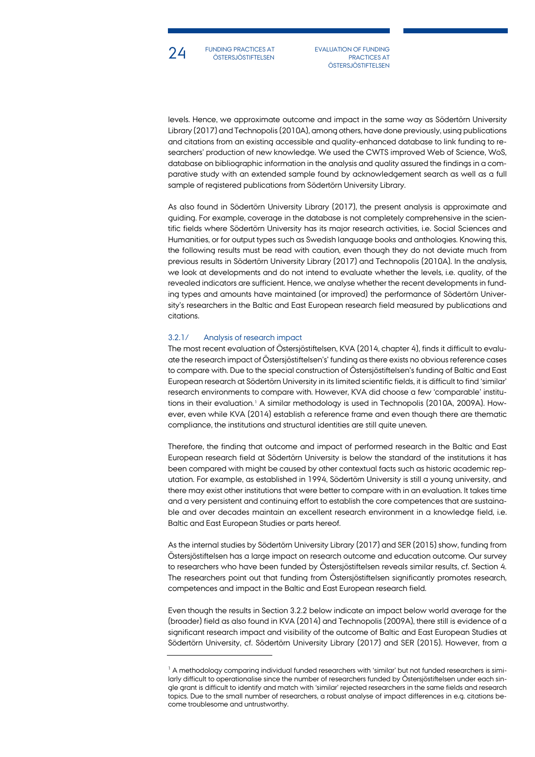levels. Hence, we approximate outcome and impact in the same way as Södertörn University Library (2017) and Technopolis (2010A), among others, have done previously, using publications and citations from an existing accessible and quality-enhanced database to link funding to researchers' production of new knowledge. We used the CWTS improved Web of Science, WoS, database on bibliographic information in the analysis and quality assured the findings in a comparative study with an extended sample found by acknowledgement search as well as a full sample of registered publications from Södertörn University Library.

As also found in Södertörn University Library (2017), the present analysis is approximate and guiding. For example, coverage in the database is not completely comprehensive in the scientific fields where Södertörn University has its major research activities, i.e. Social Sciences and Humanities, or for output types such as Swedish language books and anthologies. Knowing this, the following results must be read with caution, even though they do not deviate much from previous results in Södertörn University Library (2017) and Technopolis (2010A). In the analysis, we look at developments and do not intend to evaluate whether the levels, i.e. quality, of the revealed indicators are sufficient. Hence, we analyse whether the recent developments in funding types and amounts have maintained (or improved) the performance of Södertörn University's researchers in the Baltic and East European research field measured by publications and citations.

### 3.2.1/ Analysis of research impact

The most recent evaluation of Östersjöstiftelsen, KVA (2014, chapter 4), finds it difficult to evaluate the research impact of Östersjöstiftelsen's' funding as there exists no obvious reference cases to compare with. Due to the special construction of Östersjöstiftelsen's funding of Baltic and East European research at Södertörn University in its limited scientific fields, it is difficult to find 'similar' research environments to compare with. However, KVA did choose a few 'comparable' institutions in their evaluation.[1] A similar methodology is used in Technopolis (2010A, 2009A). However, even while KVA (2014) establish a reference frame and even though there are thematic compliance, the institutions and structural identities are still quite uneven.

Therefore, the finding that outcome and impact of performed research in the Baltic and East European research field at Södertörn University is below the standard of the institutions it has been compared with might be caused by other contextual facts such as historic academic reputation. For example, as established in 1994, Södertörn University is still a young university, and there may exist other institutions that were better to compare with in an evaluation. It takes time and a very persistent and continuing effort to establish the core competences that are sustainable and over decades maintain an excellent research environment in a knowledge field, i.e. Baltic and East European Studies or parts hereof.

As the internal studies by Södertörn University Library (2017) and SER (2015) show, funding from Östersjöstiftelsen has a large impact on research outcome and education outcome. Our survey to researchers who have been funded by Östersjöstiftelsen reveals similar results, cf. Section 4. The researchers point out that funding from Östersjöstiftelsen significantly promotes research, competences and impact in the Baltic and East European research field.

Even though the results in Section 3.2.2 below indicate an impact below world average for the (broader) field as also found in KVA (2014) and Technopolis (2009A), there still is evidence of a significant research impact and visibility of the outcome of Baltic and East European Studies at Södertörn University, cf. Södertörn University Library (2017) and SER (2015). However, from a

---

[1] A methodology comparing individual funded researchers with 'similar' but not funded researchers is similarly difficult to operationalise since the number of researchers funded by Östersjöstiftelsen under each single grant is difficult to identify and match with 'similar' rejected researchers in the same fields and research topics. Due to the small number of researchers, a robust analyse of impact differences in e.g. citations become troublesome and untrustworthy.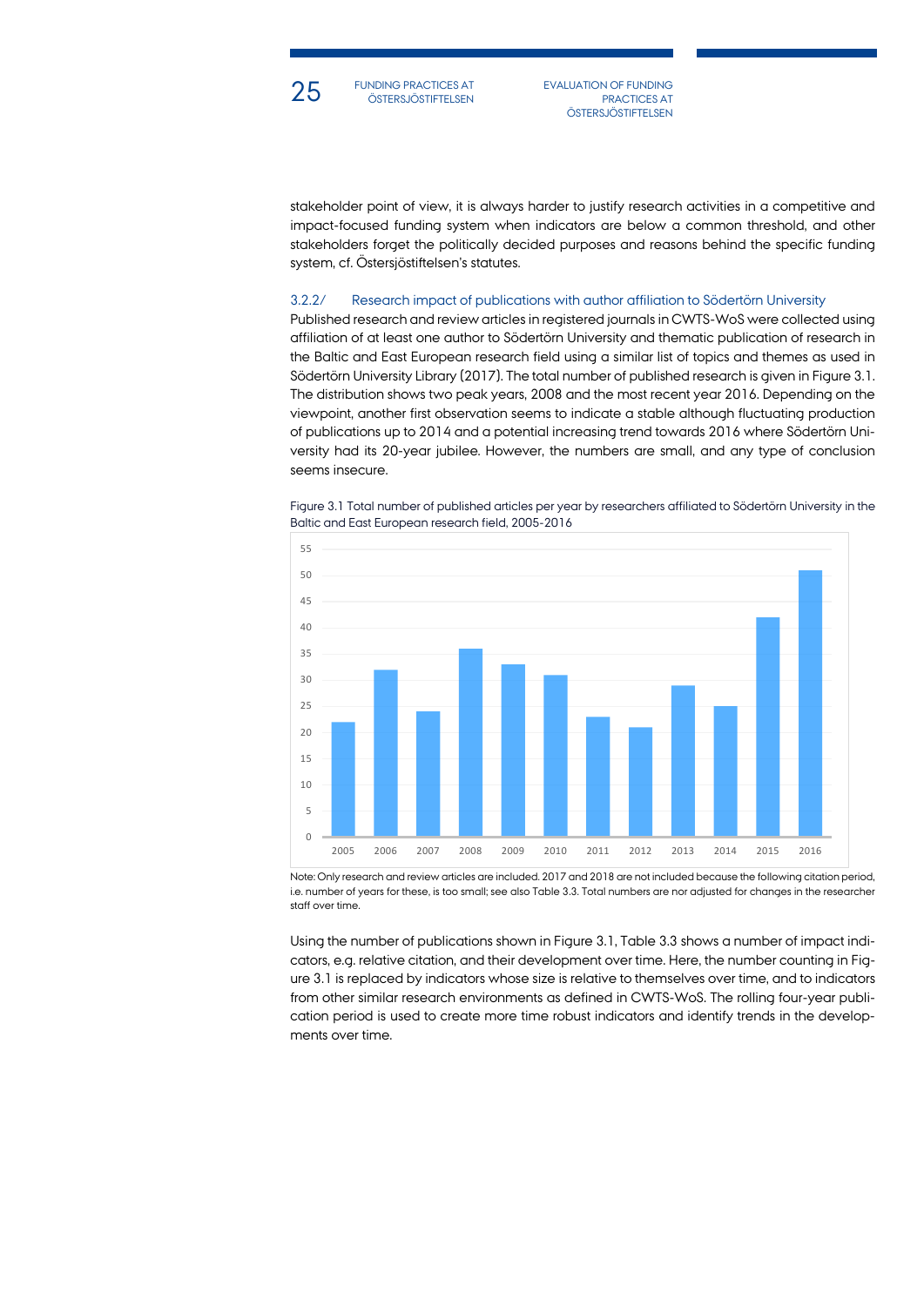stakeholder point of view, it is always harder to justify research activities in a competitive and impact-focused funding system when indicators are below a common threshold, and other stakeholders forget the politically decided purposes and reasons behind the specific funding system, cf. Östersjöstiftelsen's statutes.

### 3.2.2/ Research impact of publications with author affiliation to Södertörn University

Published research and review articles in registered journals in CWTS-WoS were collected using affiliation of at least one author to Södertörn University and thematic publication of research in the Baltic and East European research field using a similar list of topics and themes as used in Södertörn University Library (2017). The total number of published research is given in Figure 3.1. The distribution shows two peak years, 2008 and the most recent year 2016. Depending on the viewpoint, another first observation seems to indicate a stable although fluctuating production of publications up to 2014 and a potential increasing trend towards 2016 where Södertörn University had its 20-year jubilee. However, the numbers are small, and any type of conclusion seems insecure.

Figure 3.1 Total number of published articles per year by researchers affiliated to Södertörn University in the Baltic and East European research field, 2005-2016

Note: Only research and review articles are included. 2017 and 2018 are not included because the following citation period, i.e. number of years for these, is too small; see also Table 3.3. Total numbers are nor adjusted for changes in the researcher staff over time.

Using the number of publications shown in Figure 3.1, Table 3.3 shows a number of impact indicators, e.g. relative citation, and their development over time. Here, the number counting in Figure 3.1 is replaced by indicators whose size is relative to themselves over time, and to indicators from other similar research environments as defined in CWTS-WoS. The rolling four-year publication period is used to create more time robust indicators and identify trends in the developments over time.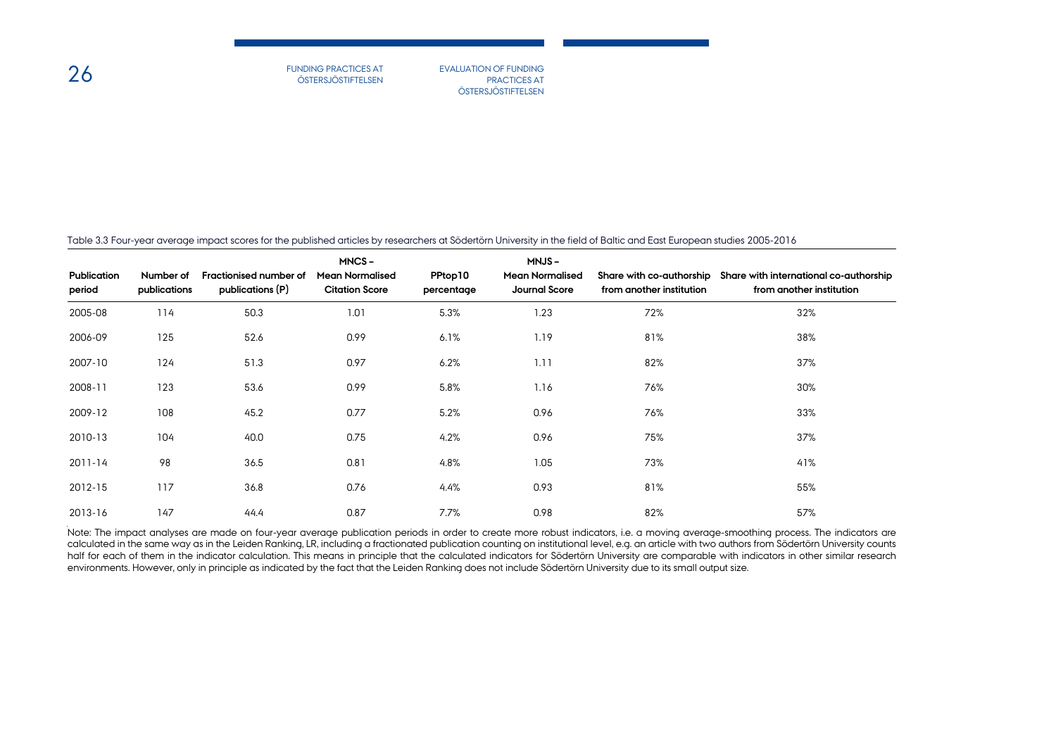Table 3.3 Four-year average impact scores for the published articles by researchers at Södertörn University in the field of Baltic and East European studies 2005-2016

| Publication period | Number of publications | Fractionised number of publications (P) | MNCS – Mean Normalised Citation Score | PPtop10 percentage | MNJS – Mean Normalised Journal Score | Share with co-authorship from another institution | Share with international co-authorship from another institution |
|---|---|---|---|---|---|---|---|
| 2005-08 | 114 | 50.3 | 1.01 | 5.3% | 1.23 | 72% | 32% |
| 2006-09 | 125 | 52.6 | 0.99 | 6.1% | 1.19 | 81% | 38% |
| 2007-10 | 124 | 51.3 | 0.97 | 6.2% | 1.11 | 82% | 37% |
| 2008-11 | 123 | 53.6 | 0.99 | 5.8% | 1.16 | 76% | 30% |
| 2009-12 | 108 | 45.2 | 0.77 | 5.2% | 0.96 | 76% | 33% |
| 2010-13 | 104 | 40.0 | 0.75 | 4.2% | 0.96 | 75% | 37% |
| 2011-14 | 98 | 36.5 | 0.81 | 4.8% | 1.05 | 73% | 41% |
| 2012-15 | 117 | 36.8 | 0.76 | 4.4% | 0.93 | 81% | 55% |
| 2013-16 | 147 | 44.4 | 0.87 | 7.7% | 0.98 | 82% | 57% |

Note: The impact analyses are made on four-year average publication periods in order to create more robust indicators, i.e. a moving average-smoothing process. The indicators are calculated in the same way as in the Leiden Ranking, LR, including a fractionated publication counting on institutional level, e.g. an article with two authors from Södertörn University counts half for each of them in the indicator calculation. This means in principle that the calculated indicators for Södertörn University are comparable with indicators in other similar research environments. However, only in principle as indicated by the fact that the Leiden Ranking does not include Södertörn University due to its small output size.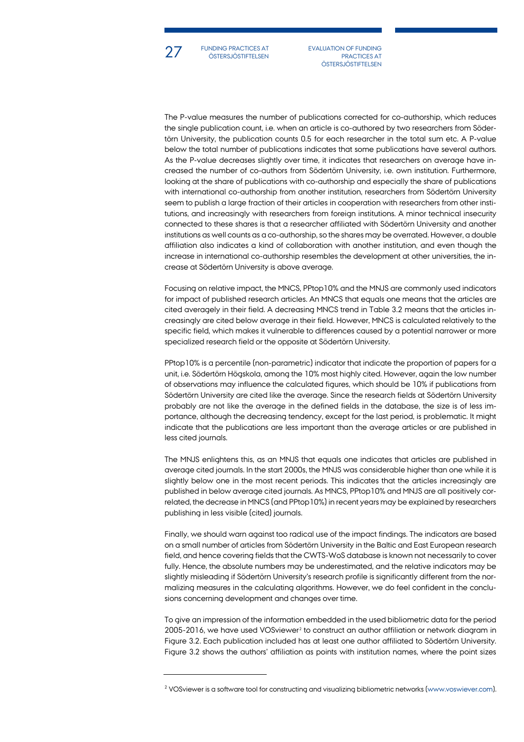The P-value measures the number of publications corrected for co-authorship, which reduces the single publication count, i.e. when an article is co-authored by two researchers from Södertörn University, the publication counts 0.5 for each researcher in the total sum etc. A P-value below the total number of publications indicates that some publications have several authors. As the P-value decreases slightly over time, it indicates that researchers on average have increased the number of co-authors from Södertörn University, i.e. own institution. Furthermore, looking at the share of publications with co-authorship and especially the share of publications with international co-authorship from another institution, researchers from Södertörn University seem to publish a large fraction of their articles in cooperation with researchers from other institutions, and increasingly with researchers from foreign institutions. A minor technical insecurity connected to these shares is that a researcher affiliated with Södertörn University and another institutions as well counts as a co-authorship, so the shares may be overrated. However, a double affiliation also indicates a kind of collaboration with another institution, and even though the increase in international co-authorship resembles the development at other universities, the increase at Södertörn University is above average.

Focusing on relative impact, the MNCS, PPtop10% and the MNJS are commonly used indicators for impact of published research articles. An MNCS that equals one means that the articles are cited averagely in their field. A decreasing MNCS trend in Table 3.2 means that the articles increasingly are cited below average in their field. However, MNCS is calculated relatively to the specific field, which makes it vulnerable to differences caused by a potential narrower or more specialized research field or the opposite at Södertörn University.

PPtop10% is a percentile (non-parametric) indicator that indicate the proportion of papers for a unit, i.e. Södertörn Högskola, among the 10% most highly cited. However, again the low number of observations may influence the calculated figures, which should be 10% if publications from Södertörn University are cited like the average. Since the research fields at Södertörn University probably are not like the average in the defined fields in the database, the size is of less importance, although the decreasing tendency, except for the last period, is problematic. It might indicate that the publications are less important than the average articles or are published in less cited journals.

The MNJS enlightens this, as an MNJS that equals one indicates that articles are published in average cited journals. In the start 2000s, the MNJS was considerable higher than one while it is slightly below one in the most recent periods. This indicates that the articles increasingly are published in below average cited journals. As MNCS, PPtop10% and MNJS are all positively correlated, the decrease in MNCS (and PPtop10%) in recent years may be explained by researchers publishing in less visible (cited) journals.

Finally, we should warn against too radical use of the impact findings. The indicators are based on a small number of articles from Södertörn University in the Baltic and East European research field, and hence covering fields that the CWTS-WoS database is known not necessarily to cover fully. Hence, the absolute numbers may be underestimated, and the relative indicators may be slightly misleading if Södertörn University's research profile is significantly different from the normalizing measures in the calculating algorithms. However, we do feel confident in the conclusions concerning development and changes over time.

To give an impression of the information embedded in the used bibliometric data for the period 2005-2016, we have used VOSviewer[2] to construct an author affiliation or network diagram in Figure 3.2. Each publication included has at least one author affiliated to Södertörn University. Figure 3.2 shows the authors' affiliation as points with institution names, where the point sizes

---

[2] VOSviewer is a software tool for constructing and visualizing bibliometric networks (www.voswiever.com).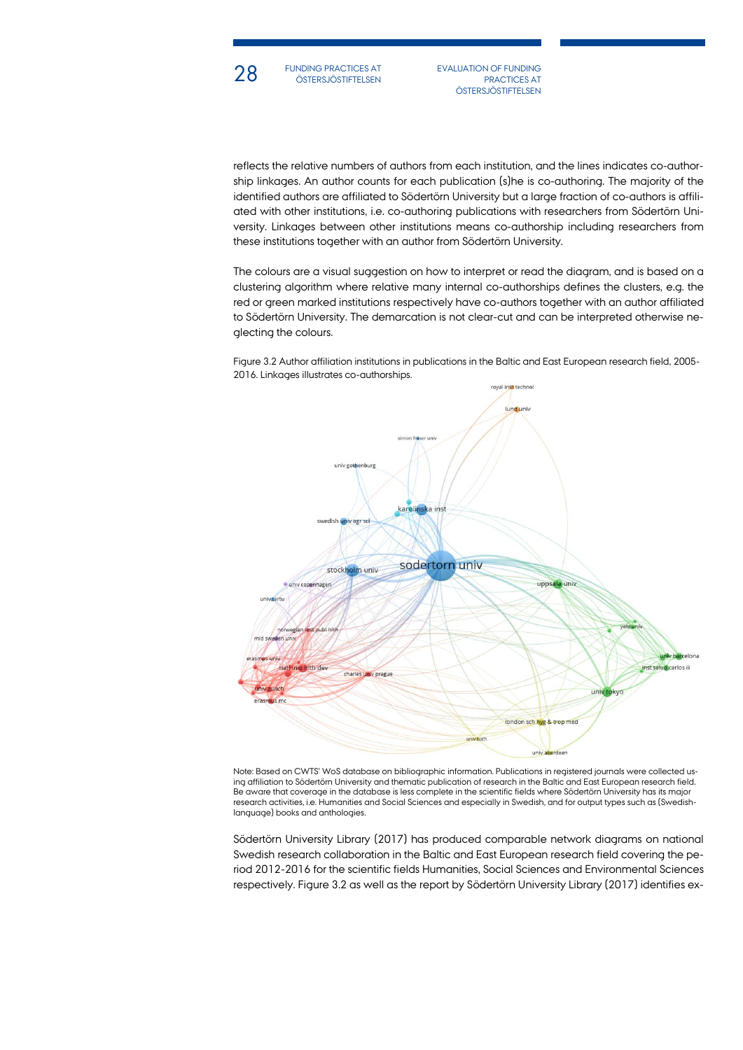reflects the relative numbers of authors from each institution, and the lines indicates co-authorship linkages. An author counts for each publication (s)he is co-authoring. The majority of the identified authors are affiliated to Södertörn University but a large fraction of co-authors is affiliated with other institutions, i.e. co-authoring publications with researchers from Södertörn University. Linkages between other institutions means co-authorship including researchers from these institutions together with an author from Södertörn University.

The colours are a visual suggestion on how to interpret or read the diagram, and is based on a clustering algorithm where relative many internal co-authorships defines the clusters, e.g. the red or green marked institutions respectively have co-authors together with an author affiliated to Södertörn University. The demarcation is not clear-cut and can be interpreted otherwise neglecting the colours.

Figure 3.2 Author affiliation institutions in publications in the Baltic and East European research field, 2005-2016. Linkages illustrates co-authorships.

Note: Based on CWTS' WoS database on bibliographic information. Publications in registered journals were collected using affiliation to Södertörn University and thematic publication of research in the Baltic and East European research field. Be aware that coverage in the database is less complete in the scientific fields where Södertörn University has its major research activities, i.e. Humanities and Social Sciences and especially in Swedish, and for output types such as (Swedish-language) books and anthologies.

Södertörn University Library (2017) has produced comparable network diagrams on national Swedish research collaboration in the Baltic and East European research field covering the period 2012-2016 for the scientific fields Humanities, Social Sciences and Environmental Sciences respectively. Figure 3.2 as well as the report by Södertörn University Library (2017) identifies ex-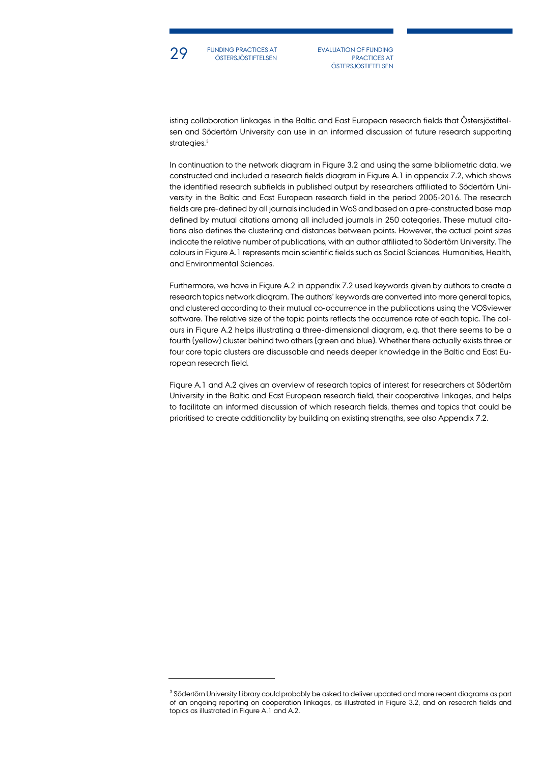isting collaboration linkages in the Baltic and East European research fields that Östersjöstiftelsen and Södertörn University can use in an informed discussion of future research supporting strategies.[3]

In continuation to the network diagram in Figure 3.2 and using the same bibliometric data, we constructed and included a research fields diagram in Figure A.1 in appendix 7.2, which shows the identified research subfields in published output by researchers affiliated to Södertörn University in the Baltic and East European research field in the period 2005-2016. The research fields are pre-defined by all journals included in WoS and based on a pre-constructed base map defined by mutual citations among all included journals in 250 categories. These mutual citations also defines the clustering and distances between points. However, the actual point sizes indicate the relative number of publications, with an author affiliated to Södertörn University. The colours in Figure A.1 represents main scientific fields such as Social Sciences, Humanities, Health, and Environmental Sciences.

Furthermore, we have in Figure A.2 in appendix 7.2 used keywords given by authors to create a research topics network diagram. The authors' keywords are converted into more general topics, and clustered according to their mutual co-occurrence in the publications using the VOSviewer software. The relative size of the topic points reflects the occurrence rate of each topic. The colours in Figure A.2 helps illustrating a three-dimensional diagram, e.g. that there seems to be a fourth (yellow) cluster behind two others (green and blue). Whether there actually exists three or four core topic clusters are discussable and needs deeper knowledge in the Baltic and East European research field.

Figure A.1 and A.2 gives an overview of research topics of interest for researchers at Södertörn University in the Baltic and East European research field, their cooperative linkages, and helps to facilitate an informed discussion of which research fields, themes and topics that could be prioritised to create additionality by building on existing strengths, see also Appendix 7.2.

---

[3] Södertörn University Library could probably be asked to deliver updated and more recent diagrams as part of an ongoing reporting on cooperation linkages, as illustrated in Figure 3.2, and on research fields and topics as illustrated in Figure A.1 and A.2.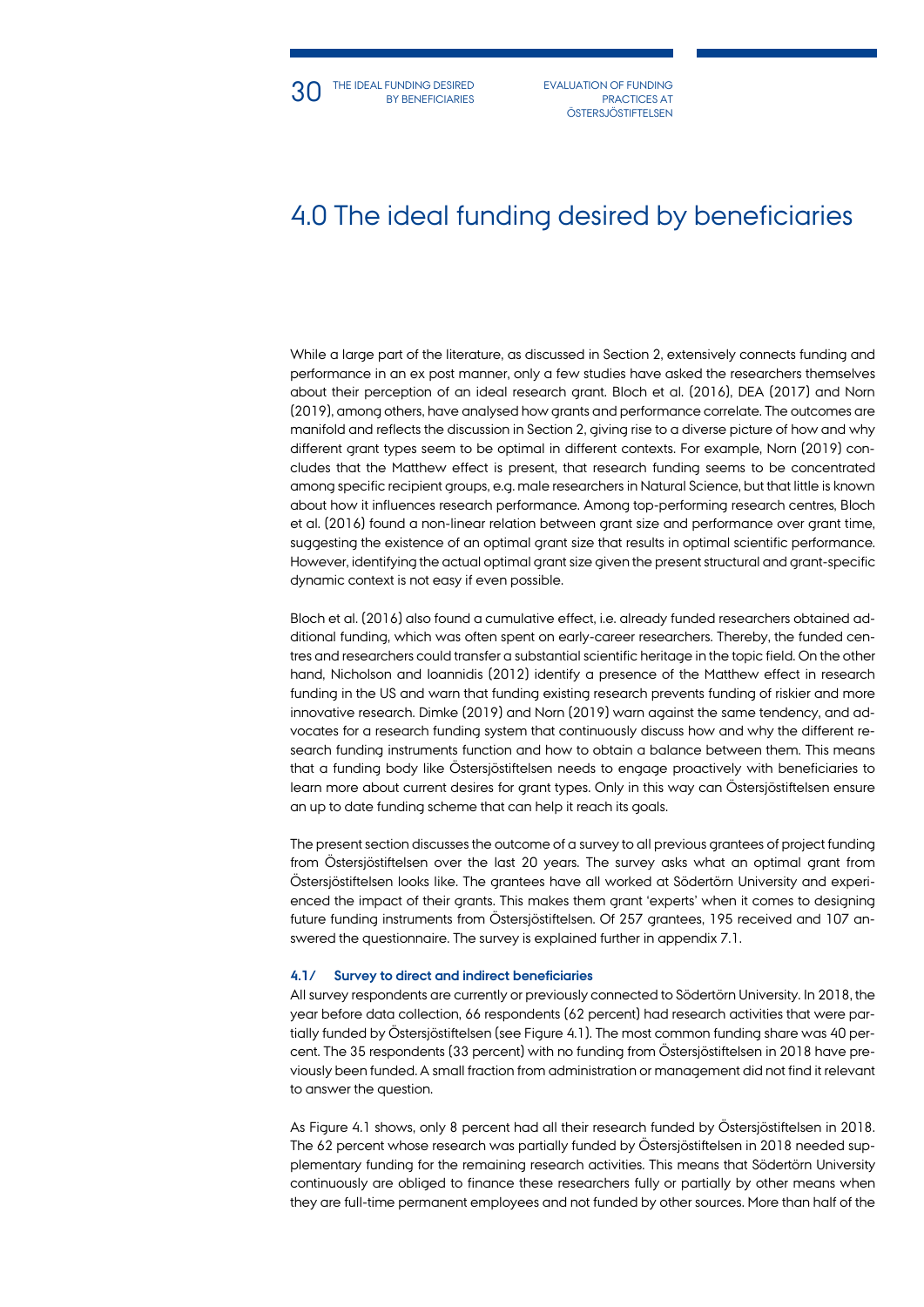# 4.0 The ideal funding desired by beneficiaries

While a large part of the literature, as discussed in Section 2, extensively connects funding and performance in an ex post manner, only a few studies have asked the researchers themselves about their perception of an ideal research grant. Bloch et al. (2016), DEA (2017) and Norn (2019), among others, have analysed how grants and performance correlate. The outcomes are manifold and reflects the discussion in Section 2, giving rise to a diverse picture of how and why different grant types seem to be optimal in different contexts. For example, Norn (2019) concludes that the Matthew effect is present, that research funding seems to be concentrated among specific recipient groups, e.g. male researchers in Natural Science, but that little is known about how it influences research performance. Among top-performing research centres, Bloch et al. (2016) found a non-linear relation between grant size and performance over grant time, suggesting the existence of an optimal grant size that results in optimal scientific performance. However, identifying the actual optimal grant size given the present structural and grant-specific dynamic context is not easy if even possible.

Bloch et al. (2016) also found a cumulative effect, i.e. already funded researchers obtained additional funding, which was often spent on early-career researchers. Thereby, the funded centres and researchers could transfer a substantial scientific heritage in the topic field. On the other hand, Nicholson and Ioannidis (2012) identify a presence of the Matthew effect in research funding in the US and warn that funding existing research prevents funding of riskier and more innovative research. Dimke (2019) and Norn (2019) warn against the same tendency, and advocates for a research funding system that continuously discuss how and why the different research funding instruments function and how to obtain a balance between them. This means that a funding body like Östersjöstiftelsen needs to engage proactively with beneficiaries to learn more about current desires for grant types. Only in this way can Östersjöstiftelsen ensure an up to date funding scheme that can help it reach its goals.

The present section discusses the outcome of a survey to all previous grantees of project funding from Östersjöstiftelsen over the last 20 years. The survey asks what an optimal grant from Östersjöstiftelsen looks like. The grantees have all worked at Södertörn University and experienced the impact of their grants. This makes them grant 'experts' when it comes to designing future funding instruments from Östersjöstiftelsen. Of 257 grantees, 195 received and 107 answered the questionnaire. The survey is explained further in appendix 7.1.

### 4.1/ Survey to direct and indirect beneficiaries

All survey respondents are currently or previously connected to Södertörn University. In 2018, the year before data collection, 66 respondents (62 percent) had research activities that were partially funded by Östersjöstiftelsen (see Figure 4.1). The most common funding share was 40 percent. The 35 respondents (33 percent) with no funding from Östersjöstiftelsen in 2018 have previously been funded. A small fraction from administration or management did not find it relevant to answer the question.

As Figure 4.1 shows, only 8 percent had all their research funded by Östersjöstiftelsen in 2018. The 62 percent whose research was partially funded by Östersjöstiftelsen in 2018 needed supplementary funding for the remaining research activities. This means that Södertörn University continuously are obliged to finance these researchers fully or partially by other means when they are full-time permanent employees and not funded by other sources. More than half of the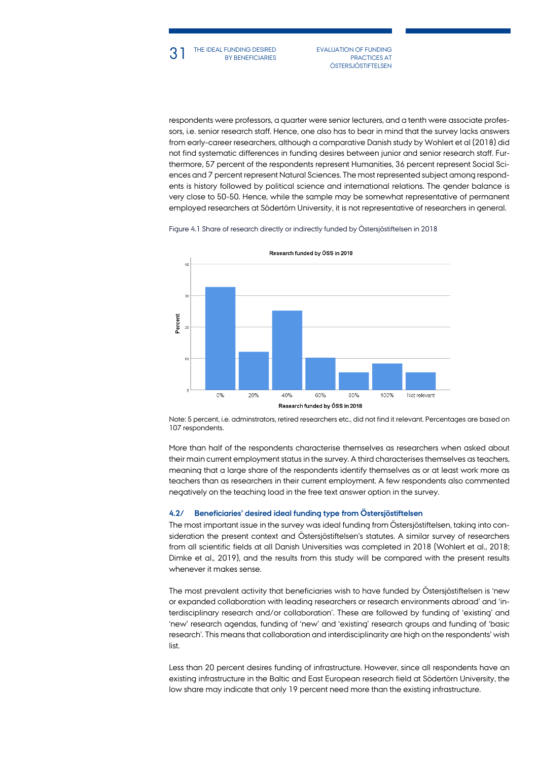respondents were professors, a quarter were senior lecturers, and a tenth were associate professors, i.e. senior research staff. Hence, one also has to bear in mind that the survey lacks answers from early-career researchers, although a comparative Danish study by Wohlert et al (2018) did not find systematic differences in funding desires between junior and senior research staff. Furthermore, 57 percent of the respondents represent Humanities, 36 percent represent Social Sciences and 7 percent represent Natural Sciences. The most represented subject among respondents is history followed by political science and international relations. The gender balance is very close to 50-50. Hence, while the sample may be somewhat representative of permanent employed researchers at Södertörn University, it is not representative of researchers in general.

Figure 4.1 Share of research directly or indirectly funded by Östersjöstiftelsen in 2018

Note: 5 percent, i.e. adminstrators, retired researchers etc., did not find it relevant. Percentages are based on 107 respondents.

More than half of the respondents characterise themselves as researchers when asked about their main current employment status in the survey. A third characterises themselves as teachers, meaning that a large share of the respondents identify themselves as or at least work more as teachers than as researchers in their current employment. A few respondents also commented negatively on the teaching load in the free text answer option in the survey.

### 4.2/ Beneficiaries' desired ideal funding type from Östersjöstiftelsen

The most important issue in the survey was ideal funding from Östersjöstiftelsen, taking into consideration the present context and Östersjöstiftelsen's statutes. A similar survey of researchers from all scientific fields at all Danish Universities was completed in 2018 (Wohlert et al., 2018; Dimke et al., 2019), and the results from this study will be compared with the present results whenever it makes sense.

The most prevalent activity that beneficiaries wish to have funded by Östersjöstiftelsen is 'new or expanded collaboration with leading researchers or research environments abroad' and 'interdisciplinary research and/or collaboration'. These are followed by funding of 'existing' and 'new' research agendas, funding of 'new' and 'existing' research groups and funding of 'basic research'. This means that collaboration and interdisciplinarity are high on the respondents' wish list.

Less than 20 percent desires funding of infrastructure. However, since all respondents have an existing infrastructure in the Baltic and East European research field at Södertörn University, the low share may indicate that only 19 percent need more than the existing infrastructure.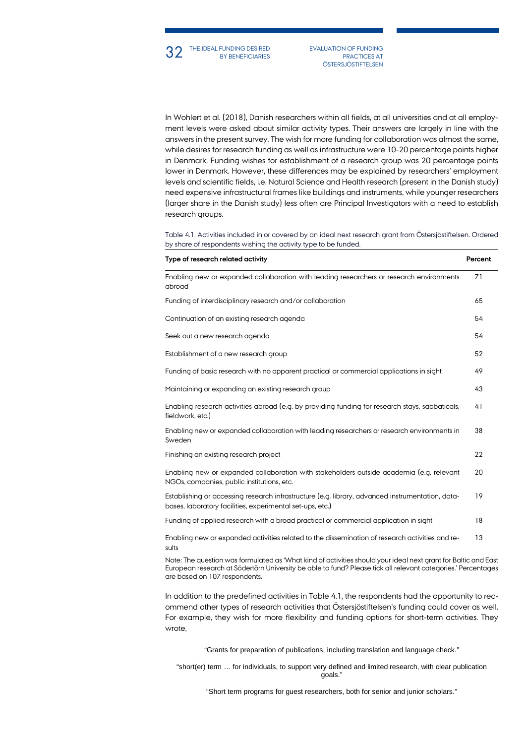In Wohlert et al. (2018), Danish researchers within all fields, at all universities and at all employment levels were asked about similar activity types. Their answers are largely in line with the answers in the present survey. The wish for more funding for collaboration was almost the same, while desires for research funding as well as infrastructure were 10-20 percentage points higher in Denmark. Funding wishes for establishment of a research group was 20 percentage points lower in Denmark. However, these differences may be explained by researchers' employment levels and scientific fields, i.e. Natural Science and Health research (present in the Danish study) need expensive infrastructural frames like buildings and instruments, while younger researchers (larger share in the Danish study) less often are Principal Investigators with a need to establish research groups.

Table 4.1. Activities included in or covered by an ideal next research grant from Östersjöstiftelsen. Ordered by share of respondents wishing the activity type to be funded.

| Type of research related activity | Percent |
|---|---|
| Enabling new or expanded collaboration with leading researchers or research environments abroad | 71 |
| Funding of interdisciplinary research and/or collaboration | 65 |
| Continuation of an existing research agenda | 54 |
| Seek out a new research agenda | 54 |
| Establishment of a new research group | 52 |
| Funding of basic research with no apparent practical or commercial applications in sight | 49 |
| Maintaining or expanding an existing research group | 43 |
| Enabling research activities abroad (e.g. by providing funding for research stays, sabbaticals, fieldwork, etc.) | 41 |
| Enabling new or expanded collaboration with leading researchers or research environments in Sweden | 38 |
| Finishing an existing research project | 22 |
| Enabling new or expanded collaboration with stakeholders outside academia (e.g. relevant NGOs, companies, public institutions, etc. | 20 |
| Establishing or accessing research infrastructure (e.g. library, advanced instrumentation, databases, laboratory facilities, experimental set-ups, etc.) | 19 |
| Funding of applied research with a broad practical or commercial application in sight | 18 |
| Enabling new or expanded activities related to the dissemination of research activities and results | 13 |

Note: The question was formulated as 'What kind of activities should your ideal next grant for Baltic and East European research at Södertörn University be able to fund? Please tick all relevant categories.' Percentages are based on 107 respondents.

In addition to the predefined activities in Table 4.1, the respondents had the opportunity to recommend other types of research activities that Östersjöstiftelsen's funding could cover as well. For example, they wish for more flexibility and funding options for short-term activities. They wrote,

> "Grants for preparation of publications, including translation and language check."

> "short(er) term … for individuals, to support very defined and limited research, with clear publication goals."

> "Short term programs for guest researchers, both for senior and junior scholars."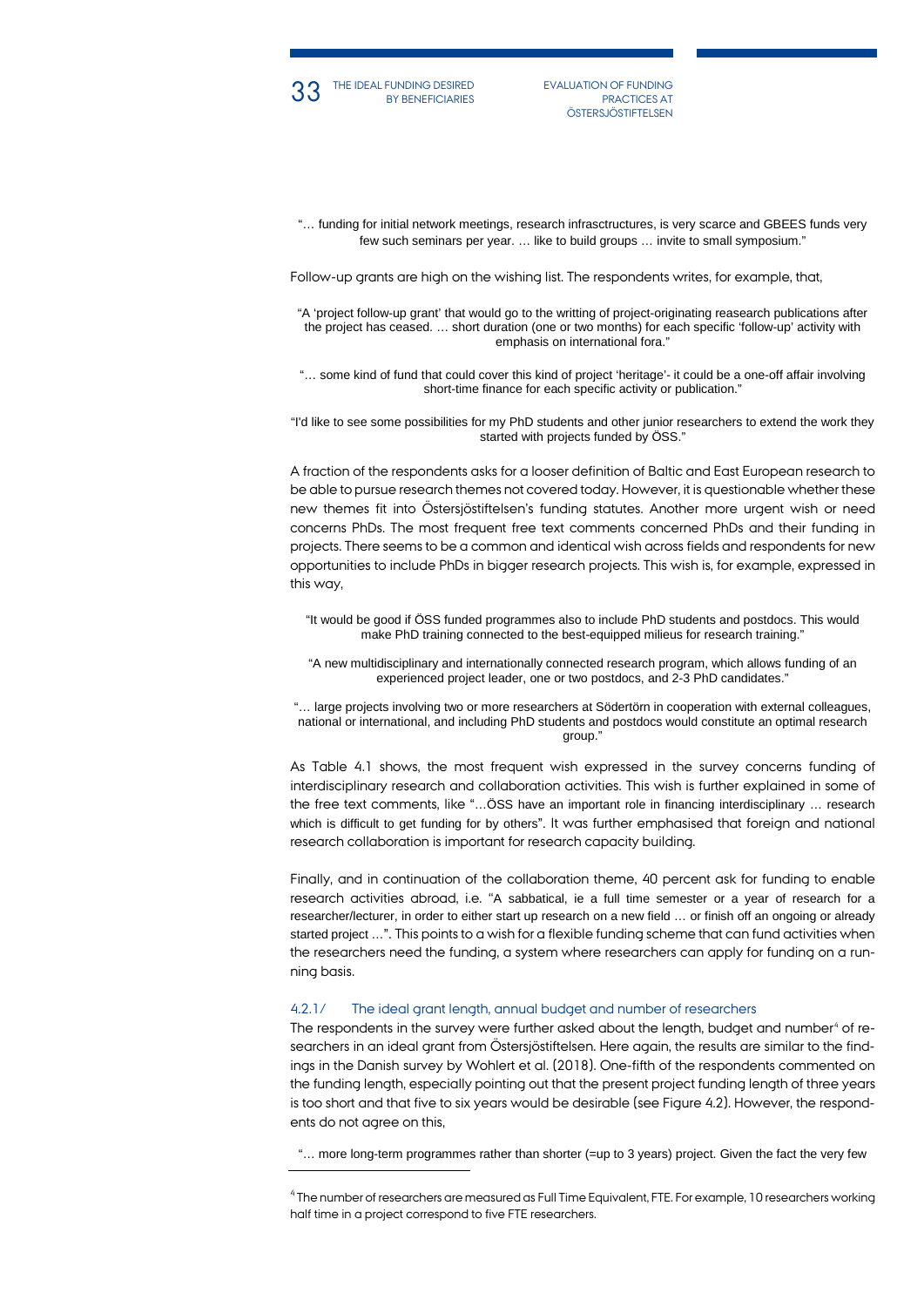"… funding for initial network meetings, research infrasctructures, is very scarce and GBEES funds very few such seminars per year. … like to build groups … invite to small symposium."

Follow-up grants are high on the wishing list. The respondents writes, for example, that,

"A 'project follow-up grant' that would go to the writting of project-originating reasearch publications after the project has ceased. … short duration (one or two months) for each specific 'follow-up' activity with emphasis on international fora."

"… some kind of fund that could cover this kind of project 'heritage'- it could be a one-off affair involving short-time finance for each specific activity or publication."

"I'd like to see some possibilities for my PhD students and other junior researchers to extend the work they started with projects funded by ÖSS."

A fraction of the respondents asks for a looser definition of Baltic and East European research to be able to pursue research themes not covered today. However, it is questionable whether these new themes fit into Östersjöstiftelsen's funding statutes. Another more urgent wish or need concerns PhDs. The most frequent free text comments concerned PhDs and their funding in projects. There seems to be a common and identical wish across fields and respondents for new opportunities to include PhDs in bigger research projects. This wish is, for example, expressed in this way,

"It would be good if ÖSS funded programmes also to include PhD students and postdocs. This would make PhD training connected to the best-equipped milieus for research training."

"A new multidisciplinary and internationally connected research program, which allows funding of an experienced project leader, one or two postdocs, and 2-3 PhD candidates."

"… large projects involving two or more researchers at Södertörn in cooperation with external colleagues, national or international, and including PhD students and postdocs would constitute an optimal research group."

As Table 4.1 shows, the most frequent wish expressed in the survey concerns funding of interdisciplinary research and collaboration activities. This wish is further explained in some of the free text comments, like "…ÖSS have an important role in financing interdisciplinary … research which is difficult to get funding for by others". It was further emphasised that foreign and national research collaboration is important for research capacity building.

Finally, and in continuation of the collaboration theme, 40 percent ask for funding to enable research activities abroad, i.e. "A sabbatical, ie a full time semester or a year of research for a researcher/lecturer, in order to either start up research on a new field … or finish off an ongoing or already started project …". This points to a wish for a flexible funding scheme that can fund activities when the researchers need the funding, a system where researchers can apply for funding on a running basis.

### 4.2.1/ The ideal grant length, annual budget and number of researchers

The respondents in the survey were further asked about the length, budget and number[4] of researchers in an ideal grant from Östersjöstiftelsen. Here again, the results are similar to the findings in the Danish survey by Wohlert et al. (2018). One-fifth of the respondents commented on the funding length, especially pointing out that the present project funding length of three years is too short and that five to six years would be desirable (see Figure 4.2). However, the respondents do not agree on this,

"… more long-term programmes rather than shorter (=up to 3 years) project. Given the fact the very few

[4] The number of researchers are measured as Full Time Equivalent, FTE. For example, 10 researchers working half time in a project correspond to five FTE researchers.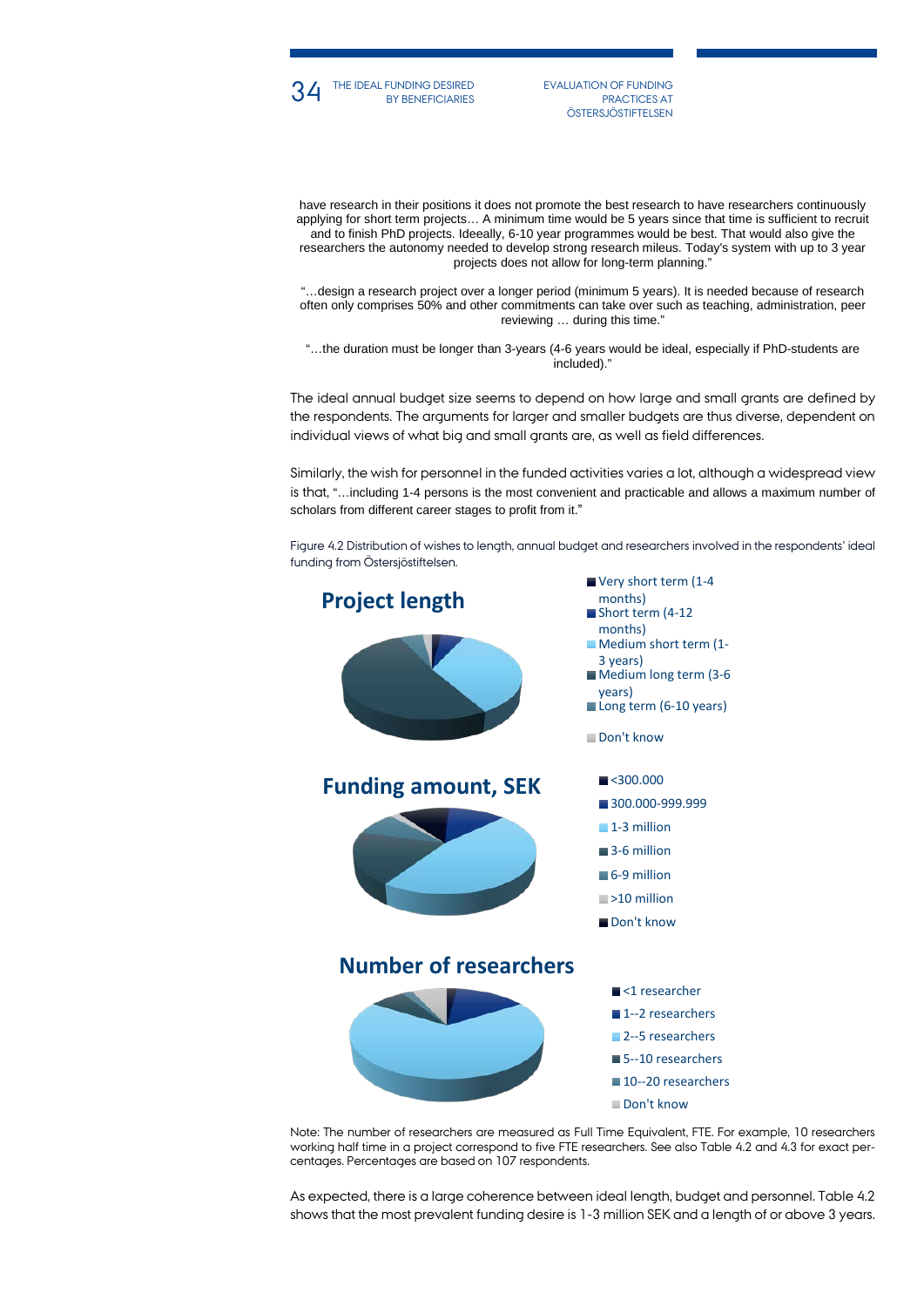have research in their positions it does not promote the best research to have researchers continuously applying for short term projects… A minimum time would be 5 years since that time is sufficient to recruit and to finish PhD projects. Ideeally, 6-10 year programmes would be best. That would also give the researchers the autonomy needed to develop strong research mileus. Today's system with up to 3 year projects does not allow for long-term planning."

"…design a research project over a longer period (minimum 5 years). It is needed because of research often only comprises 50% and other commitments can take over such as teaching, administration, peer reviewing … during this time."

"…the duration must be longer than 3-years (4-6 years would be ideal, especially if PhD-students are included)."

The ideal annual budget size seems to depend on how large and small grants are defined by the respondents. The arguments for larger and smaller budgets are thus diverse, dependent on individual views of what big and small grants are, as well as field differences.

Similarly, the wish for personnel in the funded activities varies a lot, although a widespread view is that, "…including 1-4 persons is the most convenient and practicable and allows a maximum number of scholars from different career stages to profit from it."

Figure 4.2 Distribution of wishes to length, annual budget and researchers involved in the respondents' ideal funding from Östersjöstiftelsen.

**Project length**

- Very short term (1-4 months)
- Short term (4-12 months)
- Medium short term (1-3 years)
- Medium long term (3-6 years)
- Long term (6-10 years)
- Don't know

**Funding amount, SEK**

- <300.000
- 300.000-999.999
- 1-3 million
- 3-6 million
- 6-9 million
- >10 million
- Don't know

**Number of researchers**

- <1 researcher
- 1--2 researchers
- 2--5 researchers
- 5--10 researchers
- 10--20 researchers
- Don't know

Note: The number of researchers are measured as Full Time Equivalent, FTE. For example, 10 researchers working half time in a project correspond to five FTE researchers. See also Table 4.2 and 4.3 for exact percentages. Percentages are based on 107 respondents.

As expected, there is a large coherence between ideal length, budget and personnel. Table 4.2 shows that the most prevalent funding desire is 1-3 million SEK and a length of or above 3 years.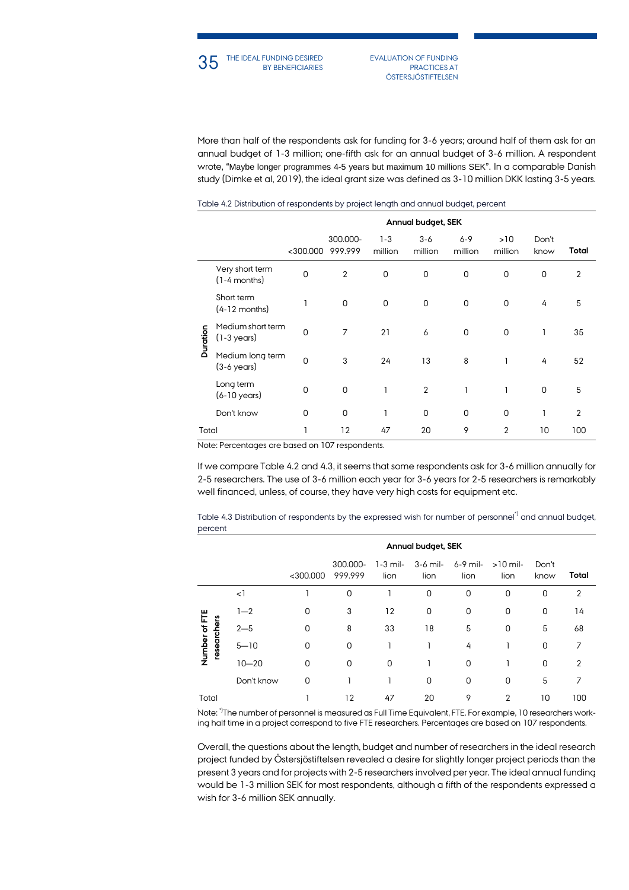More than half of the respondents ask for funding for 3-6 years; around half of them ask for an annual budget of 1-3 million; one-fifth ask for an annual budget of 3-6 million. A respondent wrote, "Maybe longer programmes 4-5 years but maximum 10 millions SEK". In a comparable Danish study (Dimke et al, 2019), the ideal grant size was defined as 3-10 million DKK lasting 3-5 years.

Table 4.2 Distribution of respondents by project length and annual budget, percent

| | | Annual budget, SEK | | | | | | | |
|---|---|---|---|---|---|---|---|---|---|
| | | <300.000 | 300.000-999.999 | 1-3 million | 3-6 million | 6-9 million | >10 million | Don't know | **Total** |
| Duration | Very short term (1-4 months) | 0 | 2 | 0 | 0 | 0 | 0 | 0 | 2 |
| | Short term (4-12 months) | 1 | 0 | 0 | 0 | 0 | 0 | 4 | 5 |
| | Medium short term (1-3 years) | 0 | 7 | 21 | 6 | 0 | 0 | 1 | 35 |
| | Medium long term (3-6 years) | 0 | 3 | 24 | 13 | 8 | 1 | 4 | 52 |
| | Long term (6-10 years) | 0 | 0 | 1 | 2 | 1 | 1 | 0 | 5 |
| | Don't know | 0 | 0 | 1 | 0 | 0 | 0 | 1 | 2 |
| Total | | 1 | 12 | 47 | 20 | 9 | 2 | 10 | 100 |

Note: Percentages are based on 107 respondents.

If we compare Table 4.2 and 4.3, it seems that some respondents ask for 3-6 million annually for 2-5 researchers. The use of 3-6 million each year for 3-6 years for 2-5 researchers is remarkably well financed, unless, of course, they have very high costs for equipment etc.

Table 4.3 Distribution of respondents by the expressed wish for number of personnel*) and annual budget, percent

| | | Annual budget, SEK | | | | | | | |
|---|---|---|---|---|---|---|---|---|---|
| | | <300.000 | 300.000-999.999 | 1-3 million | 3-6 million | 6-9 million | >10 million | Don't know | **Total** |
| Number of FTE researchers | <1 | 1 | 0 | 1 | 0 | 0 | 0 | 0 | 2 |
| | 1—2 | 0 | 3 | 12 | 0 | 0 | 0 | 0 | 14 |
| | 2—5 | 0 | 8 | 33 | 18 | 5 | 0 | 5 | 68 |
| | 5—10 | 0 | 0 | 1 | 1 | 4 | 1 | 0 | 7 |
| | 10—20 | 0 | 0 | 0 | 1 | 0 | 1 | 0 | 2 |
| | Don't know | 0 | 1 | 1 | 0 | 0 | 0 | 5 | 7 |
| Total | | 1 | 12 | 47 | 20 | 9 | 2 | 10 | 100 |

Note: *)The number of personnel is measured as Full Time Equivalent, FTE. For example, 10 researchers working half time in a project correspond to five FTE researchers. Percentages are based on 107 respondents.

Overall, the questions about the length, budget and number of researchers in the ideal research project funded by Östersjöstiftelsen revealed a desire for slightly longer project periods than the present 3 years and for projects with 2-5 researchers involved per year. The ideal annual funding would be 1-3 million SEK for most respondents, although a fifth of the respondents expressed a wish for 3-6 million SEK annually.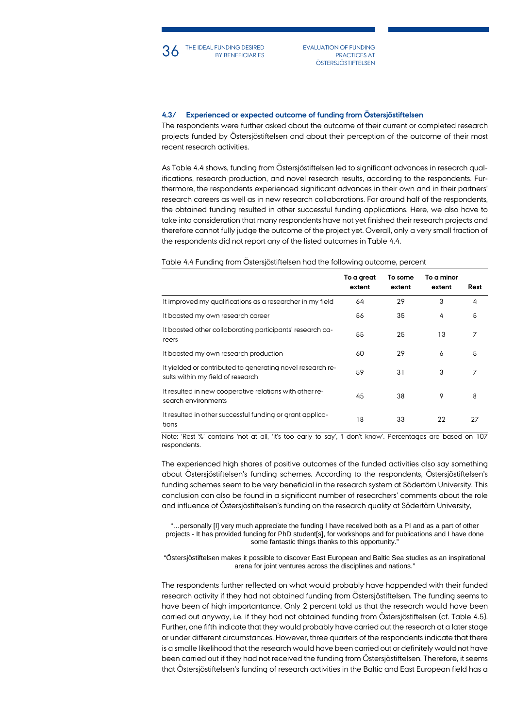### 4.3/ Experienced or expected outcome of funding from Östersjöstiftelsen

The respondents were further asked about the outcome of their current or completed research projects funded by Östersjöstiftelsen and about their perception of the outcome of their most recent research activities.

As Table 4.4 shows, funding from Östersjöstiftelsen led to significant advances in research qualifications, research production, and novel research results, according to the respondents. Furthermore, the respondents experienced significant advances in their own and in their partners' research careers as well as in new research collaborations. For around half of the respondents, the obtained funding resulted in other successful funding applications. Here, we also have to take into consideration that many respondents have not yet finished their research projects and therefore cannot fully judge the outcome of the project yet. Overall, only a very small fraction of the respondents did not report any of the listed outcomes in Table 4.4.

Table 4.4 Funding from Östersjöstiftelsen had the following outcome, percent

| | To a great extent | To some extent | To a minor extent | Rest |
|---|---|---|---|---|
| It improved my qualifications as a researcher in my field | 64 | 29 | 3 | 4 |
| It boosted my own research career | 56 | 35 | 4 | 5 |
| It boosted other collaborating participants' research careers | 55 | 25 | 13 | 7 |
| It boosted my own research production | 60 | 29 | 6 | 5 |
| It yielded or contributed to generating novel research results within my field of research | 59 | 31 | 3 | 7 |
| It resulted in new cooperative relations with other research environments | 45 | 38 | 9 | 8 |
| It resulted in other successful funding or grant applications | 18 | 33 | 22 | 27 |

Note: 'Rest %' contains 'not at all, 'it's too early to say', 'I don't know'. Percentages are based on 107 respondents.

The experienced high shares of positive outcomes of the funded activities also say something about Östersjöstiftelsen's funding schemes. According to the respondents, Östersjöstiftelsen's funding schemes seem to be very beneficial in the research system at Södertörn University. This conclusion can also be found in a significant number of researchers' comments about the role and influence of Östersjöstiftelsen's funding on the research quality at Södertörn University,

> "…personally [I] very much appreciate the funding I have received both as a PI and as a part of other projects - It has provided funding for PhD student[s], for workshops and for publications and I have done some fantastic things thanks to this opportunity."

> "Östersjöstiftelsen makes it possible to discover East European and Baltic Sea studies as an inspirational arena for joint ventures across the disciplines and nations."

The respondents further reflected on what would probably have happended with their funded research activity if they had not obtained funding from Östersjöstiftelsen. The funding seems to have been of high importantance. Only 2 percent told us that the research would have been carried out anyway, i.e. if they had not obtained funding from Östersjöstiftelsen (cf. Table 4.5). Further, one fifth indicate that they would probably have carried out the research at a later stage or under different circumstances. However, three quarters of the respondents indicate that there is a smalle likelihood that the research would have been carried out or definitely would not have been carried out if they had not received the funding from Östersjöstiftelsen. Therefore, it seems that Östersjöstiftelsen's funding of research activities in the Baltic and East European field has a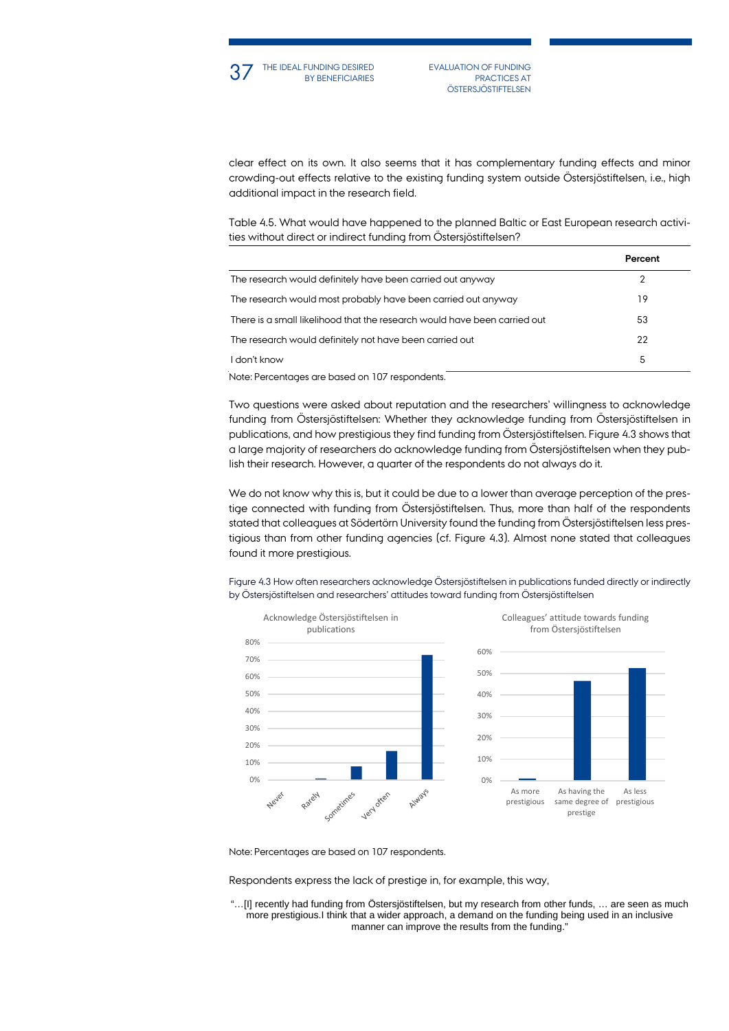clear effect on its own. It also seems that it has complementary funding effects and minor crowding-out effects relative to the existing funding system outside Östersjöstiftelsen, i.e., high additional impact in the research field.

Table 4.5. What would have happened to the planned Baltic or East European research activities without direct or indirect funding from Östersjöstiftelsen?

| | Percent |
|---|---|
| The research would definitely have been carried out anyway | 2 |
| The research would most probably have been carried out anyway | 19 |
| There is a small likelihood that the research would have been carried out | 53 |
| The research would definitely not have been carried out | 22 |
| I don't know | 5 |

Note: Percentages are based on 107 respondents.

Two questions were asked about reputation and the researchers' willingness to acknowledge funding from Östersjöstiftelsen: Whether they acknowledge funding from Östersjöstiftelsen in publications, and how prestigious they find funding from Östersjöstiftelsen. Figure 4.3 shows that a large majority of researchers do acknowledge funding from Östersjöstiftelsen when they publish their research. However, a quarter of the respondents do not always do it.

We do not know why this is, but it could be due to a lower than average perception of the prestige connected with funding from Östersjöstiftelsen. Thus, more than half of the respondents stated that colleagues at Södertörn University found the funding from Östersjöstiftelsen less prestigious than from other funding agencies (cf. Figure 4.3). Almost none stated that colleagues found it more prestigious.

Figure 4.3 How often researchers acknowledge Östersjöstiftelsen in publications funded directly or indirectly by Östersjöstiftelsen and researchers' attitudes toward funding from Östersjöstiftelsen

Note: Percentages are based on 107 respondents.

Respondents express the lack of prestige in, for example, this way,

> "…[I] recently had funding from Östersjöstiftelsen, but my research from other funds, … are seen as much more prestigious.I think that a wider approach, a demand on the funding being used in an inclusive manner can improve the results from the funding."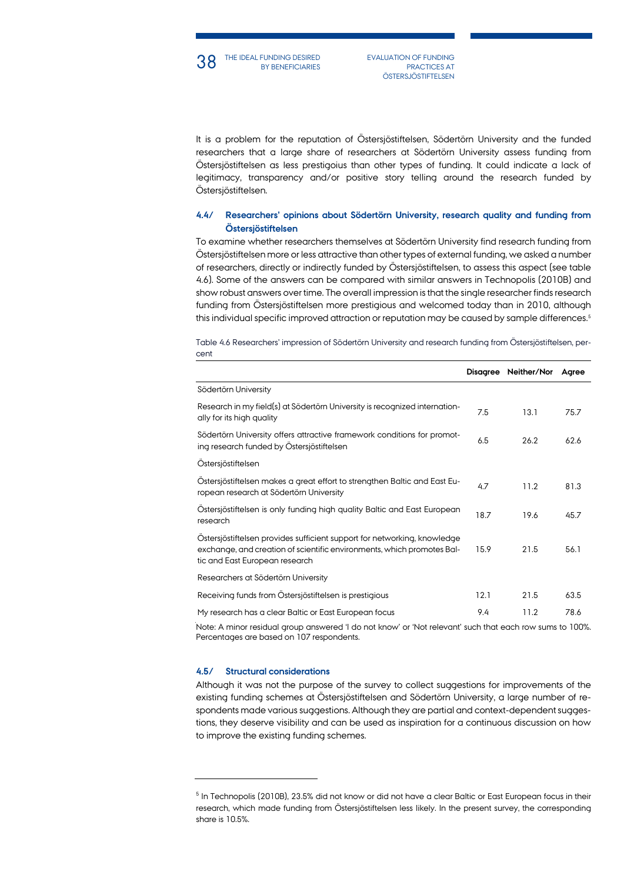It is a problem for the reputation of Östersjöstiftelsen, Södertörn University and the funded researchers that a large share of researchers at Södertörn University assess funding from Östersjöstiftelsen as less prestigoius than other types of funding. It could indicate a lack of legitimacy, transparency and/or positive story telling around the research funded by Östersjöstiftelsen.

### 4.4/ Researchers' opinions about Södertörn University, research quality and funding from Östersjöstiftelsen

To examine whether researchers themselves at Södertörn University find research funding from Östersjöstiftelsen more or less attractive than other types of external funding, we asked a number of researchers, directly or indirectly funded by Östersjöstiftelsen, to assess this aspect (see table 4.6). Some of the answers can be compared with similar answers in Technopolis (2010B) and show robust answers over time. The overall impression is that the single researcher finds research funding from Östersjöstiftelsen more prestigious and welcomed today than in 2010, although this individual specific improved attraction or reputation may be caused by sample differences.[5]

Table 4.6 Researchers' impression of Södertörn University and research funding from Östersjöstiftelsen, percent

| | Disagree | Neither/Nor | Agree |
|---|---|---|---|
| Södertörn University | | | |
| Research in my field(s) at Södertörn University is recognized internationally for its high quality | 7.5 | 13.1 | 75.7 |
| Södertörn University offers attractive framework conditions for promoting research funded by Östersjöstiftelsen | 6.5 | 26.2 | 62.6 |
| Östersjöstiftelsen | | | |
| Östersjöstiftelsen makes a great effort to strengthen Baltic and East European research at Södertörn University | 4.7 | 11.2 | 81.3 |
| Östersjöstiftelsen is only funding high quality Baltic and East European research | 18.7 | 19.6 | 45.7 |
| Östersjöstiftelsen provides sufficient support for networking, knowledge exchange, and creation of scientific environments, which promotes Baltic and East European research | 15.9 | 21.5 | 56.1 |
| Researchers at Södertörn University | | | |
| Receiving funds from Östersjöstiftelsen is prestigious | 12.1 | 21.5 | 63.5 |
| My research has a clear Baltic or East European focus | 9.4 | 11.2 | 78.6 |

Note: A minor residual group answered 'I do not know' or 'Not relevant' such that each row sums to 100%. Percentages are based on 107 respondents.

### 4.5/ Structural considerations

Although it was not the purpose of the survey to collect suggestions for improvements of the existing funding schemes at Östersjöstiftelsen and Södertörn University, a large number of respondents made various suggestions. Although they are partial and context-dependent suggestions, they deserve visibility and can be used as inspiration for a continuous discussion on how to improve the existing funding schemes.

---

[5] In Technopolis (2010B), 23.5% did not know or did not have a clear Baltic or East European focus in their research, which made funding from Östersjöstiftelsen less likely. In the present survey, the corresponding share is 10.5%.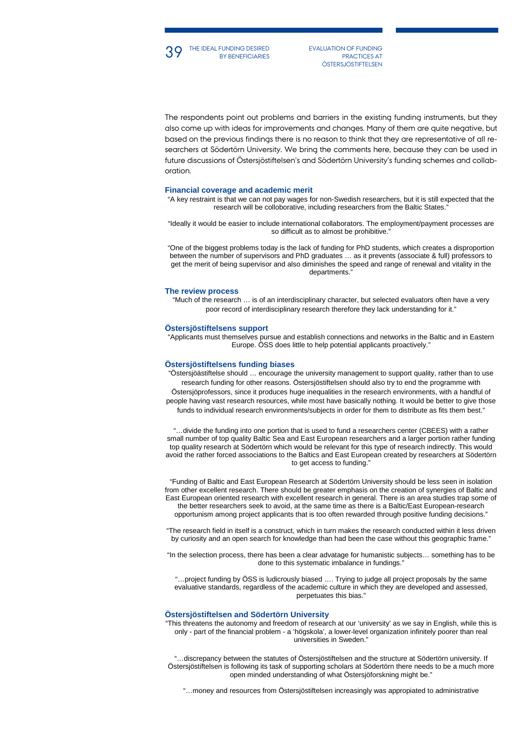The respondents point out problems and barriers in the existing funding instruments, but they also come up with ideas for improvements and changes. Many of them are quite negative, but based on the previous findings there is no reason to think that they are representative of all researchers at Södertörn University. We bring the comments here, because they can be used in future discussions of Östersjöstiftelsen's and Södertörn University's funding schemes and collaboration.

### Financial coverage and academic merit

"A key restraint is that we can not pay wages for non-Swedish researchers, but it is still expected that the research will be colloborative, including researchers from the Baltic States."

"Ideally it would be easier to include international collaborators. The employment/payment processes are so difficult as to almost be prohibitive."

"One of the biggest problems today is the lack of funding for PhD students, which creates a disproportion between the number of supervisors and PhD graduates … as it prevents (associate & full) professors to get the merit of being supervisor and also diminishes the speed and range of renewal and vitality in the departments."

### The review process

"Much of the research … is of an interdisciplinary character, but selected evaluators often have a very poor record of interdisciplinary research therefore they lack understanding for it."

### Östersjöstiftelsens support

"Applicants must themselves pursue and establish connections and networks in the Baltic and in Eastern Europe. ÖSS does little to help potential applicants proactively."

### Östersjöstiftelsens funding biases

"Östersjöästiftelse should … encourage the university management to support quality, rather than to use research funding for other reasons. Östersjöstiftelsen should also try to end the programme with Östersjöprofessors, since it produces huge inequalities in the research environments, with a handful of people having vast research resources, while most have basically nothing. It would be better to give those funds to individual research environments/subjects in order for them to distribute as fits them best."

"…divide the funding into one portion that is used to fund a researchers center (CBEES) with a rather small number of top quality Baltic Sea and East European researchers and a larger portion rather funding top quality research at Södertörn which would be relevant for this type of research indirectly. This would avoid the rather forced associations to the Baltics and East European created by researchers at Södertörn to get access to funding."

"Funding of Baltic and East European Research at Södertörn University should be less seen in isolation from other excellent research. There should be greater emphasis on the creation of synergies of Baltic and East European oriented research with excellent research in general. There is an area studies trap some of the better researchers seek to avoid, at the same time as there is a Baltic/East European-research opportunism among project applicants that is too often rewarded through positive funding decisions."

"The research field in itself is a construct, which in turn makes the research conducted within it less driven by curiosity and an open search for knowledge than had been the case without this geographic frame."

"In the selection process, there has been a clear advatage for humanistic subjects… something has to be done to this systematic imbalance in fundings."

"…project funding by ÖSS is ludicrously biased …. Trying to judge all project proposals by the same evaluative standards, regardless of the academic culture in which they are developed and assessed, perpetuates this bias."

### Östersjöstiftelsen and Södertörn University

"This threatens the autonomy and freedom of research at our 'university' as we say in English, while this is only - part of the financial problem - a 'högskola', a lower-level organization infinitely poorer than real universities in Sweden."

"…discrepancy between the statutes of Östersjöstiftelsen and the structure at Södertörn university. If Östersjöstiftelsen is following its task of supporting scholars at Södertörn there needs to be a much more open minded understanding of what Östersjöforskning might be."

"…money and resources from Östersjöstiftelsen increasingly was appropiated to administrative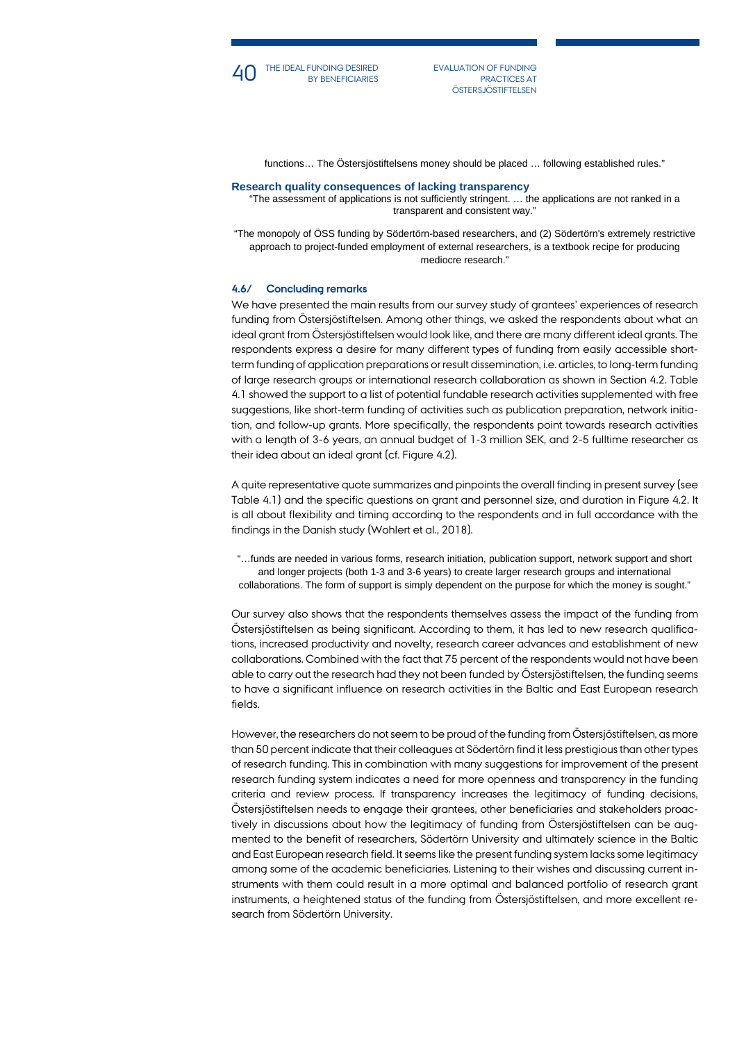functions… The Östersjöstiftelsens money should be placed … following established rules."

**Research quality consequences of lacking transparency**

"The assessment of applications is not sufficiently stringent. … the applications are not ranked in a transparent and consistent way."

"The monopoly of ÖSS funding by Södertörn-based researchers, and (2) Södertörn's extremely restrictive approach to project-funded employment of external researchers, is a textbook recipe for producing mediocre research."

### 4.6/ Concluding remarks

We have presented the main results from our survey study of grantees' experiences of research funding from Östersjöstiftelsen. Among other things, we asked the respondents about what an ideal grant from Östersjöstiftelsen would look like, and there are many different ideal grants. The respondents express a desire for many different types of funding from easily accessible short-term funding of application preparations or result dissemination, i.e. articles, to long-term funding of large research groups or international research collaboration as shown in Section 4.2. Table 4.1 showed the support to a list of potential fundable research activities supplemented with free suggestions, like short-term funding of activities such as publication preparation, network initiation, and follow-up grants. More specifically, the respondents point towards research activities with a length of 3-6 years, an annual budget of 1-3 million SEK, and 2-5 fulltime researcher as their idea about an ideal grant (cf. Figure 4.2).

A quite representative quote summarizes and pinpoints the overall finding in present survey (see Table 4.1) and the specific questions on grant and personnel size, and duration in Figure 4.2. It is all about flexibility and timing according to the respondents and in full accordance with the findings in the Danish study (Wohlert et al., 2018).

"…funds are needed in various forms, research initiation, publication support, network support and short and longer projects (both 1-3 and 3-6 years) to create larger research groups and international collaborations. The form of support is simply dependent on the purpose for which the money is sought."

Our survey also shows that the respondents themselves assess the impact of the funding from Östersjöstiftelsen as being significant. According to them, it has led to new research qualifications, increased productivity and novelty, research career advances and establishment of new collaborations. Combined with the fact that 75 percent of the respondents would not have been able to carry out the research had they not been funded by Östersjöstiftelsen, the funding seems to have a significant influence on research activities in the Baltic and East European research fields.

However, the researchers do not seem to be proud of the funding from Östersjöstiftelsen, as more than 50 percent indicate that their colleagues at Södertörn find it less prestigious than other types of research funding. This in combination with many suggestions for improvement of the present research funding system indicates a need for more openness and transparency in the funding criteria and review process. If transparency increases the legitimacy of funding decisions, Östersjöstiftelsen needs to engage their grantees, other beneficiaries and stakeholders proactively in discussions about how the legitimacy of funding from Östersjöstiftelsen can be augmented to the benefit of researchers, Södertörn University and ultimately science in the Baltic and East European research field. It seems like the present funding system lacks some legitimacy among some of the academic beneficiaries. Listening to their wishes and discussing current instruments with them could result in a more optimal and balanced portfolio of research grant instruments, a heightened status of the funding from Östersjöstiftelsen, and more excellent research from Södertörn University.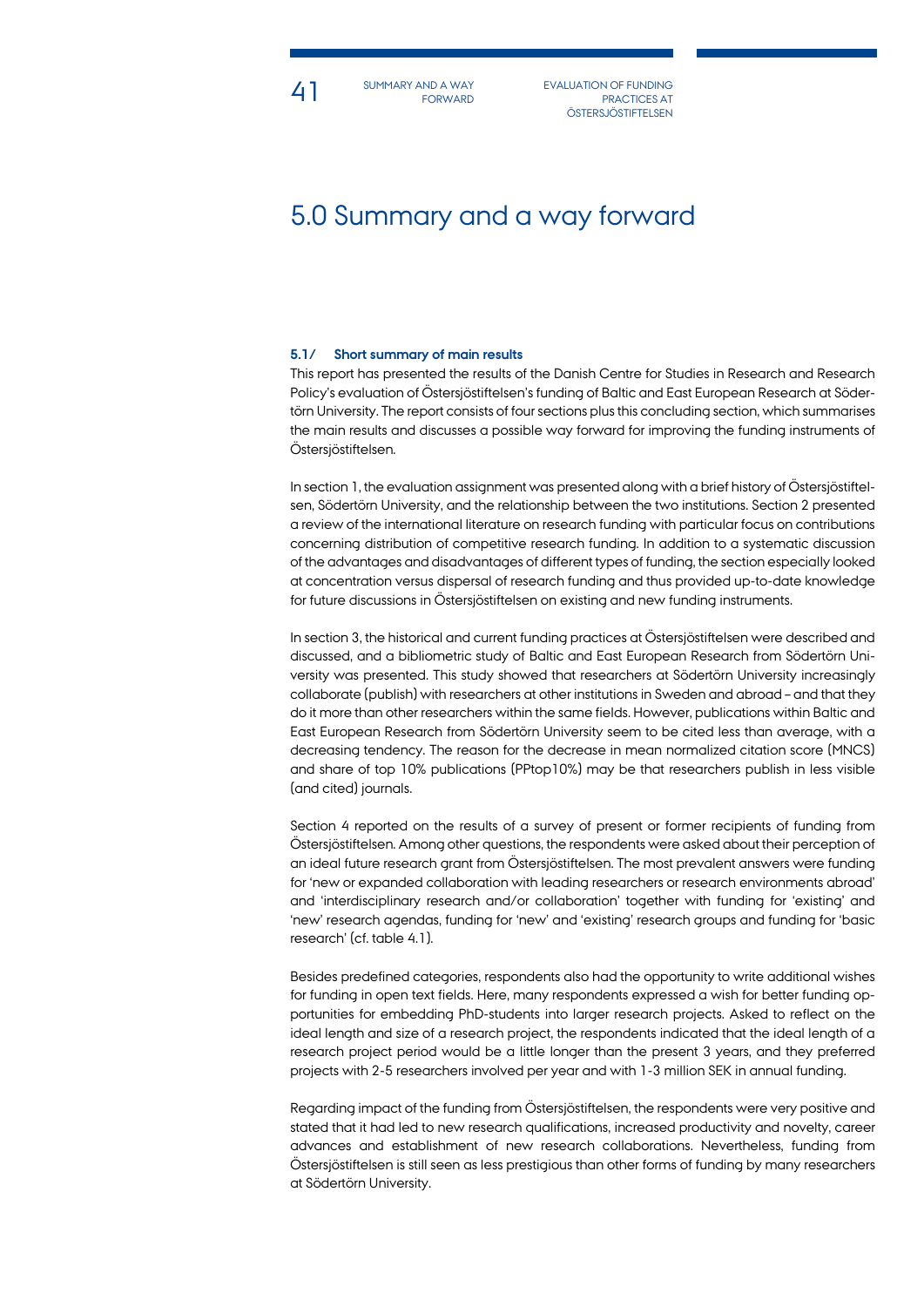# 5.0 Summary and a way forward

### 5.1/ Short summary of main results

This report has presented the results of the Danish Centre for Studies in Research and Research Policy's evaluation of Östersjöstiftelsen's funding of Baltic and East European Research at Södertörn University. The report consists of four sections plus this concluding section, which summarises the main results and discusses a possible way forward for improving the funding instruments of Östersjöstiftelsen.

In section 1, the evaluation assignment was presented along with a brief history of Östersjöstiftelsen, Södertörn University, and the relationship between the two institutions. Section 2 presented a review of the international literature on research funding with particular focus on contributions concerning distribution of competitive research funding. In addition to a systematic discussion of the advantages and disadvantages of different types of funding, the section especially looked at concentration versus dispersal of research funding and thus provided up-to-date knowledge for future discussions in Östersjöstiftelsen on existing and new funding instruments.

In section 3, the historical and current funding practices at Östersjöstiftelsen were described and discussed, and a bibliometric study of Baltic and East European Research from Södertörn University was presented. This study showed that researchers at Södertörn University increasingly collaborate (publish) with researchers at other institutions in Sweden and abroad – and that they do it more than other researchers within the same fields. However, publications within Baltic and East European Research from Södertörn University seem to be cited less than average, with a decreasing tendency. The reason for the decrease in mean normalized citation score (MNCS) and share of top 10% publications (PPtop10%) may be that researchers publish in less visible (and cited) journals.

Section 4 reported on the results of a survey of present or former recipients of funding from Östersjöstiftelsen. Among other questions, the respondents were asked about their perception of an ideal future research grant from Östersjöstiftelsen. The most prevalent answers were funding for 'new or expanded collaboration with leading researchers or research environments abroad' and 'interdisciplinary research and/or collaboration' together with funding for 'existing' and 'new' research agendas, funding for 'new' and 'existing' research groups and funding for 'basic research' (cf. table 4.1).

Besides predefined categories, respondents also had the opportunity to write additional wishes for funding in open text fields. Here, many respondents expressed a wish for better funding opportunities for embedding PhD-students into larger research projects. Asked to reflect on the ideal length and size of a research project, the respondents indicated that the ideal length of a research project period would be a little longer than the present 3 years, and they preferred projects with 2-5 researchers involved per year and with 1-3 million SEK in annual funding.

Regarding impact of the funding from Östersjöstiftelsen, the respondents were very positive and stated that it had led to new research qualifications, increased productivity and novelty, career advances and establishment of new research collaborations. Nevertheless, funding from Östersjöstiftelsen is still seen as less prestigious than other forms of funding by many researchers at Södertörn University.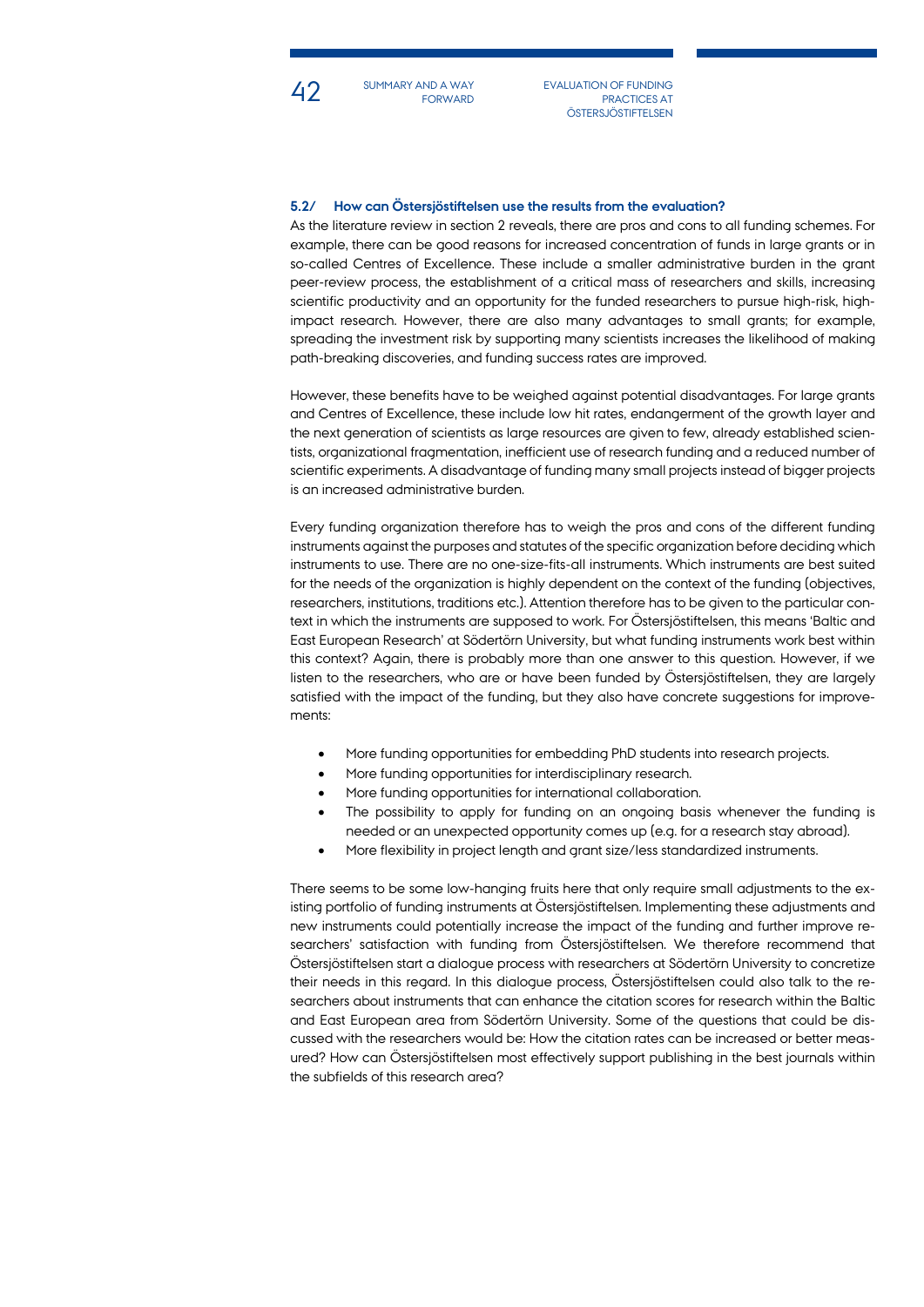### 5.2/ How can Östersjöstiftelsen use the results from the evaluation?

As the literature review in section 2 reveals, there are pros and cons to all funding schemes. For example, there can be good reasons for increased concentration of funds in large grants or in so-called Centres of Excellence. These include a smaller administrative burden in the grant peer-review process, the establishment of a critical mass of researchers and skills, increasing scientific productivity and an opportunity for the funded researchers to pursue high-risk, high-impact research. However, there are also many advantages to small grants; for example, spreading the investment risk by supporting many scientists increases the likelihood of making path-breaking discoveries, and funding success rates are improved.

However, these benefits have to be weighed against potential disadvantages. For large grants and Centres of Excellence, these include low hit rates, endangerment of the growth layer and the next generation of scientists as large resources are given to few, already established scientists, organizational fragmentation, inefficient use of research funding and a reduced number of scientific experiments. A disadvantage of funding many small projects instead of bigger projects is an increased administrative burden.

Every funding organization therefore has to weigh the pros and cons of the different funding instruments against the purposes and statutes of the specific organization before deciding which instruments to use. There are no one-size-fits-all instruments. Which instruments are best suited for the needs of the organization is highly dependent on the context of the funding (objectives, researchers, institutions, traditions etc.). Attention therefore has to be given to the particular context in which the instruments are supposed to work. For Östersjöstiftelsen, this means 'Baltic and East European Research' at Södertörn University, but what funding instruments work best within this context? Again, there is probably more than one answer to this question. However, if we listen to the researchers, who are or have been funded by Östersjöstiftelsen, they are largely satisfied with the impact of the funding, but they also have concrete suggestions for improvements:

- More funding opportunities for embedding PhD students into research projects.
- More funding opportunities for interdisciplinary research.
- More funding opportunities for international collaboration.
- The possibility to apply for funding on an ongoing basis whenever the funding is needed or an unexpected opportunity comes up (e.g. for a research stay abroad).
- More flexibility in project length and grant size/less standardized instruments.

There seems to be some low-hanging fruits here that only require small adjustments to the existing portfolio of funding instruments at Östersjöstiftelsen. Implementing these adjustments and new instruments could potentially increase the impact of the funding and further improve researchers' satisfaction with funding from Östersjöstiftelsen. We therefore recommend that Östersjöstiftelsen start a dialogue process with researchers at Södertörn University to concretize their needs in this regard. In this dialogue process, Östersjöstiftelsen could also talk to the researchers about instruments that can enhance the citation scores for research within the Baltic and East European area from Södertörn University. Some of the questions that could be discussed with the researchers would be: How the citation rates can be increased or better measured? How can Östersjöstiftelsen most effectively support publishing in the best journals within the subfields of this research area?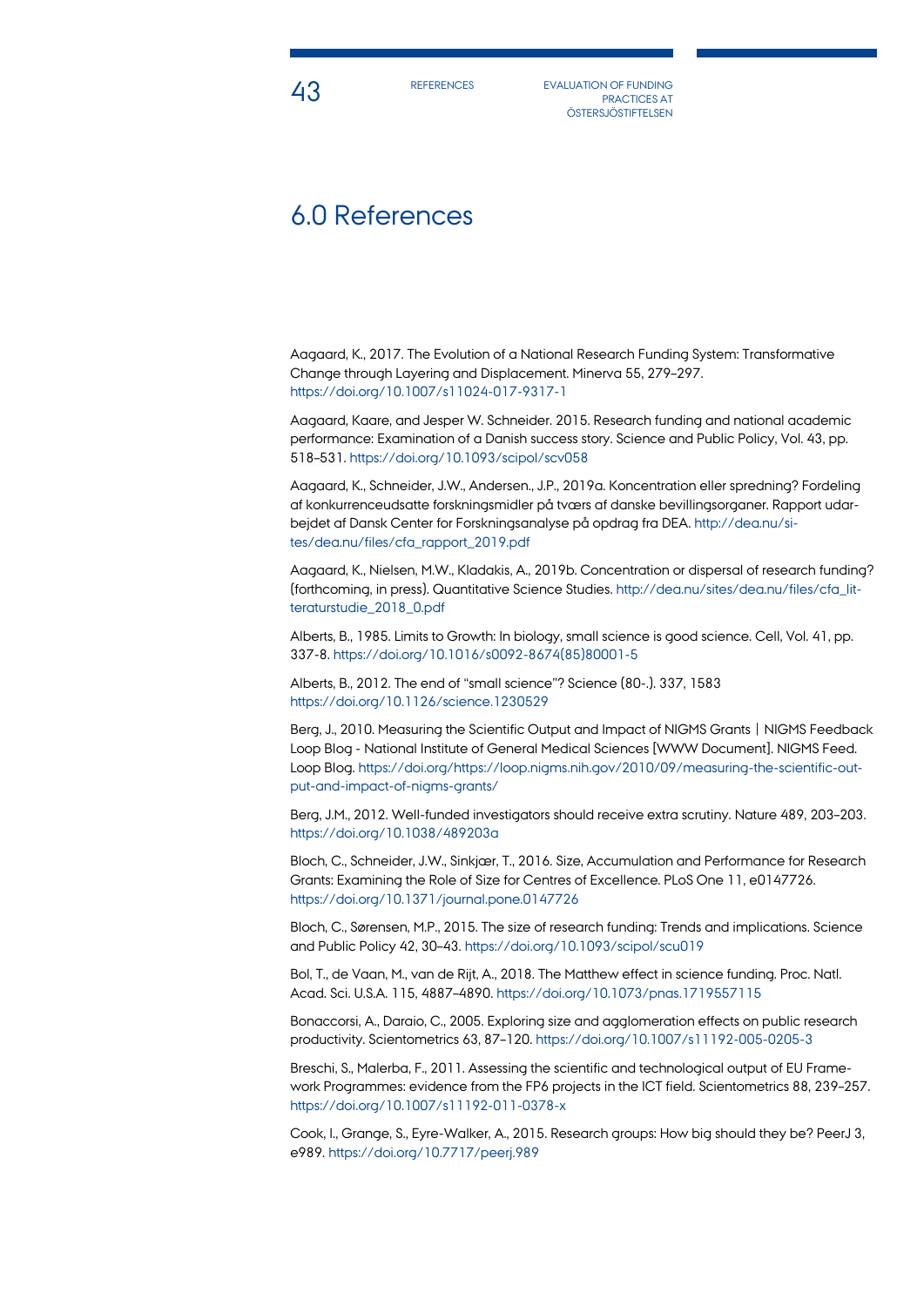# 6.0 References

Aagaard, K., 2017. The Evolution of a National Research Funding System: Transformative Change through Layering and Displacement. Minerva 55, 279–297. https://doi.org/10.1007/s11024-017-9317-1

Aagaard, Kaare, and Jesper W. Schneider. 2015. Research funding and national academic performance: Examination of a Danish success story. Science and Public Policy, Vol. 43, pp. 518–531. https://doi.org/10.1093/scipol/scv058

Aagaard, K., Schneider, J.W., Andersen., J.P., 2019a. Koncentration eller spredning? Fordeling af konkurrenceudsatte forskningsmidler på tværs af danske bevillingsorganer. Rapport udarbejdet af Dansk Center for Forskningsanalyse på opdrag fra DEA. http://dea.nu/sites/dea.nu/files/cfa_rapport_2019.pdf

Aagaard, K., Nielsen, M.W., Kladakis, A., 2019b. Concentration or dispersal of research funding? (forthcoming, in press). Quantitative Science Studies. http://dea.nu/sites/dea.nu/files/cfa_litteraturstudie_2018_0.pdf

Alberts, B., 1985. Limits to Growth: In biology, small science is good science. Cell, Vol. 41, pp. 337-8. https://doi.org/10.1016/s0092-8674(85)80001-5

Alberts, B., 2012. The end of "small science"? Science (80-.). 337, 1583 https://doi.org/10.1126/science.1230529

Berg, J., 2010. Measuring the Scientific Output and Impact of NIGMS Grants | NIGMS Feedback Loop Blog - National Institute of General Medical Sciences [WWW Document]. NIGMS Feed. Loop Blog. https://doi.org/https://loop.nigms.nih.gov/2010/09/measuring-the-scientific-output-and-impact-of-nigms-grants/

Berg, J.M., 2012. Well-funded investigators should receive extra scrutiny. Nature 489, 203–203. https://doi.org/10.1038/489203a

Bloch, C., Schneider, J.W., Sinkjær, T., 2016. Size, Accumulation and Performance for Research Grants: Examining the Role of Size for Centres of Excellence. PLoS One 11, e0147726. https://doi.org/10.1371/journal.pone.0147726

Bloch, C., Sørensen, M.P., 2015. The size of research funding: Trends and implications. Science and Public Policy 42, 30–43. https://doi.org/10.1093/scipol/scu019

Bol, T., de Vaan, M., van de Rijt, A., 2018. The Matthew effect in science funding. Proc. Natl. Acad. Sci. U.S.A. 115, 4887–4890. https://doi.org/10.1073/pnas.1719557115

Bonaccorsi, A., Daraio, C., 2005. Exploring size and agglomeration effects on public research productivity. Scientometrics 63, 87–120. https://doi.org/10.1007/s11192-005-0205-3

Breschi, S., Malerba, F., 2011. Assessing the scientific and technological output of EU Framework Programmes: evidence from the FP6 projects in the ICT field. Scientometrics 88, 239–257. https://doi.org/10.1007/s11192-011-0378-x

Cook, I., Grange, S., Eyre-Walker, A., 2015. Research groups: How big should they be? PeerJ 3, e989. https://doi.org/10.7717/peerj.989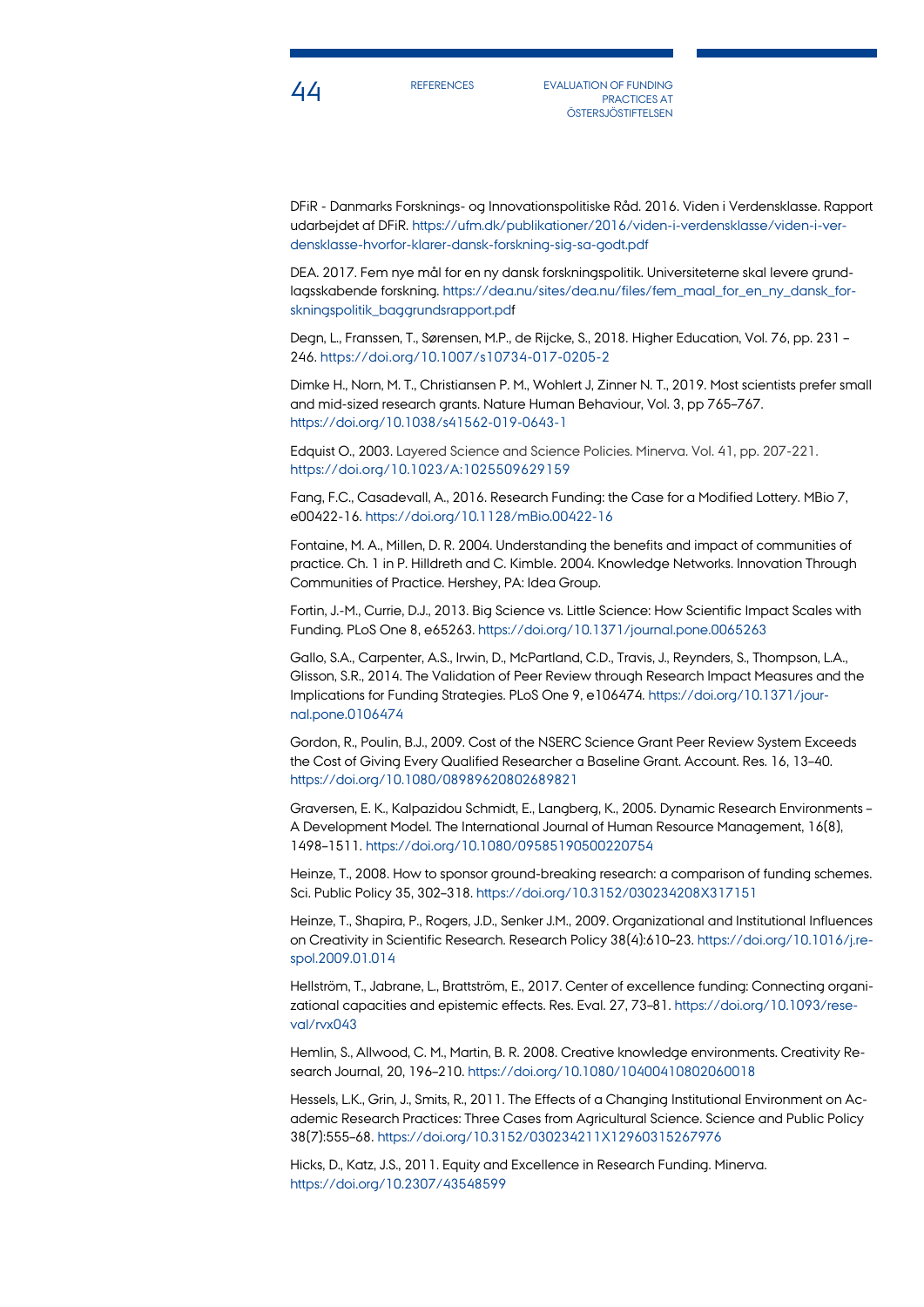DFiR - Danmarks Forsknings- og Innovationspolitiske Råd. 2016. Viden i Verdensklasse. Rapport udarbejdet af DFiR. https://ufm.dk/publikationer/2016/viden-i-verdensklasse/viden-i-verdensklasse-hvorfor-klarer-dansk-forskning-sig-sa-godt.pdf

DEA. 2017. Fem nye mål for en ny dansk forskningspolitik. Universiteterne skal levere grundlagsskabende forskning. https://dea.nu/sites/dea.nu/files/fem_maal_for_en_ny_dansk_forskningspolitik_baggrundsrapport.pdf

Degn, L., Franssen, T., Sørensen, M.P., de Rijcke, S., 2018. Higher Education, Vol. 76, pp. 231 – 246. https://doi.org/10.1007/s10734-017-0205-2

Dimke H., Norn, M. T., Christiansen P. M., Wohlert J, Zinner N. T., 2019. Most scientists prefer small and mid-sized research grants. Nature Human Behaviour, Vol. 3, pp 765–767. https://doi.org/10.1038/s41562-019-0643-1

Edquist O., 2003. Layered Science and Science Policies. Minerva. Vol. 41, pp. 207-221. https://doi.org/10.1023/A:1025509629159

Fang, F.C., Casadevall, A., 2016. Research Funding: the Case for a Modified Lottery. MBio 7, e00422-16. https://doi.org/10.1128/mBio.00422-16

Fontaine, M. A., Millen, D. R. 2004. Understanding the benefits and impact of communities of practice. Ch. 1 in P. Hilldreth and C. Kimble. 2004. Knowledge Networks. Innovation Through Communities of Practice. Hershey, PA: Idea Group.

Fortin, J.-M., Currie, D.J., 2013. Big Science vs. Little Science: How Scientific Impact Scales with Funding. PLoS One 8, e65263. https://doi.org/10.1371/journal.pone.0065263

Gallo, S.A., Carpenter, A.S., Irwin, D., McPartland, C.D., Travis, J., Reynders, S., Thompson, L.A., Glisson, S.R., 2014. The Validation of Peer Review through Research Impact Measures and the Implications for Funding Strategies. PLoS One 9, e106474. https://doi.org/10.1371/journal.pone.0106474

Gordon, R., Poulin, B.J., 2009. Cost of the NSERC Science Grant Peer Review System Exceeds the Cost of Giving Every Qualified Researcher a Baseline Grant. Account. Res. 16, 13–40. https://doi.org/10.1080/08989620802689821

Graversen, E. K., Kalpazidou Schmidt, E., Langberg, K., 2005. Dynamic Research Environments – A Development Model. The International Journal of Human Resource Management, 16(8), 1498–1511. https://doi.org/10.1080/09585190500220754

Heinze, T., 2008. How to sponsor ground-breaking research: a comparison of funding schemes. Sci. Public Policy 35, 302–318. https://doi.org/10.3152/030234208X317151

Heinze, T., Shapira, P., Rogers, J.D., Senker J.M., 2009. Organizational and Institutional Influences on Creativity in Scientific Research. Research Policy 38(4):610–23. https://doi.org/10.1016/j.respol.2009.01.014

Hellström, T., Jabrane, L., Brattström, E., 2017. Center of excellence funding: Connecting organizational capacities and epistemic effects. Res. Eval. 27, 73–81. https://doi.org/10.1093/reseval/rvx043

Hemlin, S., Allwood, C. M., Martin, B. R. 2008. Creative knowledge environments. Creativity Research Journal, 20, 196–210. https://doi.org/10.1080/10400410802060018

Hessels, L.K., Grin, J., Smits, R., 2011. The Effects of a Changing Institutional Environment on Academic Research Practices: Three Cases from Agricultural Science. Science and Public Policy 38(7):555–68. https://doi.org/10.3152/030234211X12960315267976

Hicks, D., Katz, J.S., 2011. Equity and Excellence in Research Funding. Minerva. https://doi.org/10.2307/43548599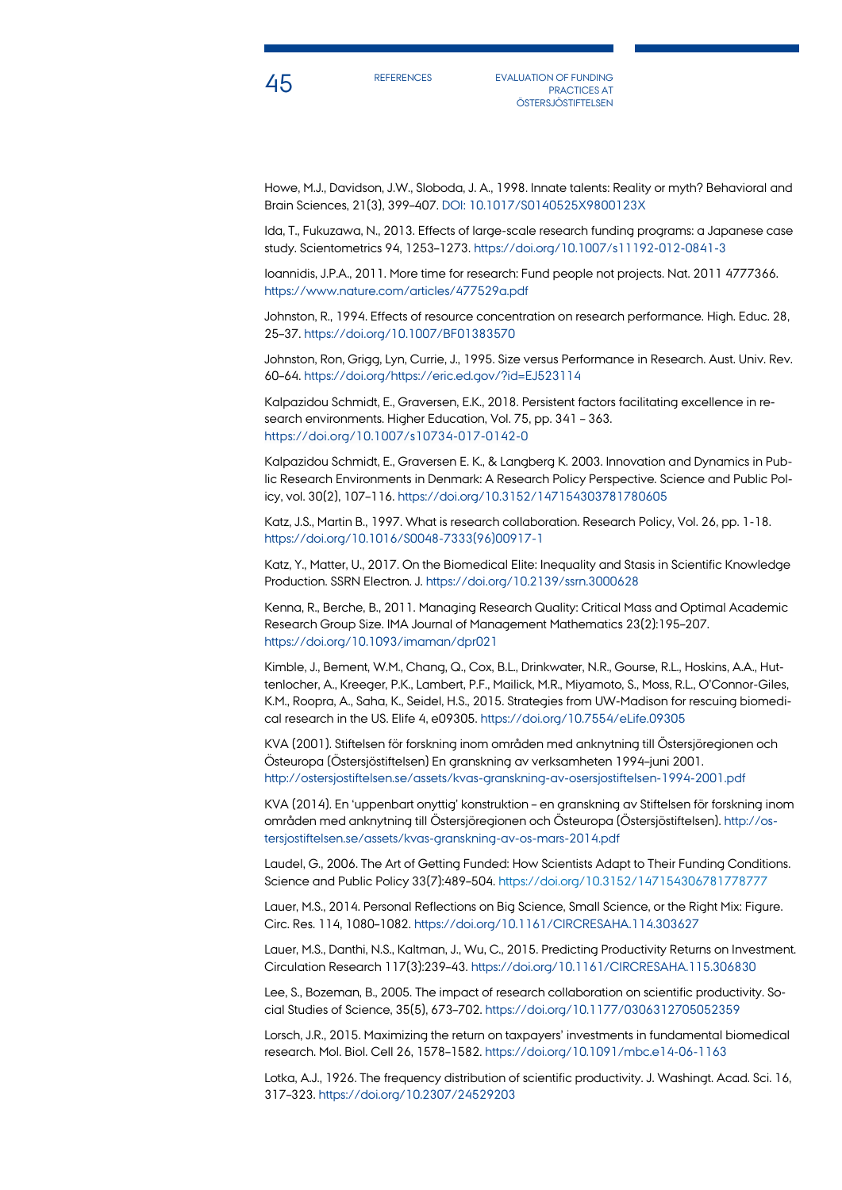Howe, M.J., Davidson, J.W., Sloboda, J. A., 1998. Innate talents: Reality or myth? Behavioral and Brain Sciences, 21(3), 399–407. DOI: 10.1017/S0140525X9800123X

Ida, T., Fukuzawa, N., 2013. Effects of large-scale research funding programs: a Japanese case study. Scientometrics 94, 1253–1273. https://doi.org/10.1007/s11192-012-0841-3

Ioannidis, J.P.A., 2011. More time for research: Fund people not projects. Nat. 2011 4777366. https://www.nature.com/articles/477529a.pdf

Johnston, R., 1994. Effects of resource concentration on research performance. High. Educ. 28, 25–37. https://doi.org/10.1007/BF01383570

Johnston, Ron, Grigg, Lyn, Currie, J., 1995. Size versus Performance in Research. Aust. Univ. Rev. 60–64. https://doi.org/https://eric.ed.gov/?id=EJ523114

Kalpazidou Schmidt, E., Graversen, E.K., 2018. Persistent factors facilitating excellence in research environments. Higher Education, Vol. 75, pp. 341 – 363. https://doi.org/10.1007/s10734-017-0142-0

Kalpazidou Schmidt, E., Graversen E. K., & Langberg K. 2003. Innovation and Dynamics in Public Research Environments in Denmark: A Research Policy Perspective. Science and Public Policy, vol. 30(2), 107–116. https://doi.org/10.3152/147154303781780605

Katz, J.S., Martin B., 1997. What is research collaboration. Research Policy, Vol. 26, pp. 1-18. https://doi.org/10.1016/S0048-7333(96)00917-1

Katz, Y., Matter, U., 2017. On the Biomedical Elite: Inequality and Stasis in Scientific Knowledge Production. SSRN Electron. J. https://doi.org/10.2139/ssrn.3000628

Kenna, R., Berche, B., 2011. Managing Research Quality: Critical Mass and Optimal Academic Research Group Size. IMA Journal of Management Mathematics 23(2):195–207. https://doi.org/10.1093/imaman/dpr021

Kimble, J., Bement, W.M., Chang, Q., Cox, B.L., Drinkwater, N.R., Gourse, R.L., Hoskins, A.A., Huttenlocher, A., Kreeger, P.K., Lambert, P.F., Mailick, M.R., Miyamoto, S., Moss, R.L., O'Connor-Giles, K.M., Roopra, A., Saha, K., Seidel, H.S., 2015. Strategies from UW-Madison for rescuing biomedical research in the US. Elife 4, e09305. https://doi.org/10.7554/eLife.09305

KVA (2001). Stiftelsen för forskning inom områden med anknytning till Östersjöregionen och Östeuropa (Östersjöstiftelsen) En granskning av verksamheten 1994–juni 2001. http://ostersjostiftelsen.se/assets/kvas-granskning-av-osersjostiftelsen-1994-2001.pdf

KVA (2014). En 'uppenbart onyttig' konstruktion – en granskning av Stiftelsen för forskning inom områden med anknytning till Östersjöregionen och Östeuropa (Östersjöstiftelsen). http://ostersjostiftelsen.se/assets/kvas-granskning-av-os-mars-2014.pdf

Laudel, G., 2006. The Art of Getting Funded: How Scientists Adapt to Their Funding Conditions. Science and Public Policy 33(7):489–504. https://doi.org/10.3152/147154306781778777

Lauer, M.S., 2014. Personal Reflections on Big Science, Small Science, or the Right Mix: Figure. Circ. Res. 114, 1080–1082. https://doi.org/10.1161/CIRCRESAHA.114.303627

Lauer, M.S., Danthi, N.S., Kaltman, J., Wu, C., 2015. Predicting Productivity Returns on Investment. Circulation Research 117(3):239–43. https://doi.org/10.1161/CIRCRESAHA.115.306830

Lee, S., Bozeman, B., 2005. The impact of research collaboration on scientific productivity. Social Studies of Science, 35(5), 673–702. https://doi.org/10.1177/0306312705052359

Lorsch, J.R., 2015. Maximizing the return on taxpayers' investments in fundamental biomedical research. Mol. Biol. Cell 26, 1578–1582. https://doi.org/10.1091/mbc.e14-06-1163

Lotka, A.J., 1926. The frequency distribution of scientific productivity. J. Washingt. Acad. Sci. 16, 317–323. https://doi.org/10.2307/24529203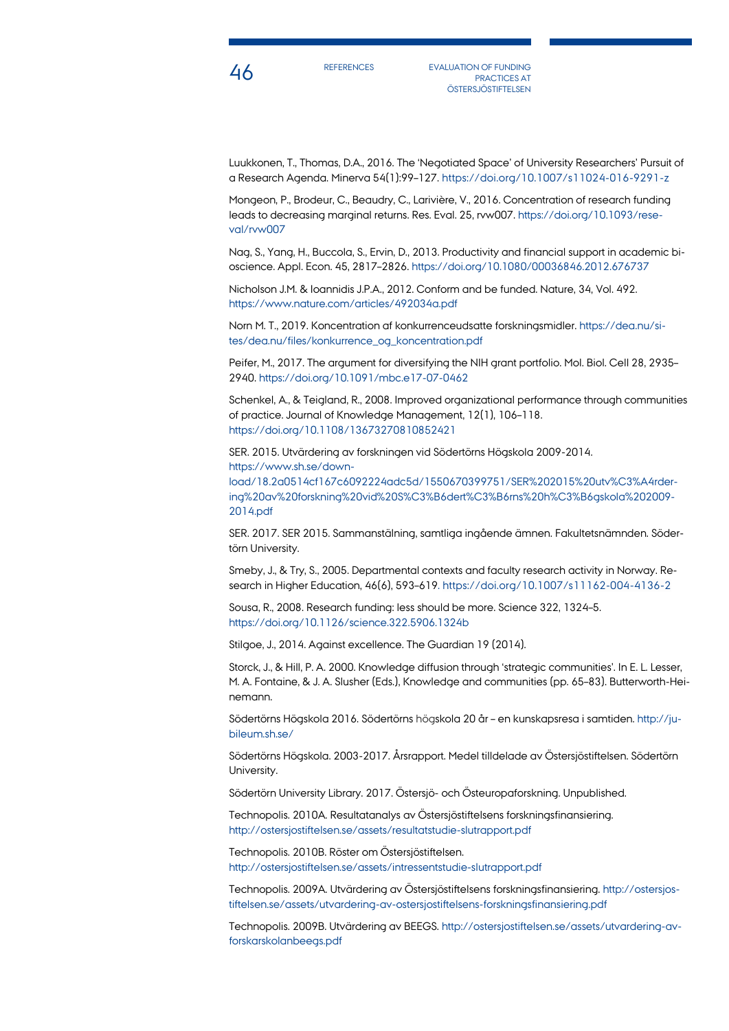Luukkonen, T., Thomas, D.A., 2016. The 'Negotiated Space' of University Researchers' Pursuit of a Research Agenda. Minerva 54(1):99–127. https://doi.org/10.1007/s11024-016-9291-z

Mongeon, P., Brodeur, C., Beaudry, C., Larivière, V., 2016. Concentration of research funding leads to decreasing marginal returns. Res. Eval. 25, rvw007. https://doi.org/10.1093/reseval/rvw007

Nag, S., Yang, H., Buccola, S., Ervin, D., 2013. Productivity and financial support in academic bioscience. Appl. Econ. 45, 2817–2826. https://doi.org/10.1080/00036846.2012.676737

Nicholson J.M. & Ioannidis J.P.A., 2012. Conform and be funded. Nature, 34, Vol. 492. https://www.nature.com/articles/492034a.pdf

Norn M. T., 2019. Koncentration af konkurrenceudsatte forskningsmidler. https://dea.nu/sites/dea.nu/files/konkurrence_og_koncentration.pdf

Peifer, M., 2017. The argument for diversifying the NIH grant portfolio. Mol. Biol. Cell 28, 2935–2940. https://doi.org/10.1091/mbc.e17-07-0462

Schenkel, A., & Teigland, R., 2008. Improved organizational performance through communities of practice. Journal of Knowledge Management, 12(1), 106–118. https://doi.org/10.1108/13673270810852421

SER. 2015. Utvärdering av forskningen vid Södertörns Högskola 2009-2014. https://www.sh.se/download/18.2a0514cf167c6092224adc5d/1550670399751/SER%202015%20utv%C3%A4rdering%20av%20forskning%20vid%20S%C3%B6dert%C3%B6rns%20h%C3%B6gskola%202009-2014.pdf

SER. 2017. SER 2015. Sammanställning, samtliga ingående ämnen. Fakultetsnämnden. Södertörn University.

Smeby, J., & Try, S., 2005. Departmental contexts and faculty research activity in Norway. Research in Higher Education, 46(6), 593–619. https://doi.org/10.1007/s11162-004-4136-2

Sousa, R., 2008. Research funding: less should be more. Science 322, 1324–5. https://doi.org/10.1126/science.322.5906.1324b

Stilgoe, J., 2014. Against excellence. The Guardian 19 (2014).

Storck, J., & Hill, P. A. 2000. Knowledge diffusion through 'strategic communities'. In E. L. Lesser, M. A. Fontaine, & J. A. Slusher (Eds.), Knowledge and communities (pp. 65–83). Butterworth-Heinemann.

Södertörns Högskola 2016. Södertörns högskola 20 år – en kunskapsresa i samtiden. http://jubileum.sh.se/

Södertörns Högskola. 2003-2017. Årsrapport. Medel tilldelade av Östersjöstiftelsen. Södertörn University.

Södertörn University Library. 2017. Östersjö- och Östeuropaforskning. Unpublished.

Technopolis. 2010A. Resultatanalys av Östersjöstiftelsens forskningsfinansiering. http://ostersjostiftelsen.se/assets/resultatstudie-slutrapport.pdf

Technopolis. 2010B. Röster om Östersjöstiftelsen. http://ostersjostiftelsen.se/assets/intressentstudie-slutrapport.pdf

Technopolis. 2009A. Utvärdering av Östersjöstiftelsens forskningsfinansiering. http://ostersjostiftelsen.se/assets/utvardering-av-ostersjostiftelsens-forskningsfinansiering.pdf

Technopolis. 2009B. Utvärdering av BEEGS. http://ostersjostiftelsen.se/assets/utvardering-av-forskarskolanbeegs.pdf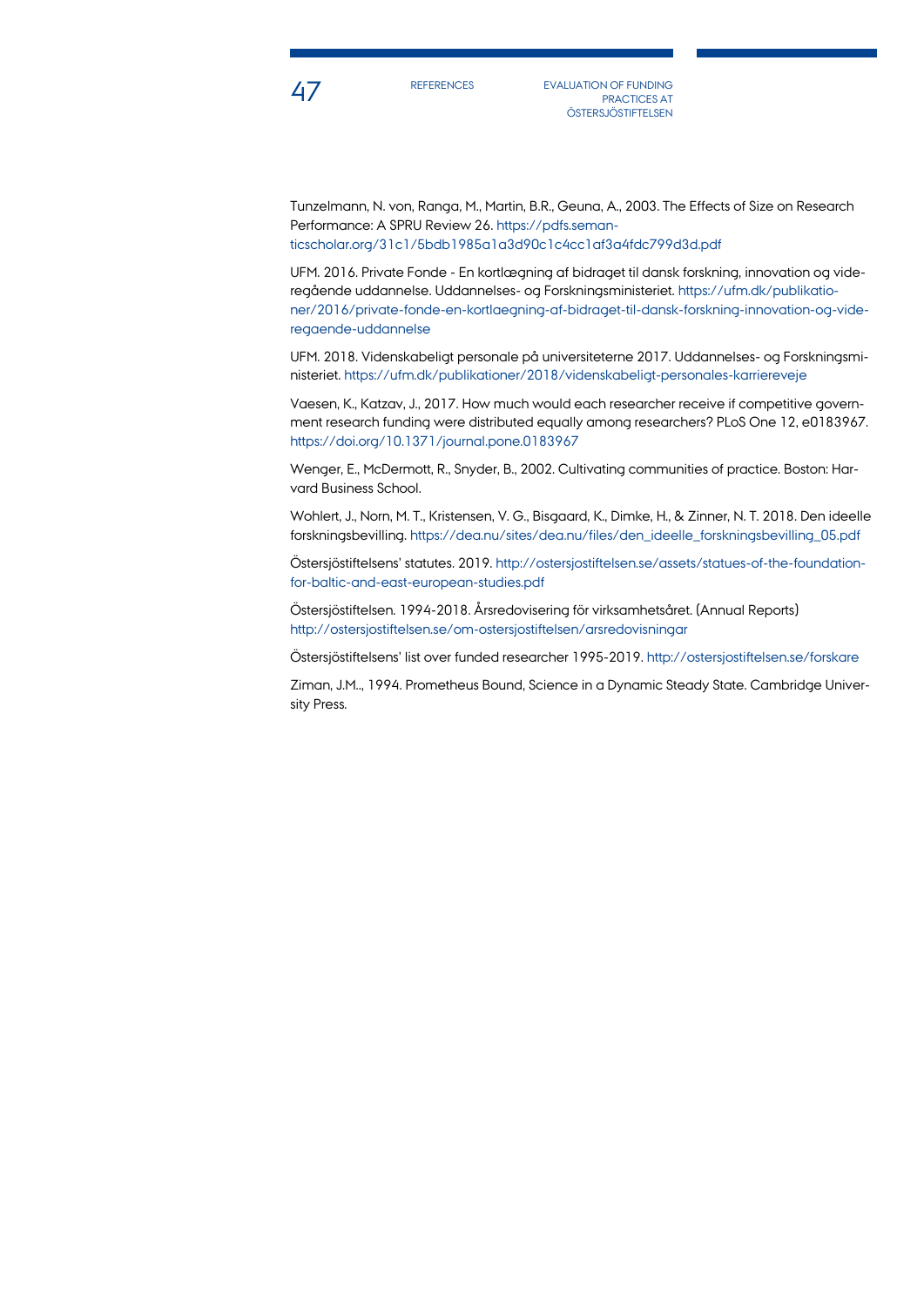Tunzelmann, N. von, Ranga, M., Martin, B.R., Geuna, A., 2003. The Effects of Size on Research Performance: A SPRU Review 26. https://pdfs.semanticscholar.org/31c1/5bdb1985a1a3d90c1c4cc1af3a4fdc799d3d.pdf

UFM. 2016. Private Fonde - En kortlægning af bidraget til dansk forskning, innovation og videregående uddannelse. Uddannelses- og Forskningsministeriet. https://ufm.dk/publikationer/2016/private-fonde-en-kortlaegning-af-bidraget-til-dansk-forskning-innovation-og-videregaende-uddannelse

UFM. 2018. Videnskabeligt personale på universiteterne 2017. Uddannelses- og Forskningsministeriet. https://ufm.dk/publikationer/2018/videnskabeligt-personales-karriereveje

Vaesen, K., Katzav, J., 2017. How much would each researcher receive if competitive government research funding were distributed equally among researchers? PLoS One 12, e0183967. https://doi.org/10.1371/journal.pone.0183967

Wenger, E., McDermott, R., Snyder, B., 2002. Cultivating communities of practice. Boston: Harvard Business School.

Wohlert, J., Norn, M. T., Kristensen, V. G., Bisgaard, K., Dimke, H., & Zinner, N. T. 2018. Den ideelle forskningsbevilling. https://dea.nu/sites/dea.nu/files/den_ideelle_forskningsbevilling_05.pdf

Östersjöstiftelsens' statutes. 2019. http://ostersjostiftelsen.se/assets/statues-of-the-foundation-for-baltic-and-east-european-studies.pdf

Östersjöstiftelsen. 1994-2018. Årsredovisering för virksamhetsåret. (Annual Reports) http://ostersjostiftelsen.se/om-ostersjostiftelsen/arsredovisningar

Östersjöstiftelsens' list over funded researcher 1995-2019. http://ostersjostiftelsen.se/forskare

Ziman, J.M.., 1994. Prometheus Bound, Science in a Dynamic Steady State. Cambridge University Press.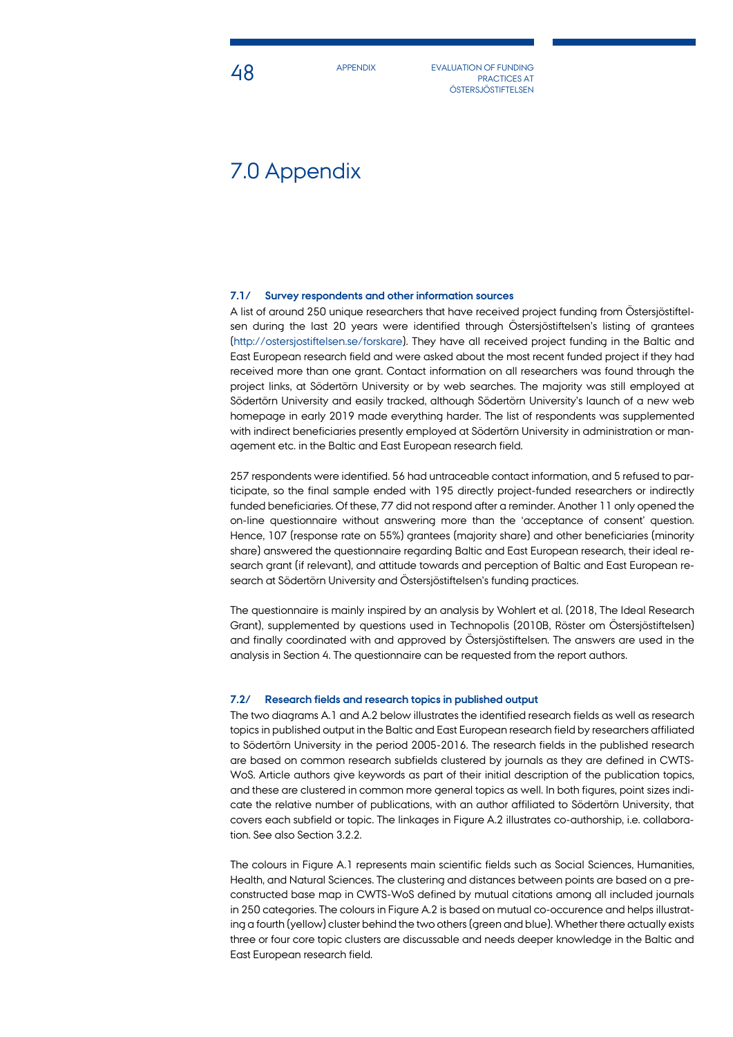# 7.0 Appendix

### 7.1/ Survey respondents and other information sources

A list of around 250 unique researchers that have received project funding from Östersjöstiftelsen during the last 20 years were identified through Östersjöstiftelsen's listing of grantees (http://ostersjostiftelsen.se/forskare). They have all received project funding in the Baltic and East European research field and were asked about the most recent funded project if they had received more than one grant. Contact information on all researchers was found through the project links, at Södertörn University or by web searches. The majority was still employed at Södertörn University and easily tracked, although Södertörn University's launch of a new web homepage in early 2019 made everything harder. The list of respondents was supplemented with indirect beneficiaries presently employed at Södertörn University in administration or management etc. in the Baltic and East European research field.

257 respondents were identified. 56 had untraceable contact information, and 5 refused to participate, so the final sample ended with 195 directly project-funded researchers or indirectly funded beneficiaries. Of these, 77 did not respond after a reminder. Another 11 only opened the on-line questionnaire without answering more than the 'acceptance of consent' question. Hence, 107 (response rate on 55%) grantees (majority share) and other beneficiaries (minority share) answered the questionnaire regarding Baltic and East European research, their ideal research grant (if relevant), and attitude towards and perception of Baltic and East European research at Södertörn University and Östersjöstiftelsen's funding practices.

The questionnaire is mainly inspired by an analysis by Wohlert et al. (2018, The Ideal Research Grant), supplemented by questions used in Technopolis (2010B, Röster om Östersjöstiftelsen) and finally coordinated with and approved by Östersjöstiftelsen. The answers are used in the analysis in Section 4. The questionnaire can be requested from the report authors.

### 7.2/ Research fields and research topics in published output

The two diagrams A.1 and A.2 below illustrates the identified research fields as well as research topics in published output in the Baltic and East European research field by researchers affiliated to Södertörn University in the period 2005-2016. The research fields in the published research are based on common research subfields clustered by journals as they are defined in CWTS-WoS. Article authors give keywords as part of their initial description of the publication topics, and these are clustered in common more general topics as well. In both figures, point sizes indicate the relative number of publications, with an author affiliated to Södertörn University, that covers each subfield or topic. The linkages in Figure A.2 illustrates co-authorship, i.e. collaboration. See also Section 3.2.2.

The colours in Figure A.1 represents main scientific fields such as Social Sciences, Humanities, Health, and Natural Sciences. The clustering and distances between points are based on a preconstructed base map in CWTS-WoS defined by mutual citations among all included journals in 250 categories. The colours in Figure A.2 is based on mutual co-occurence and helps illustrating a fourth (yellow) cluster behind the two others (green and blue). Whether there actually exists three or four core topic clusters are discussable and needs deeper knowledge in the Baltic and East European research field.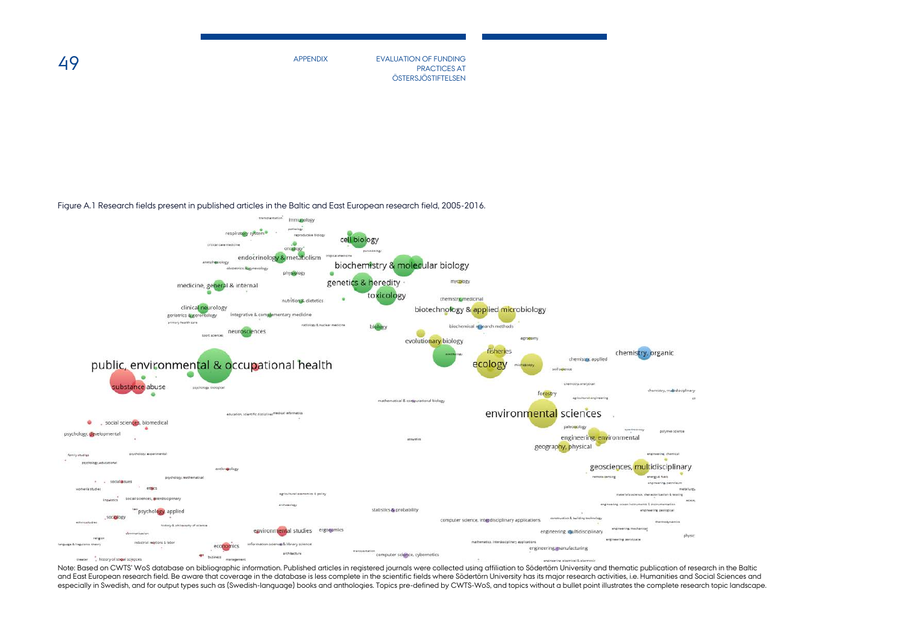Figure A.1 Research fields present in published articles in the Baltic and East European research field, 2005-2016.

Note: Based on CWTS' WoS database on bibliographic information. Published articles in registered journals were collected using affiliation to Södertörn University and thematic publication of research in the Baltic and East European research field. Be aware that coverage in the database is less complete in the scientific fields where Södertörn University has its major research activities, i.e. Humanities and Social Sciences and especially in Swedish, and for output types such as (Swedish-language) books and anthologies. Topics pre-defined by CWTS-WoS, and topics without a bullet point illustrates the complete research topic landscape.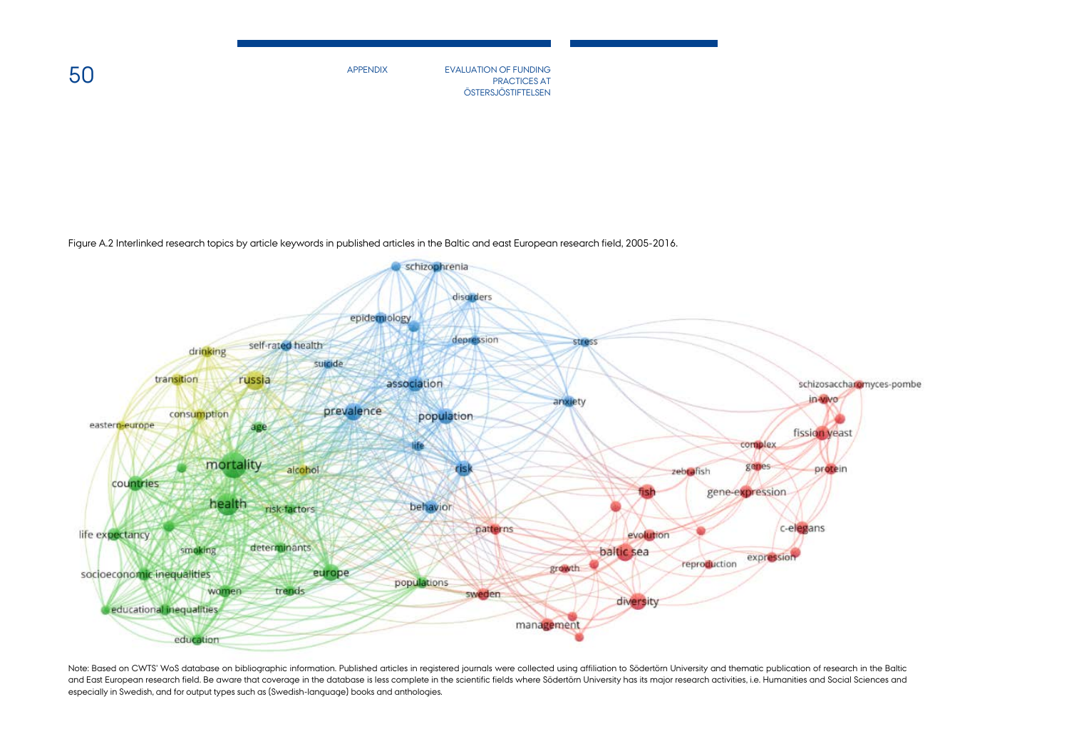Figure A.2 Interlinked research topics by article keywords in published articles in the Baltic and east European research field, 2005-2016.

Note: Based on CWTS' WoS database on bibliographic information. Published articles in registered journals were collected using affiliation to Södertörn University and thematic publication of research in the Baltic and East European research field. Be aware that coverage in the database is less complete in the scientific fields where Södertörn University has its major research activities, i.e. Humanities and Social Sciences and especially in Swedish, and for output types such as (Swedish-language) books and anthologies.